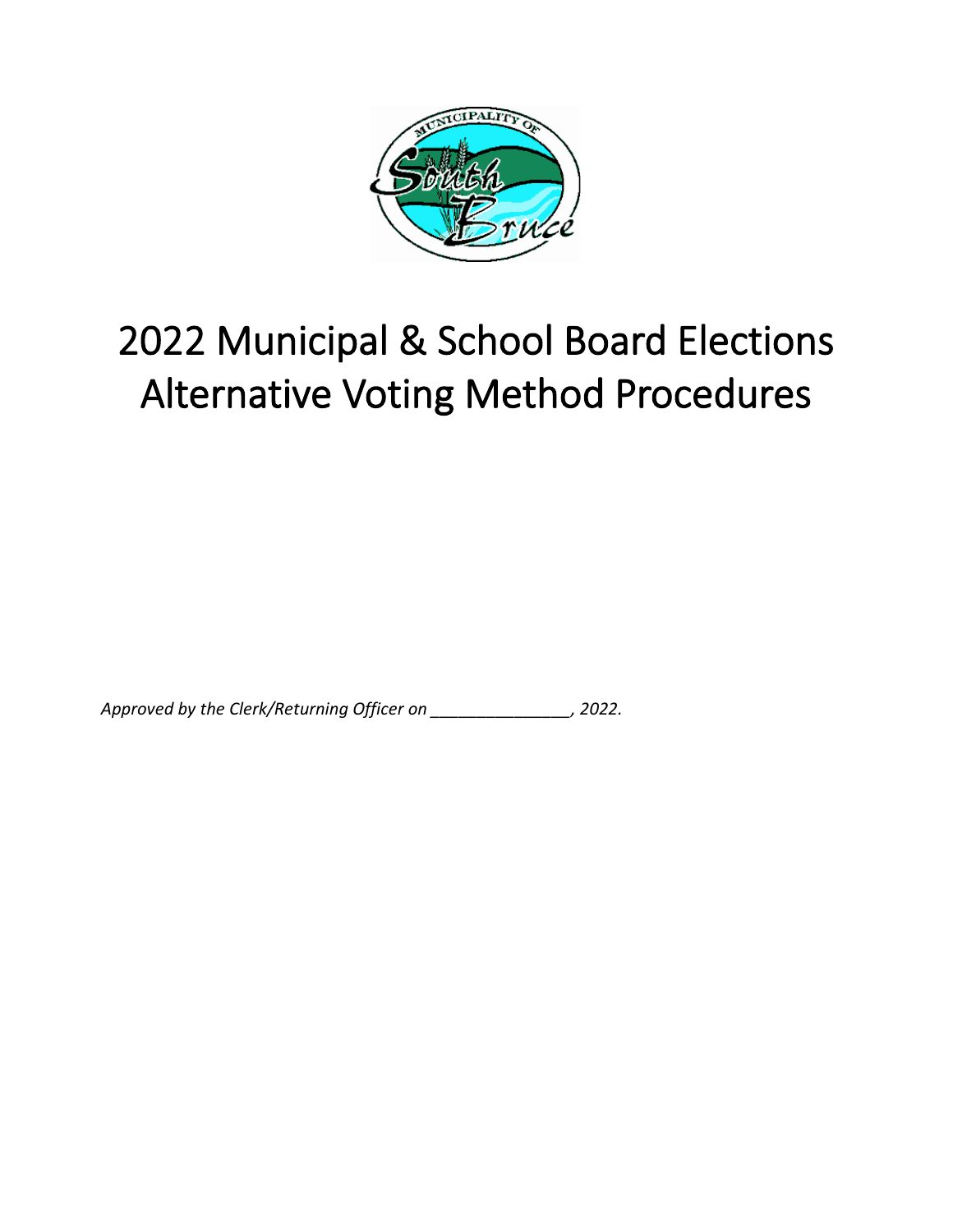# 2022 Municipal & School Board Elections Alternative Voting Method Procedures

*Approved by the Clerk/Returning Officer on _______________, 2022.*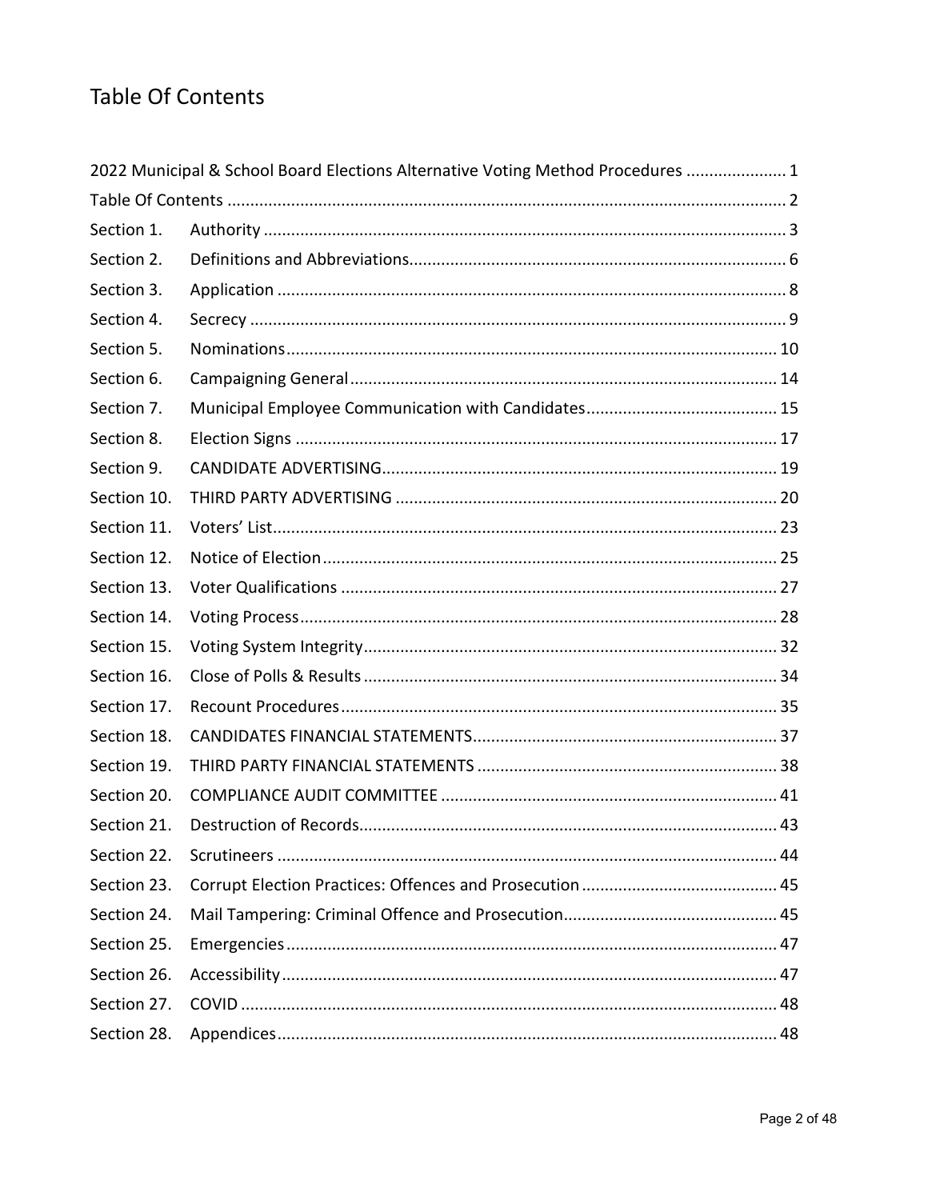# Table Of Contents

| | | |
|---|---|---|
| 2022 Municipal & School Board Elections Alternative Voting Method Procedures | | 1 |
| Table Of Contents | | 2 |
| Section 1. | Authority | 3 |
| Section 2. | Definitions and Abbreviations | 6 |
| Section 3. | Application | 8 |
| Section 4. | Secrecy | 9 |
| Section 5. | Nominations | 10 |
| Section 6. | Campaigning General | 14 |
| Section 7. | Municipal Employee Communication with Candidates | 15 |
| Section 8. | Election Signs | 17 |
| Section 9. | CANDIDATE ADVERTISING | 19 |
| Section 10. | THIRD PARTY ADVERTISING | 20 |
| Section 11. | Voters' List | 23 |
| Section 12. | Notice of Election | 25 |
| Section 13. | Voter Qualifications | 27 |
| Section 14. | Voting Process | 28 |
| Section 15. | Voting System Integrity | 32 |
| Section 16. | Close of Polls & Results | 34 |
| Section 17. | Recount Procedures | 35 |
| Section 18. | CANDIDATES FINANCIAL STATEMENTS | 37 |
| Section 19. | THIRD PARTY FINANCIAL STATEMENTS | 38 |
| Section 20. | COMPLIANCE AUDIT COMMITTEE | 41 |
| Section 21. | Destruction of Records | 43 |
| Section 22. | Scrutineers | 44 |
| Section 23. | Corrupt Election Practices: Offences and Prosecution | 45 |
| Section 24. | Mail Tampering: Criminal Offence and Prosecution | 45 |
| Section 25. | Emergencies | 47 |
| Section 26. | Accessibility | 47 |
| Section 27. | COVID | 48 |
| Section 28. | Appendices | 48 |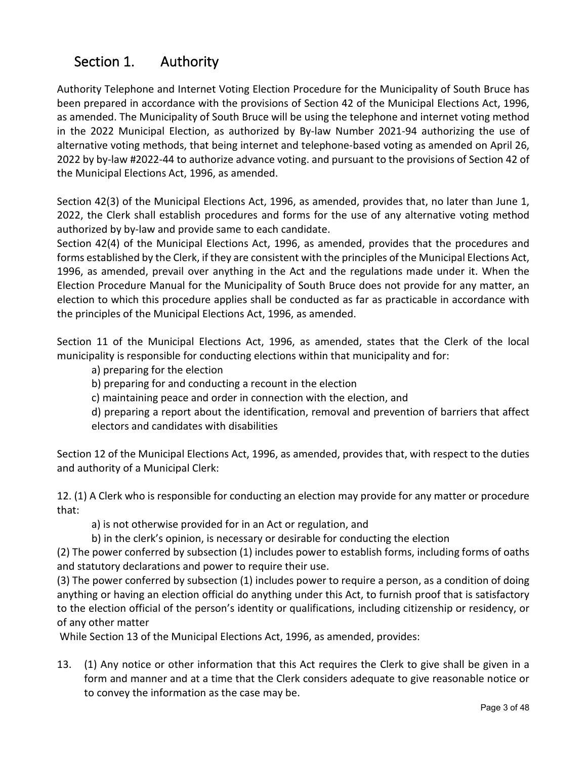## Section 1. Authority

Authority Telephone and Internet Voting Election Procedure for the Municipality of South Bruce has been prepared in accordance with the provisions of Section 42 of the Municipal Elections Act, 1996, as amended. The Municipality of South Bruce will be using the telephone and internet voting method in the 2022 Municipal Election, as authorized by By-law Number 2021-94 authorizing the use of alternative voting methods, that being internet and telephone-based voting as amended on April 26, 2022 by by-law #2022-44 to authorize advance voting. and pursuant to the provisions of Section 42 of the Municipal Elections Act, 1996, as amended.

Section 42(3) of the Municipal Elections Act, 1996, as amended, provides that, no later than June 1, 2022, the Clerk shall establish procedures and forms for the use of any alternative voting method authorized by by-law and provide same to each candidate.

Section 42(4) of the Municipal Elections Act, 1996, as amended, provides that the procedures and forms established by the Clerk, if they are consistent with the principles of the Municipal Elections Act, 1996, as amended, prevail over anything in the Act and the regulations made under it. When the Election Procedure Manual for the Municipality of South Bruce does not provide for any matter, an election to which this procedure applies shall be conducted as far as practicable in accordance with the principles of the Municipal Elections Act, 1996, as amended.

Section 11 of the Municipal Elections Act, 1996, as amended, states that the Clerk of the local municipality is responsible for conducting elections within that municipality and for:

a) preparing for the election

b) preparing for and conducting a recount in the election

c) maintaining peace and order in connection with the election, and

d) preparing a report about the identification, removal and prevention of barriers that affect electors and candidates with disabilities

Section 12 of the Municipal Elections Act, 1996, as amended, provides that, with respect to the duties and authority of a Municipal Clerk:

12. (1) A Clerk who is responsible for conducting an election may provide for any matter or procedure that:

a) is not otherwise provided for in an Act or regulation, and

b) in the clerk's opinion, is necessary or desirable for conducting the election

(2) The power conferred by subsection (1) includes power to establish forms, including forms of oaths and statutory declarations and power to require their use.

(3) The power conferred by subsection (1) includes power to require a person, as a condition of doing anything or having an election official do anything under this Act, to furnish proof that is satisfactory to the election official of the person's identity or qualifications, including citizenship or residency, or of any other matter

While Section 13 of the Municipal Elections Act, 1996, as amended, provides:

13. (1) Any notice or other information that this Act requires the Clerk to give shall be given in a form and manner and at a time that the Clerk considers adequate to give reasonable notice or to convey the information as the case may be.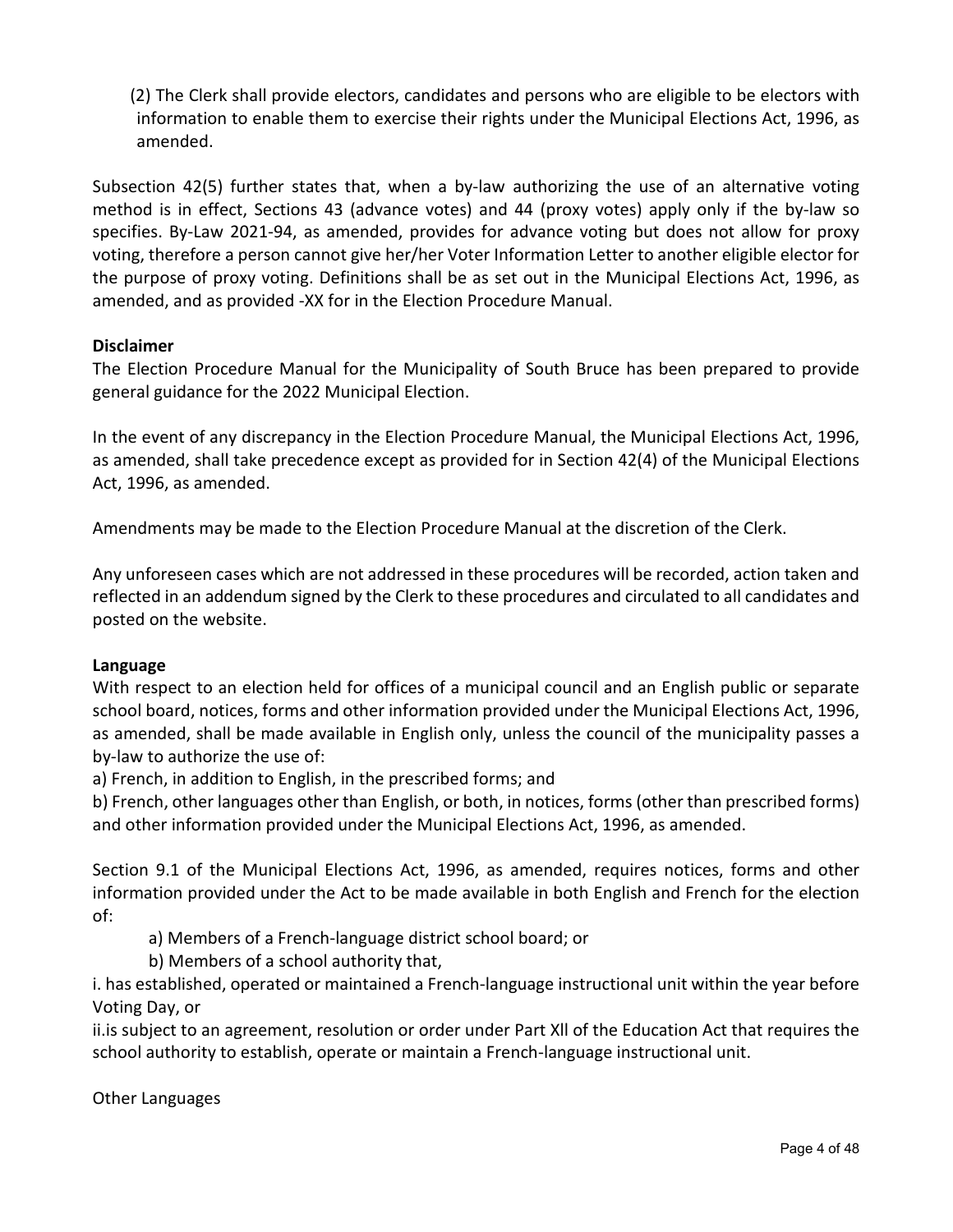(2) The Clerk shall provide electors, candidates and persons who are eligible to be electors with information to enable them to exercise their rights under the Municipal Elections Act, 1996, as amended.

Subsection 42(5) further states that, when a by-law authorizing the use of an alternative voting method is in effect, Sections 43 (advance votes) and 44 (proxy votes) apply only if the by-law so specifies. By-Law 2021-94, as amended, provides for advance voting but does not allow for proxy voting, therefore a person cannot give her/her Voter Information Letter to another eligible elector for the purpose of proxy voting. Definitions shall be as set out in the Municipal Elections Act, 1996, as amended, and as provided -XX for in the Election Procedure Manual.

**Disclaimer**

The Election Procedure Manual for the Municipality of South Bruce has been prepared to provide general guidance for the 2022 Municipal Election.

In the event of any discrepancy in the Election Procedure Manual, the Municipal Elections Act, 1996, as amended, shall take precedence except as provided for in Section 42(4) of the Municipal Elections Act, 1996, as amended.

Amendments may be made to the Election Procedure Manual at the discretion of the Clerk.

Any unforeseen cases which are not addressed in these procedures will be recorded, action taken and reflected in an addendum signed by the Clerk to these procedures and circulated to all candidates and posted on the website.

**Language**

With respect to an election held for offices of a municipal council and an English public or separate school board, notices, forms and other information provided under the Municipal Elections Act, 1996, as amended, shall be made available in English only, unless the council of the municipality passes a by-law to authorize the use of:

a) French, in addition to English, in the prescribed forms; and

b) French, other languages other than English, or both, in notices, forms (other than prescribed forms) and other information provided under the Municipal Elections Act, 1996, as amended.

Section 9.1 of the Municipal Elections Act, 1996, as amended, requires notices, forms and other information provided under the Act to be made available in both English and French for the election of:

a) Members of a French-language district school board; or

b) Members of a school authority that,

i. has established, operated or maintained a French-language instructional unit within the year before Voting Day, or

ii.is subject to an agreement, resolution or order under Part Xll of the Education Act that requires the school authority to establish, operate or maintain a French-language instructional unit.

Other Languages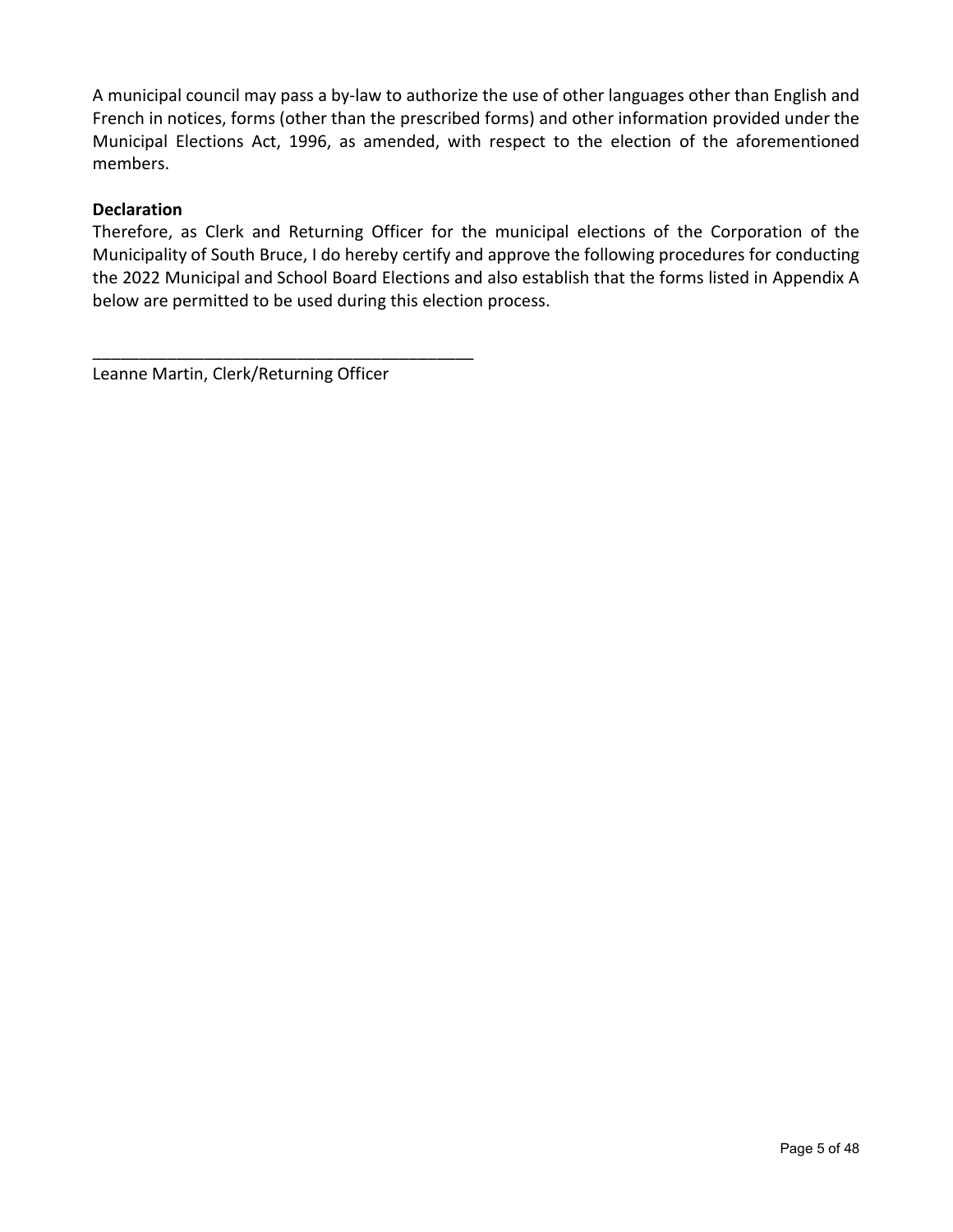A municipal council may pass a by-law to authorize the use of other languages other than English and French in notices, forms (other than the prescribed forms) and other information provided under the Municipal Elections Act, 1996, as amended, with respect to the election of the aforementioned members.

**Declaration**

Therefore, as Clerk and Returning Officer for the municipal elections of the Corporation of the Municipality of South Bruce, I do hereby certify and approve the following procedures for conducting the 2022 Municipal and School Board Elections and also establish that the forms listed in Appendix A below are permitted to be used during this election process.

___________________________________________

Leanne Martin, Clerk/Returning Officer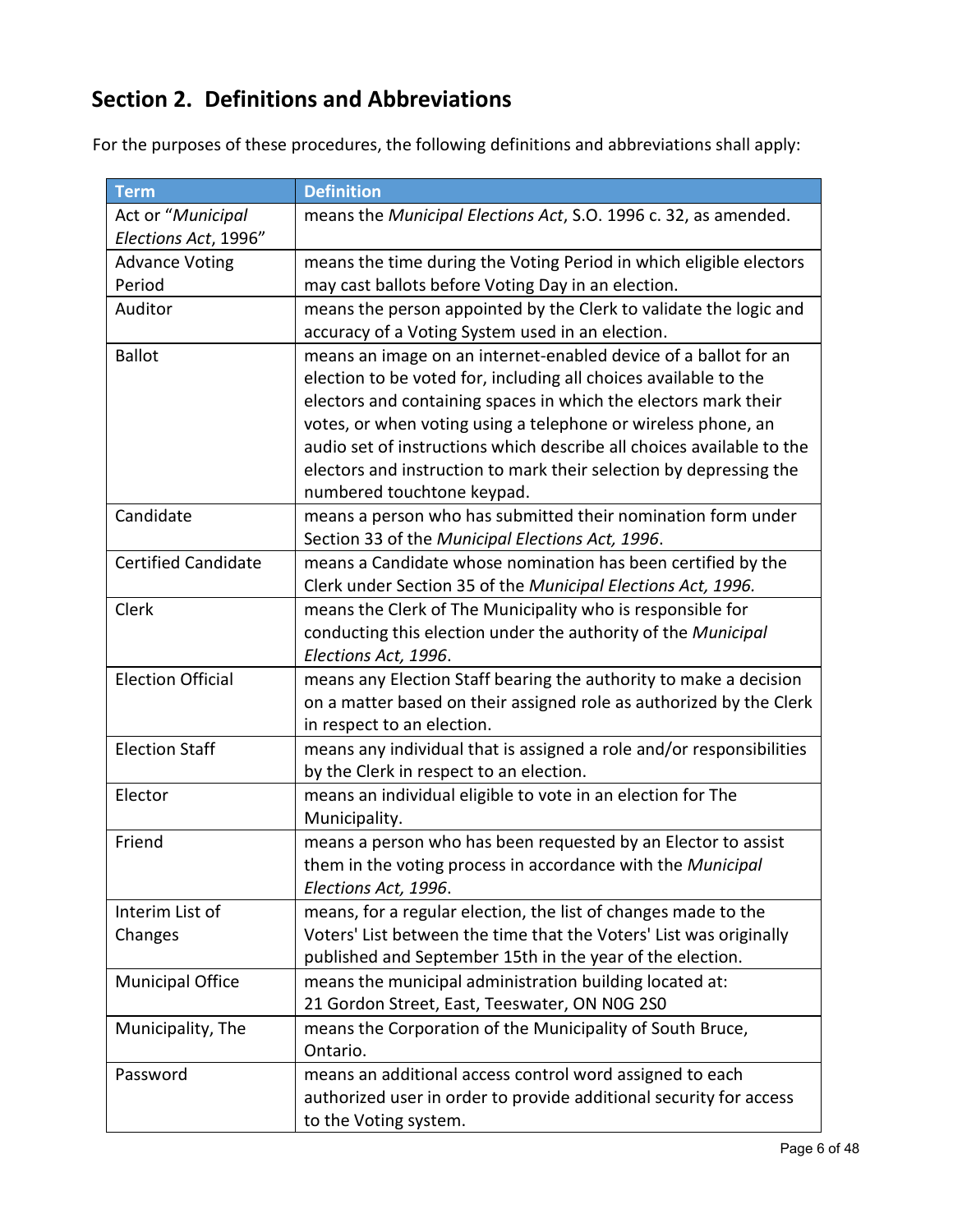## Section 2. Definitions and Abbreviations

For the purposes of these procedures, the following definitions and abbreviations shall apply:

| Term | Definition |
|---|---|
| Act or "*Municipal Elections Act*, 1996" | means the *Municipal Elections Act*, S.O. 1996 c. 32, as amended. |
| Advance Voting Period | means the time during the Voting Period in which eligible electors may cast ballots before Voting Day in an election. |
| Auditor | means the person appointed by the Clerk to validate the logic and accuracy of a Voting System used in an election. |
| Ballot | means an image on an internet-enabled device of a ballot for an election to be voted for, including all choices available to the electors and containing spaces in which the electors mark their votes, or when voting using a telephone or wireless phone, an audio set of instructions which describe all choices available to the electors and instruction to mark their selection by depressing the numbered touchtone keypad. |
| Candidate | means a person who has submitted their nomination form under Section 33 of the *Municipal Elections Act, 1996*. |
| Certified Candidate | means a Candidate whose nomination has been certified by the Clerk under Section 35 of the *Municipal Elections Act, 1996.* |
| Clerk | means the Clerk of The Municipality who is responsible for conducting this election under the authority of the *Municipal Elections Act, 1996*. |
| Election Official | means any Election Staff bearing the authority to make a decision on a matter based on their assigned role as authorized by the Clerk in respect to an election. |
| Election Staff | means any individual that is assigned a role and/or responsibilities by the Clerk in respect to an election. |
| Elector | means an individual eligible to vote in an election for The Municipality. |
| Friend | means a person who has been requested by an Elector to assist them in the voting process in accordance with the *Municipal Elections Act, 1996*. |
| Interim List of Changes | means, for a regular election, the list of changes made to the Voters' List between the time that the Voters' List was originally published and September 15th in the year of the election. |
| Municipal Office | means the municipal administration building located at: 21 Gordon Street, East, Teeswater, ON N0G 2S0 |
| Municipality, The | means the Corporation of the Municipality of South Bruce, Ontario. |
| Password | means an additional access control word assigned to each authorized user in order to provide additional security for access to the Voting system. |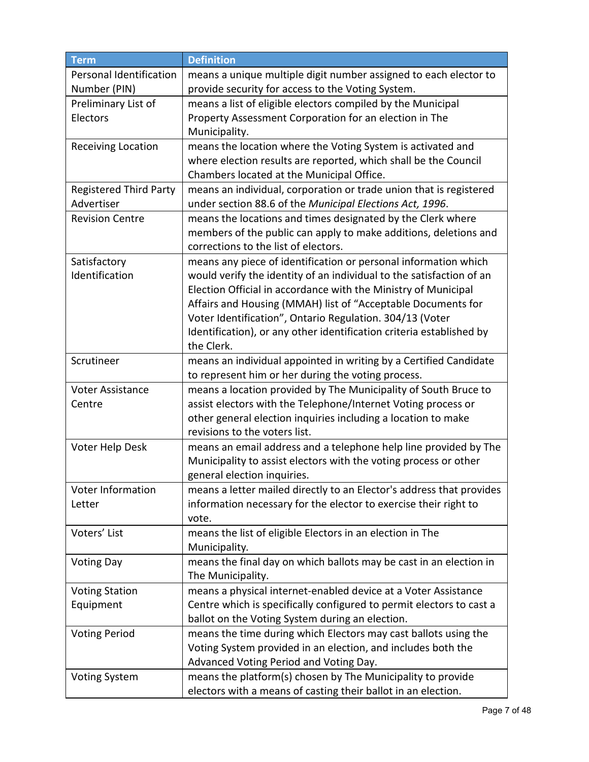| Term | Definition |
| --- | --- |
| Personal Identification Number (PIN) | means a unique multiple digit number assigned to each elector to provide security for access to the Voting System. |
| Preliminary List of Electors | means a list of eligible electors compiled by the Municipal Property Assessment Corporation for an election in The Municipality. |
| Receiving Location | means the location where the Voting System is activated and where election results are reported, which shall be the Council Chambers located at the Municipal Office. |
| Registered Third Party Advertiser | means an individual, corporation or trade union that is registered under section 88.6 of the *Municipal Elections Act, 1996*. |
| Revision Centre | means the locations and times designated by the Clerk where members of the public can apply to make additions, deletions and corrections to the list of electors. |
| Satisfactory Identification | means any piece of identification or personal information which would verify the identity of an individual to the satisfaction of an Election Official in accordance with the Ministry of Municipal Affairs and Housing (MMAH) list of "Acceptable Documents for Voter Identification", Ontario Regulation. 304/13 (Voter Identification), or any other identification criteria established by the Clerk. |
| Scrutineer | means an individual appointed in writing by a Certified Candidate to represent him or her during the voting process. |
| Voter Assistance Centre | means a location provided by The Municipality of South Bruce to assist electors with the Telephone/Internet Voting process or other general election inquiries including a location to make revisions to the voters list. |
| Voter Help Desk | means an email address and a telephone help line provided by The Municipality to assist electors with the voting process or other general election inquiries. |
| Voter Information Letter | means a letter mailed directly to an Elector's address that provides information necessary for the elector to exercise their right to vote. |
| Voters' List | means the list of eligible Electors in an election in The Municipality. |
| Voting Day | means the final day on which ballots may be cast in an election in The Municipality. |
| Voting Station Equipment | means a physical internet-enabled device at a Voter Assistance Centre which is specifically configured to permit electors to cast a ballot on the Voting System during an election. |
| Voting Period | means the time during which Electors may cast ballots using the Voting System provided in an election, and includes both the Advanced Voting Period and Voting Day. |
| Voting System | means the platform(s) chosen by The Municipality to provide electors with a means of casting their ballot in an election. |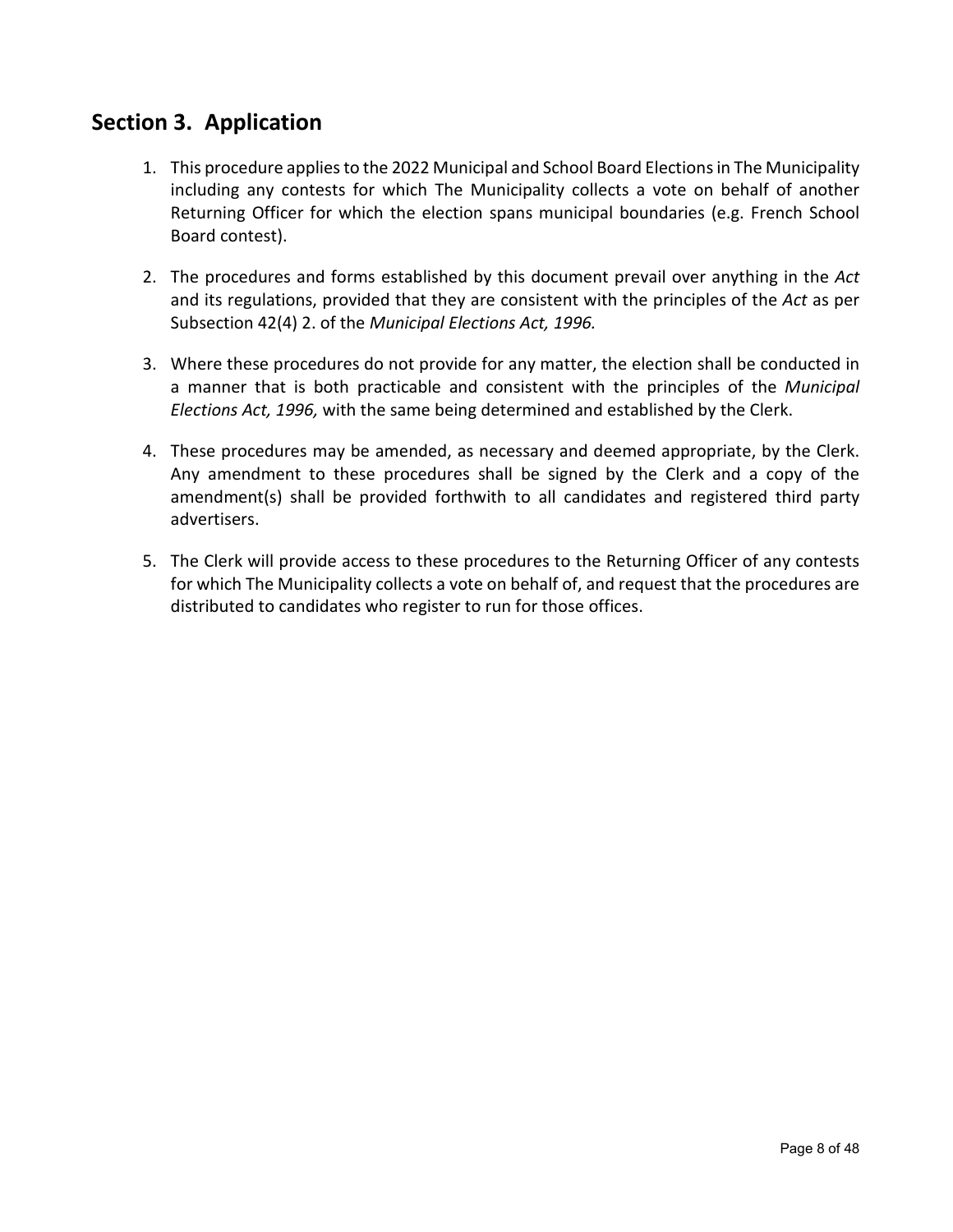## Section 3. Application

1. This procedure applies to the 2022 Municipal and School Board Elections in The Municipality including any contests for which The Municipality collects a vote on behalf of another Returning Officer for which the election spans municipal boundaries (e.g. French School Board contest).

2. The procedures and forms established by this document prevail over anything in the *Act* and its regulations, provided that they are consistent with the principles of the *Act* as per Subsection 42(4) 2. of the *Municipal Elections Act, 1996.*

3. Where these procedures do not provide for any matter, the election shall be conducted in a manner that is both practicable and consistent with the principles of the *Municipal Elections Act, 1996,* with the same being determined and established by the Clerk.

4. These procedures may be amended, as necessary and deemed appropriate, by the Clerk. Any amendment to these procedures shall be signed by the Clerk and a copy of the amendment(s) shall be provided forthwith to all candidates and registered third party advertisers.

5. The Clerk will provide access to these procedures to the Returning Officer of any contests for which The Municipality collects a vote on behalf of, and request that the procedures are distributed to candidates who register to run for those offices.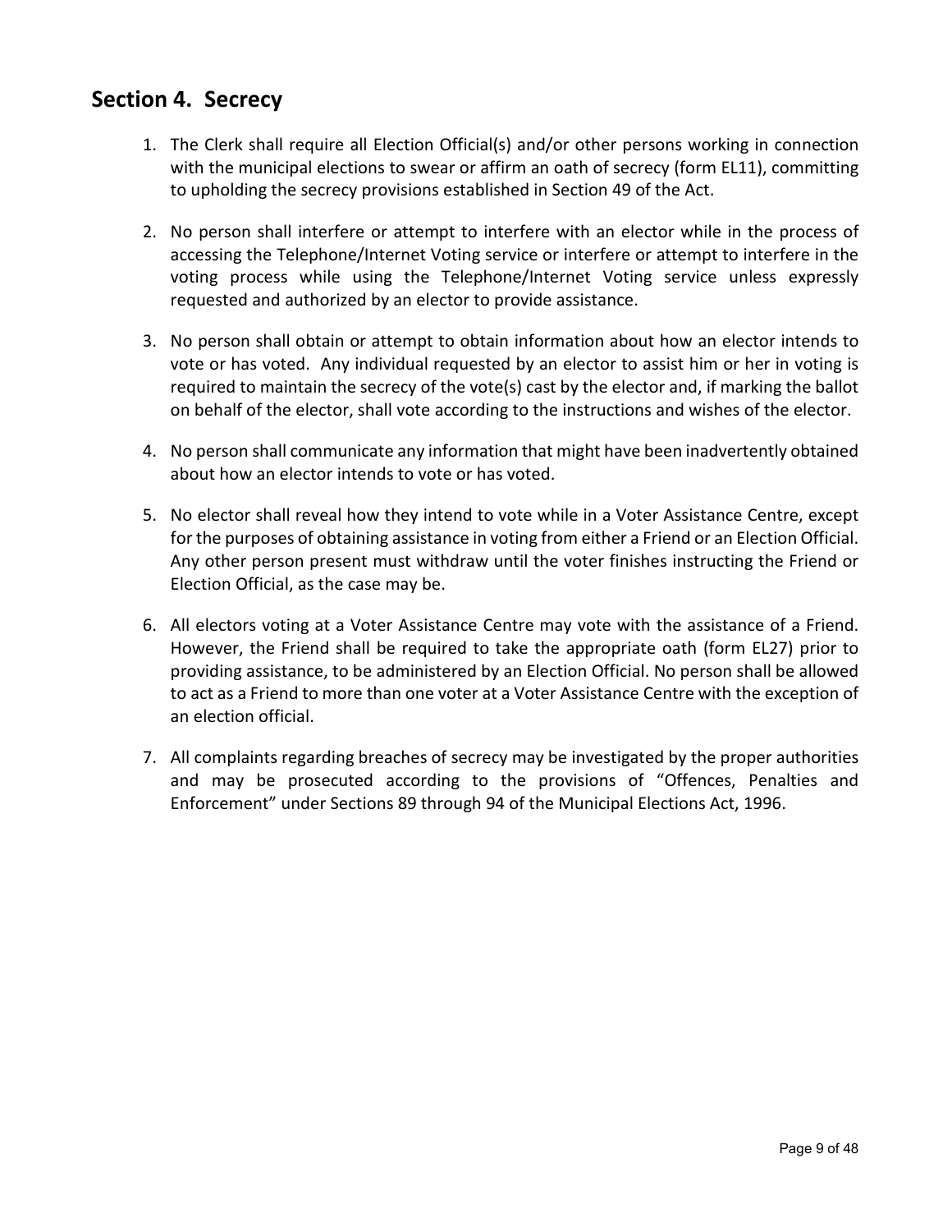## Section 4. Secrecy

1. The Clerk shall require all Election Official(s) and/or other persons working in connection with the municipal elections to swear or affirm an oath of secrecy (form EL11), committing to upholding the secrecy provisions established in Section 49 of the Act.

2. No person shall interfere or attempt to interfere with an elector while in the process of accessing the Telephone/Internet Voting service or interfere or attempt to interfere in the voting process while using the Telephone/Internet Voting service unless expressly requested and authorized by an elector to provide assistance.

3. No person shall obtain or attempt to obtain information about how an elector intends to vote or has voted. Any individual requested by an elector to assist him or her in voting is required to maintain the secrecy of the vote(s) cast by the elector and, if marking the ballot on behalf of the elector, shall vote according to the instructions and wishes of the elector.

4. No person shall communicate any information that might have been inadvertently obtained about how an elector intends to vote or has voted.

5. No elector shall reveal how they intend to vote while in a Voter Assistance Centre, except for the purposes of obtaining assistance in voting from either a Friend or an Election Official. Any other person present must withdraw until the voter finishes instructing the Friend or Election Official, as the case may be.

6. All electors voting at a Voter Assistance Centre may vote with the assistance of a Friend. However, the Friend shall be required to take the appropriate oath (form EL27) prior to providing assistance, to be administered by an Election Official. No person shall be allowed to act as a Friend to more than one voter at a Voter Assistance Centre with the exception of an election official.

7. All complaints regarding breaches of secrecy may be investigated by the proper authorities and may be prosecuted according to the provisions of "Offences, Penalties and Enforcement" under Sections 89 through 94 of the Municipal Elections Act, 1996.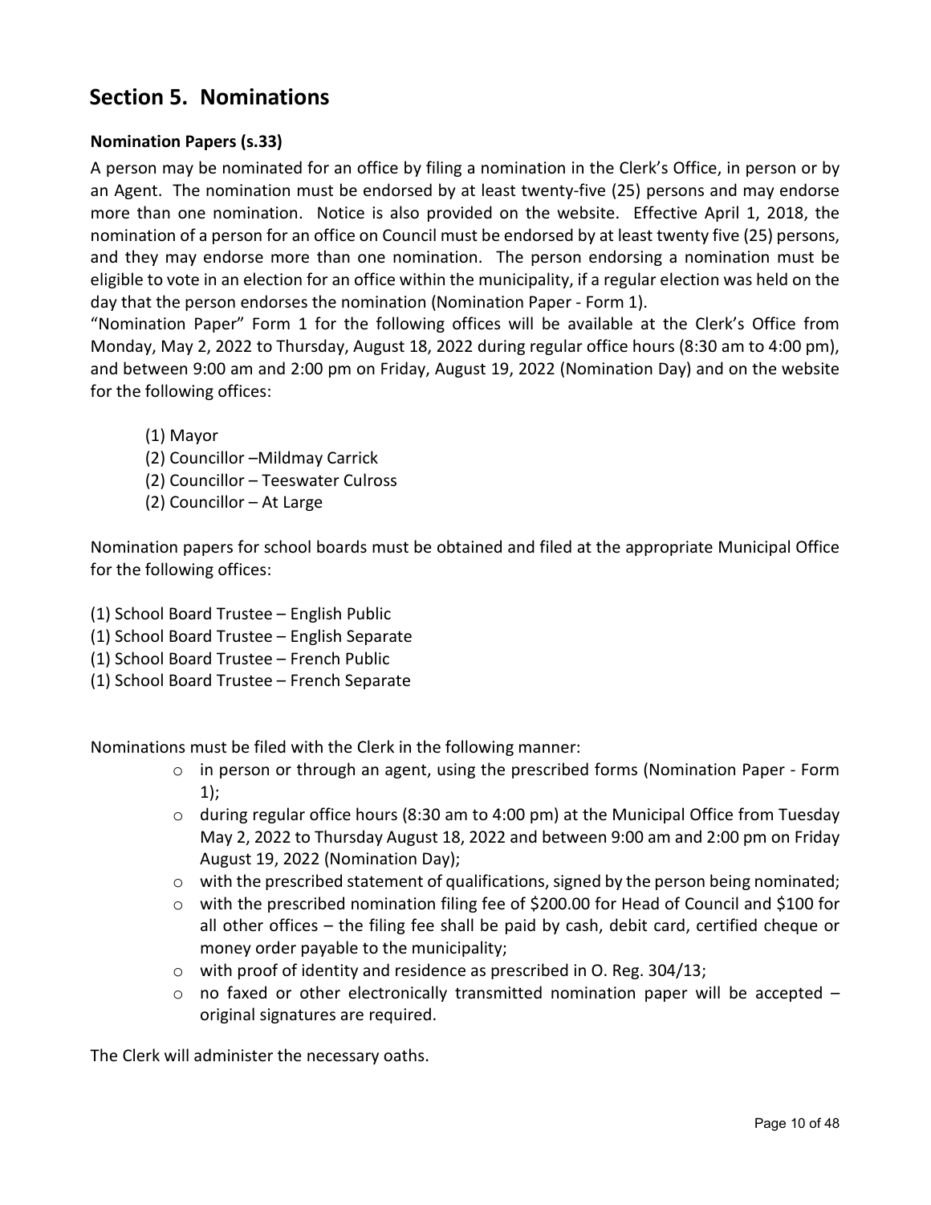## Section 5. Nominations

### Nomination Papers (s.33)

A person may be nominated for an office by filing a nomination in the Clerk's Office, in person or by an Agent. The nomination must be endorsed by at least twenty-five (25) persons and may endorse more than one nomination. Notice is also provided on the website. Effective April 1, 2018, the nomination of a person for an office on Council must be endorsed by at least twenty five (25) persons, and they may endorse more than one nomination. The person endorsing a nomination must be eligible to vote in an election for an office within the municipality, if a regular election was held on the day that the person endorses the nomination (Nomination Paper - Form 1).

"Nomination Paper" Form 1 for the following offices will be available at the Clerk's Office from Monday, May 2, 2022 to Thursday, August 18, 2022 during regular office hours (8:30 am to 4:00 pm), and between 9:00 am and 2:00 pm on Friday, August 19, 2022 (Nomination Day) and on the website for the following offices:

(1) Mayor
(2) Councillor –Mildmay Carrick
(2) Councillor – Teeswater Culross
(2) Councillor – At Large

Nomination papers for school boards must be obtained and filed at the appropriate Municipal Office for the following offices:

(1) School Board Trustee – English Public
(1) School Board Trustee – English Separate
(1) School Board Trustee – French Public
(1) School Board Trustee – French Separate

Nominations must be filed with the Clerk in the following manner:

- in person or through an agent, using the prescribed forms (Nomination Paper - Form 1);
- during regular office hours (8:30 am to 4:00 pm) at the Municipal Office from Tuesday May 2, 2022 to Thursday August 18, 2022 and between 9:00 am and 2:00 pm on Friday August 19, 2022 (Nomination Day);
- with the prescribed statement of qualifications, signed by the person being nominated;
- with the prescribed nomination filing fee of $200.00 for Head of Council and $100 for all other offices – the filing fee shall be paid by cash, debit card, certified cheque or money order payable to the municipality;
- with proof of identity and residence as prescribed in O. Reg. 304/13;
- no faxed or other electronically transmitted nomination paper will be accepted – original signatures are required.

The Clerk will administer the necessary oaths.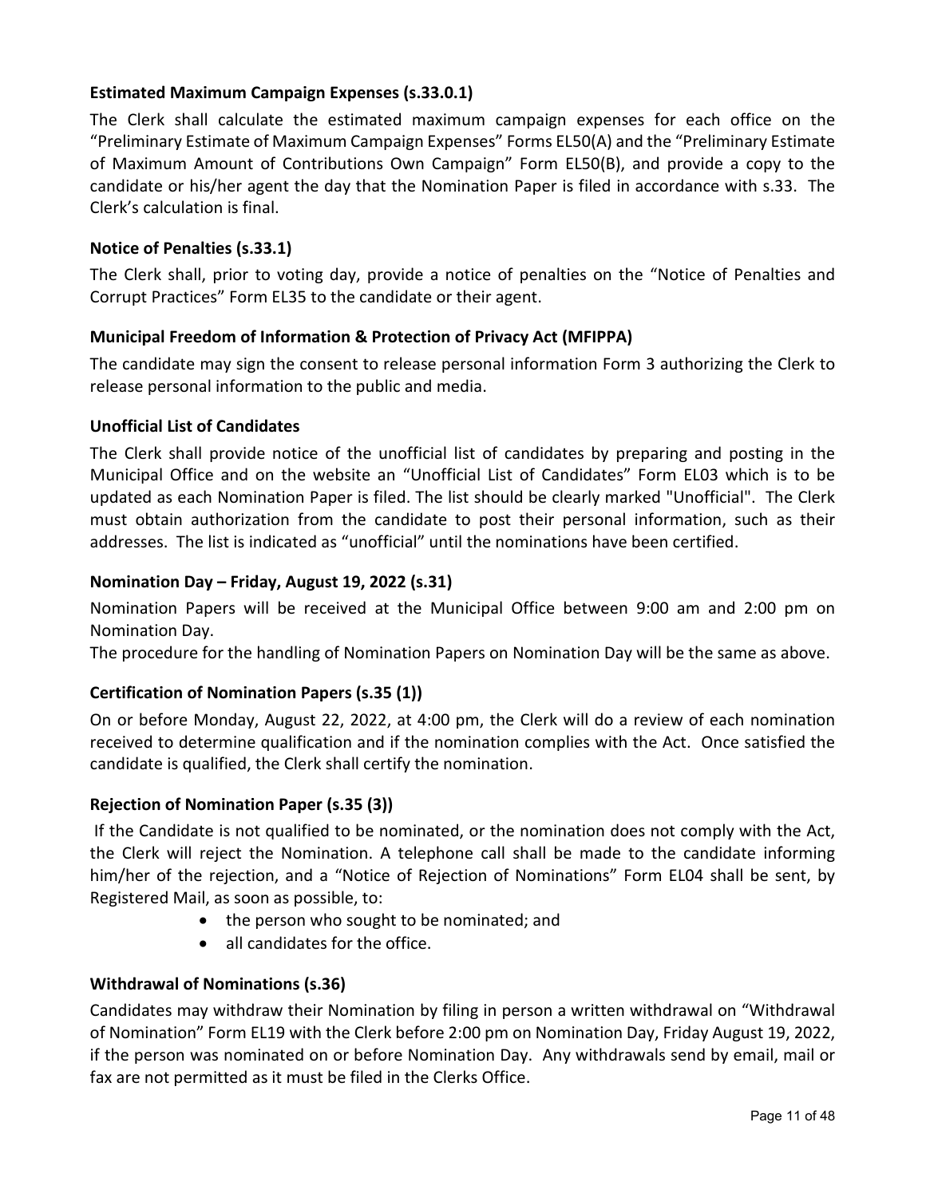### Estimated Maximum Campaign Expenses (s.33.0.1)

The Clerk shall calculate the estimated maximum campaign expenses for each office on the "Preliminary Estimate of Maximum Campaign Expenses" Forms EL50(A) and the "Preliminary Estimate of Maximum Amount of Contributions Own Campaign" Form EL50(B), and provide a copy to the candidate or his/her agent the day that the Nomination Paper is filed in accordance with s.33. The Clerk's calculation is final.

### Notice of Penalties (s.33.1)

The Clerk shall, prior to voting day, provide a notice of penalties on the "Notice of Penalties and Corrupt Practices" Form EL35 to the candidate or their agent.

### Municipal Freedom of Information & Protection of Privacy Act (MFIPPA)

The candidate may sign the consent to release personal information Form 3 authorizing the Clerk to release personal information to the public and media.

### Unofficial List of Candidates

The Clerk shall provide notice of the unofficial list of candidates by preparing and posting in the Municipal Office and on the website an "Unofficial List of Candidates" Form EL03 which is to be updated as each Nomination Paper is filed. The list should be clearly marked "Unofficial". The Clerk must obtain authorization from the candidate to post their personal information, such as their addresses. The list is indicated as "unofficial" until the nominations have been certified.

### Nomination Day – Friday, August 19, 2022 (s.31)

Nomination Papers will be received at the Municipal Office between 9:00 am and 2:00 pm on Nomination Day.

The procedure for the handling of Nomination Papers on Nomination Day will be the same as above.

### Certification of Nomination Papers (s.35 (1))

On or before Monday, August 22, 2022, at 4:00 pm, the Clerk will do a review of each nomination received to determine qualification and if the nomination complies with the Act. Once satisfied the candidate is qualified, the Clerk shall certify the nomination.

### Rejection of Nomination Paper (s.35 (3))

If the Candidate is not qualified to be nominated, or the nomination does not comply with the Act, the Clerk will reject the Nomination. A telephone call shall be made to the candidate informing him/her of the rejection, and a "Notice of Rejection of Nominations" Form EL04 shall be sent, by Registered Mail, as soon as possible, to:

- the person who sought to be nominated; and
- all candidates for the office.

### Withdrawal of Nominations (s.36)

Candidates may withdraw their Nomination by filing in person a written withdrawal on "Withdrawal of Nomination" Form EL19 with the Clerk before 2:00 pm on Nomination Day, Friday August 19, 2022, if the person was nominated on or before Nomination Day. Any withdrawals send by email, mail or fax are not permitted as it must be filed in the Clerks Office.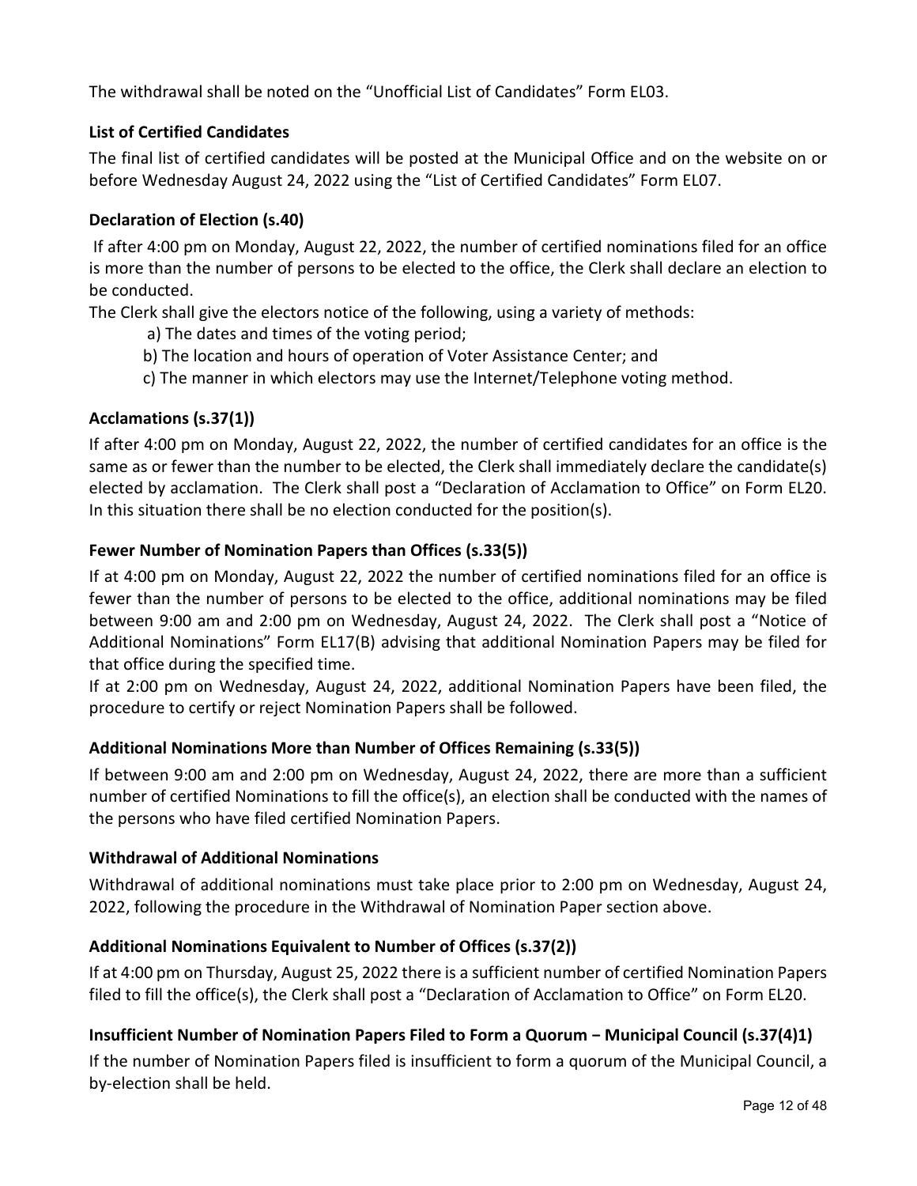The withdrawal shall be noted on the "Unofficial List of Candidates" Form EL03.

### List of Certified Candidates

The final list of certified candidates will be posted at the Municipal Office and on the website on or before Wednesday August 24, 2022 using the "List of Certified Candidates" Form EL07.

### Declaration of Election (s.40)

If after 4:00 pm on Monday, August 22, 2022, the number of certified nominations filed for an office is more than the number of persons to be elected to the office, the Clerk shall declare an election to be conducted.

The Clerk shall give the electors notice of the following, using a variety of methods:

a) The dates and times of the voting period;
b) The location and hours of operation of Voter Assistance Center; and
c) The manner in which electors may use the Internet/Telephone voting method.

### Acclamations (s.37(1))

If after 4:00 pm on Monday, August 22, 2022, the number of certified candidates for an office is the same as or fewer than the number to be elected, the Clerk shall immediately declare the candidate(s) elected by acclamation. The Clerk shall post a "Declaration of Acclamation to Office" on Form EL20. In this situation there shall be no election conducted for the position(s).

### Fewer Number of Nomination Papers than Offices (s.33(5))

If at 4:00 pm on Monday, August 22, 2022 the number of certified nominations filed for an office is fewer than the number of persons to be elected to the office, additional nominations may be filed between 9:00 am and 2:00 pm on Wednesday, August 24, 2022. The Clerk shall post a "Notice of Additional Nominations" Form EL17(B) advising that additional Nomination Papers may be filed for that office during the specified time.

If at 2:00 pm on Wednesday, August 24, 2022, additional Nomination Papers have been filed, the procedure to certify or reject Nomination Papers shall be followed.

### Additional Nominations More than Number of Offices Remaining (s.33(5))

If between 9:00 am and 2:00 pm on Wednesday, August 24, 2022, there are more than a sufficient number of certified Nominations to fill the office(s), an election shall be conducted with the names of the persons who have filed certified Nomination Papers.

### Withdrawal of Additional Nominations

Withdrawal of additional nominations must take place prior to 2:00 pm on Wednesday, August 24, 2022, following the procedure in the Withdrawal of Nomination Paper section above.

### Additional Nominations Equivalent to Number of Offices (s.37(2))

If at 4:00 pm on Thursday, August 25, 2022 there is a sufficient number of certified Nomination Papers filed to fill the office(s), the Clerk shall post a "Declaration of Acclamation to Office" on Form EL20.

### Insufficient Number of Nomination Papers Filed to Form a Quorum – Municipal Council (s.37(4)1)

If the number of Nomination Papers filed is insufficient to form a quorum of the Municipal Council, a by-election shall be held.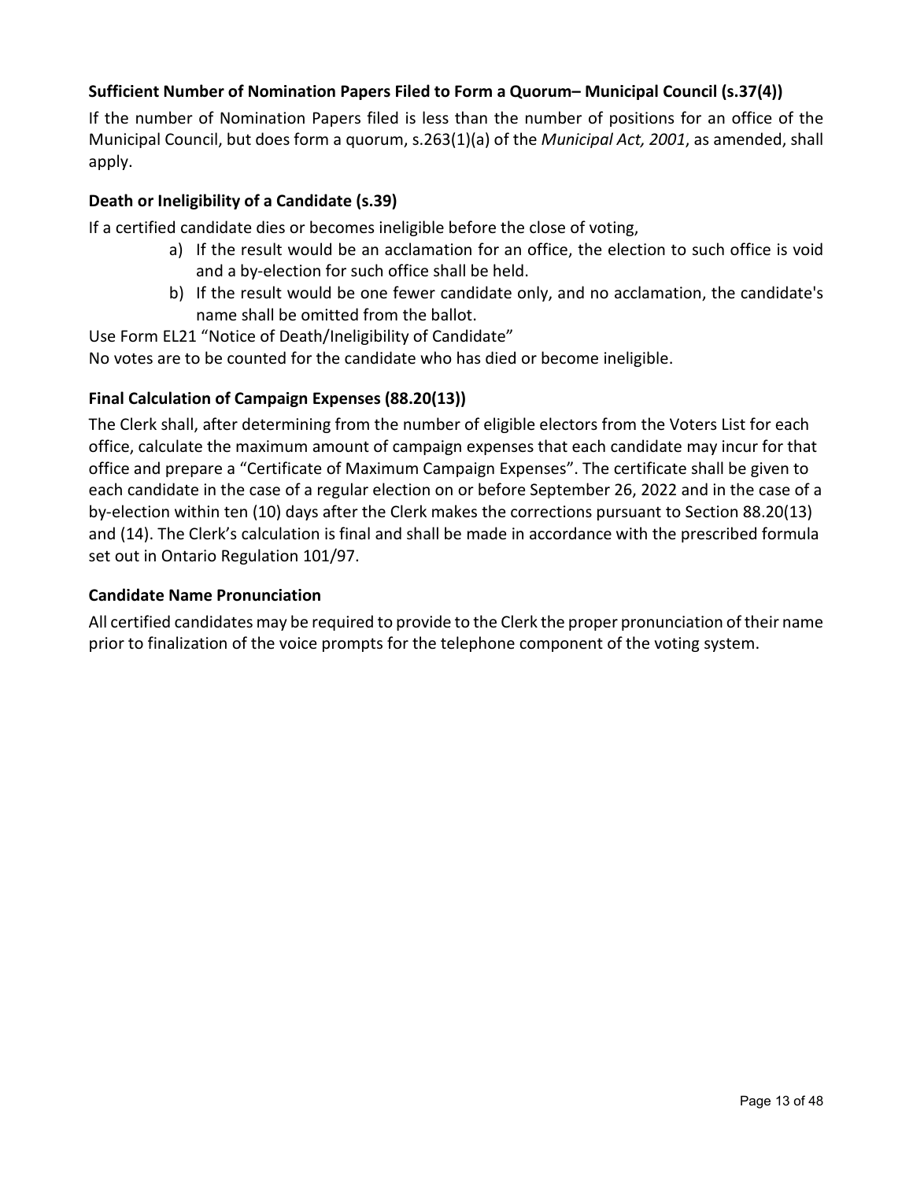### Sufficient Number of Nomination Papers Filed to Form a Quorum– Municipal Council (s.37(4))

If the number of Nomination Papers filed is less than the number of positions for an office of the Municipal Council, but does form a quorum, s.263(1)(a) of the *Municipal Act, 2001*, as amended, shall apply.

### Death or Ineligibility of a Candidate (s.39)

If a certified candidate dies or becomes ineligible before the close of voting,

a) If the result would be an acclamation for an office, the election to such office is void and a by-election for such office shall be held.
b) If the result would be one fewer candidate only, and no acclamation, the candidate's name shall be omitted from the ballot.

Use Form EL21 “Notice of Death/Ineligibility of Candidate”

No votes are to be counted for the candidate who has died or become ineligible.

### Final Calculation of Campaign Expenses (88.20(13))

The Clerk shall, after determining from the number of eligible electors from the Voters List for each office, calculate the maximum amount of campaign expenses that each candidate may incur for that office and prepare a “Certificate of Maximum Campaign Expenses”. The certificate shall be given to each candidate in the case of a regular election on or before September 26, 2022 and in the case of a by-election within ten (10) days after the Clerk makes the corrections pursuant to Section 88.20(13) and (14). The Clerk’s calculation is final and shall be made in accordance with the prescribed formula set out in Ontario Regulation 101/97.

### Candidate Name Pronunciation

All certified candidates may be required to provide to the Clerk the proper pronunciation of their name prior to finalization of the voice prompts for the telephone component of the voting system.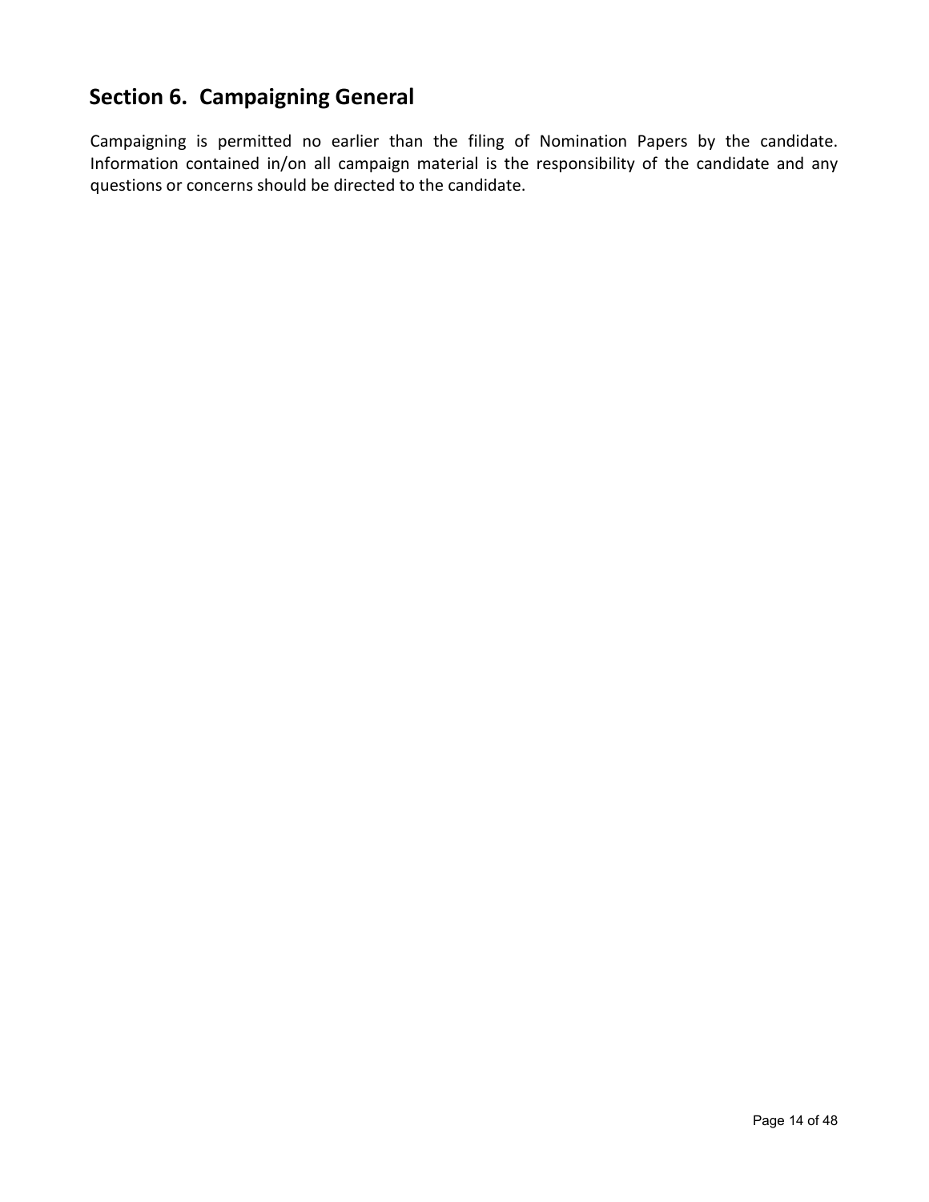## Section 6. Campaigning General

Campaigning is permitted no earlier than the filing of Nomination Papers by the candidate. Information contained in/on all campaign material is the responsibility of the candidate and any questions or concerns should be directed to the candidate.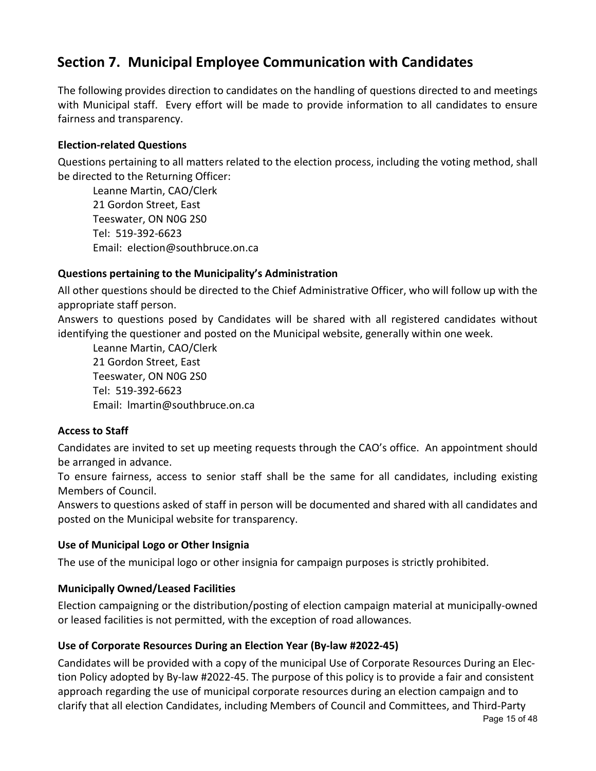## Section 7. Municipal Employee Communication with Candidates

The following provides direction to candidates on the handling of questions directed to and meetings with Municipal staff. Every effort will be made to provide information to all candidates to ensure fairness and transparency.

### Election-related Questions

Questions pertaining to all matters related to the election process, including the voting method, shall be directed to the Returning Officer:

Leanne Martin, CAO/Clerk  
21 Gordon Street, East  
Teeswater, ON N0G 2S0  
Tel: 519-392-6623  
Email: election@southbruce.on.ca

### Questions pertaining to the Municipality's Administration

All other questions should be directed to the Chief Administrative Officer, who will follow up with the appropriate staff person.

Answers to questions posed by Candidates will be shared with all registered candidates without identifying the questioner and posted on the Municipal website, generally within one week.

Leanne Martin, CAO/Clerk  
21 Gordon Street, East  
Teeswater, ON N0G 2S0  
Tel: 519-392-6623  
Email: lmartin@southbruce.on.ca

### Access to Staff

Candidates are invited to set up meeting requests through the CAO's office. An appointment should be arranged in advance.

To ensure fairness, access to senior staff shall be the same for all candidates, including existing Members of Council.

Answers to questions asked of staff in person will be documented and shared with all candidates and posted on the Municipal website for transparency.

### Use of Municipal Logo or Other Insignia

The use of the municipal logo or other insignia for campaign purposes is strictly prohibited.

### Municipally Owned/Leased Facilities

Election campaigning or the distribution/posting of election campaign material at municipally-owned or leased facilities is not permitted, with the exception of road allowances.

### Use of Corporate Resources During an Election Year (By-law #2022-45)

Candidates will be provided with a copy of the municipal Use of Corporate Resources During an Election Policy adopted by By-law #2022-45. The purpose of this policy is to provide a fair and consistent approach regarding the use of municipal corporate resources during an election campaign and to clarify that all election Candidates, including Members of Council and Committees, and Third-Party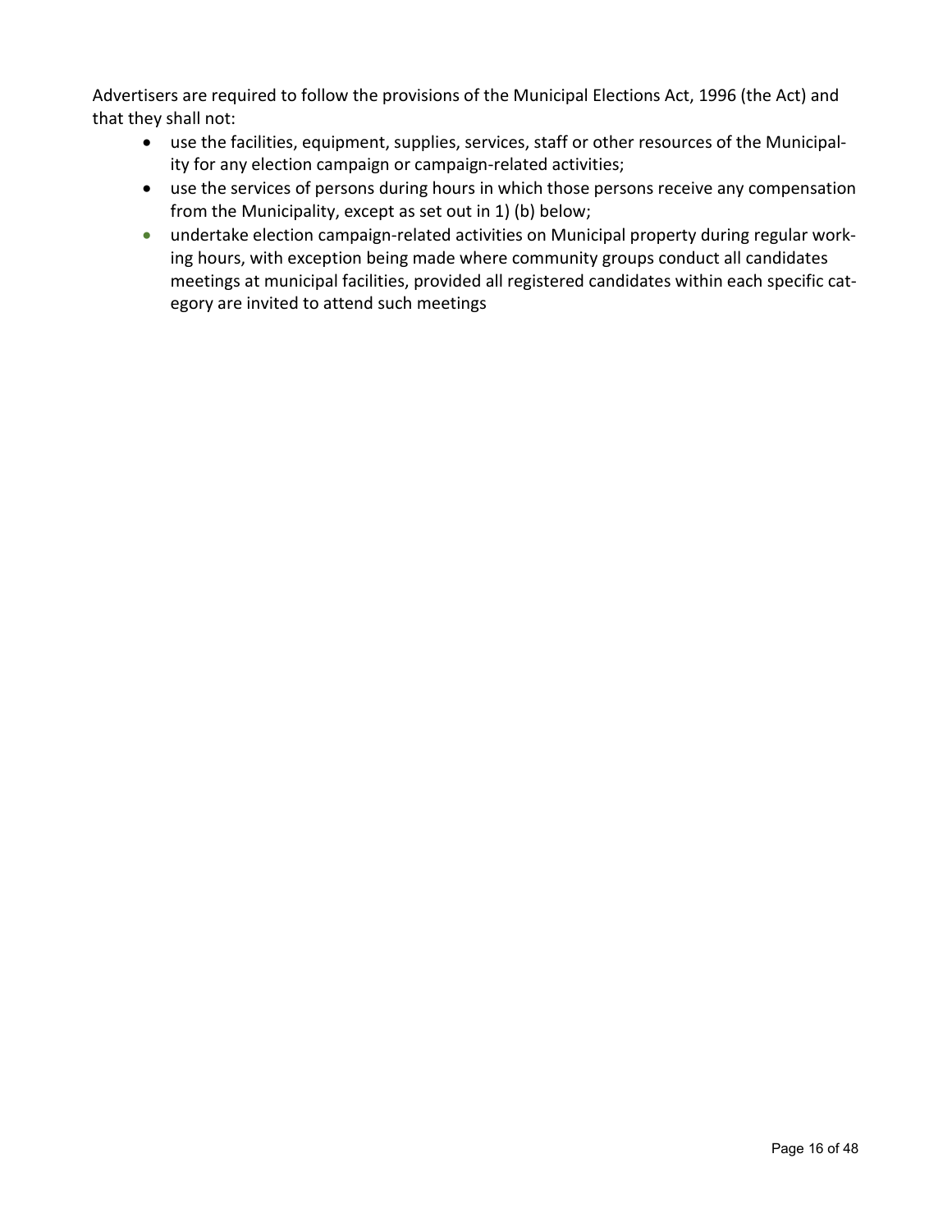Advertisers are required to follow the provisions of the Municipal Elections Act, 1996 (the Act) and that they shall not:

- use the facilities, equipment, supplies, services, staff or other resources of the Municipality for any election campaign or campaign-related activities;
- use the services of persons during hours in which those persons receive any compensation from the Municipality, except as set out in 1) (b) below;
- undertake election campaign-related activities on Municipal property during regular working hours, with exception being made where community groups conduct all candidates meetings at municipal facilities, provided all registered candidates within each specific category are invited to attend such meetings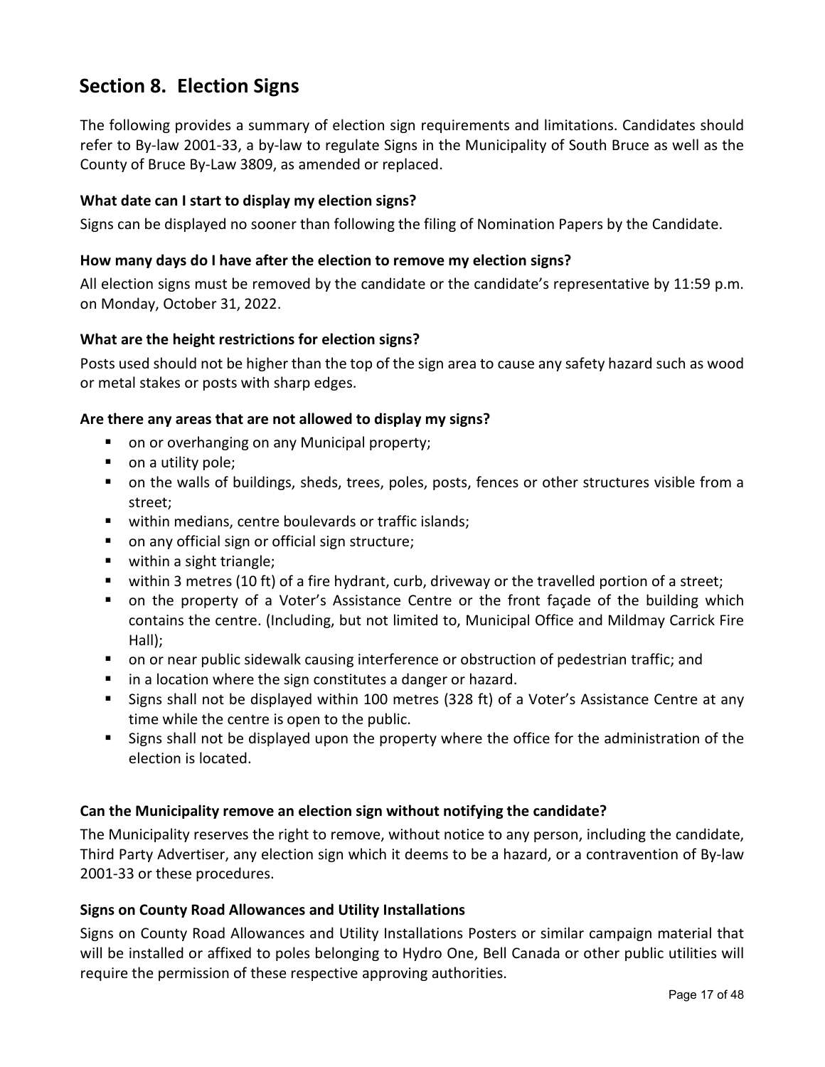## Section 8. Election Signs

The following provides a summary of election sign requirements and limitations. Candidates should refer to By-law 2001-33, a by-law to regulate Signs in the Municipality of South Bruce as well as the County of Bruce By-Law 3809, as amended or replaced.

### What date can I start to display my election signs?

Signs can be displayed no sooner than following the filing of Nomination Papers by the Candidate.

### How many days do I have after the election to remove my election signs?

All election signs must be removed by the candidate or the candidate's representative by 11:59 p.m. on Monday, October 31, 2022.

### What are the height restrictions for election signs?

Posts used should not be higher than the top of the sign area to cause any safety hazard such as wood or metal stakes or posts with sharp edges.

### Are there any areas that are not allowed to display my signs?

- on or overhanging on any Municipal property;
- on a utility pole;
- on the walls of buildings, sheds, trees, poles, posts, fences or other structures visible from a street;
- within medians, centre boulevards or traffic islands;
- on any official sign or official sign structure;
- within a sight triangle;
- within 3 metres (10 ft) of a fire hydrant, curb, driveway or the travelled portion of a street;
- on the property of a Voter's Assistance Centre or the front façade of the building which contains the centre. (Including, but not limited to, Municipal Office and Mildmay Carrick Fire Hall);
- on or near public sidewalk causing interference or obstruction of pedestrian traffic; and
- in a location where the sign constitutes a danger or hazard.
- Signs shall not be displayed within 100 metres (328 ft) of a Voter's Assistance Centre at any time while the centre is open to the public.
- Signs shall not be displayed upon the property where the office for the administration of the election is located.

### Can the Municipality remove an election sign without notifying the candidate?

The Municipality reserves the right to remove, without notice to any person, including the candidate, Third Party Advertiser, any election sign which it deems to be a hazard, or a contravention of By-law 2001-33 or these procedures.

### Signs on County Road Allowances and Utility Installations

Signs on County Road Allowances and Utility Installations Posters or similar campaign material that will be installed or affixed to poles belonging to Hydro One, Bell Canada or other public utilities will require the permission of these respective approving authorities.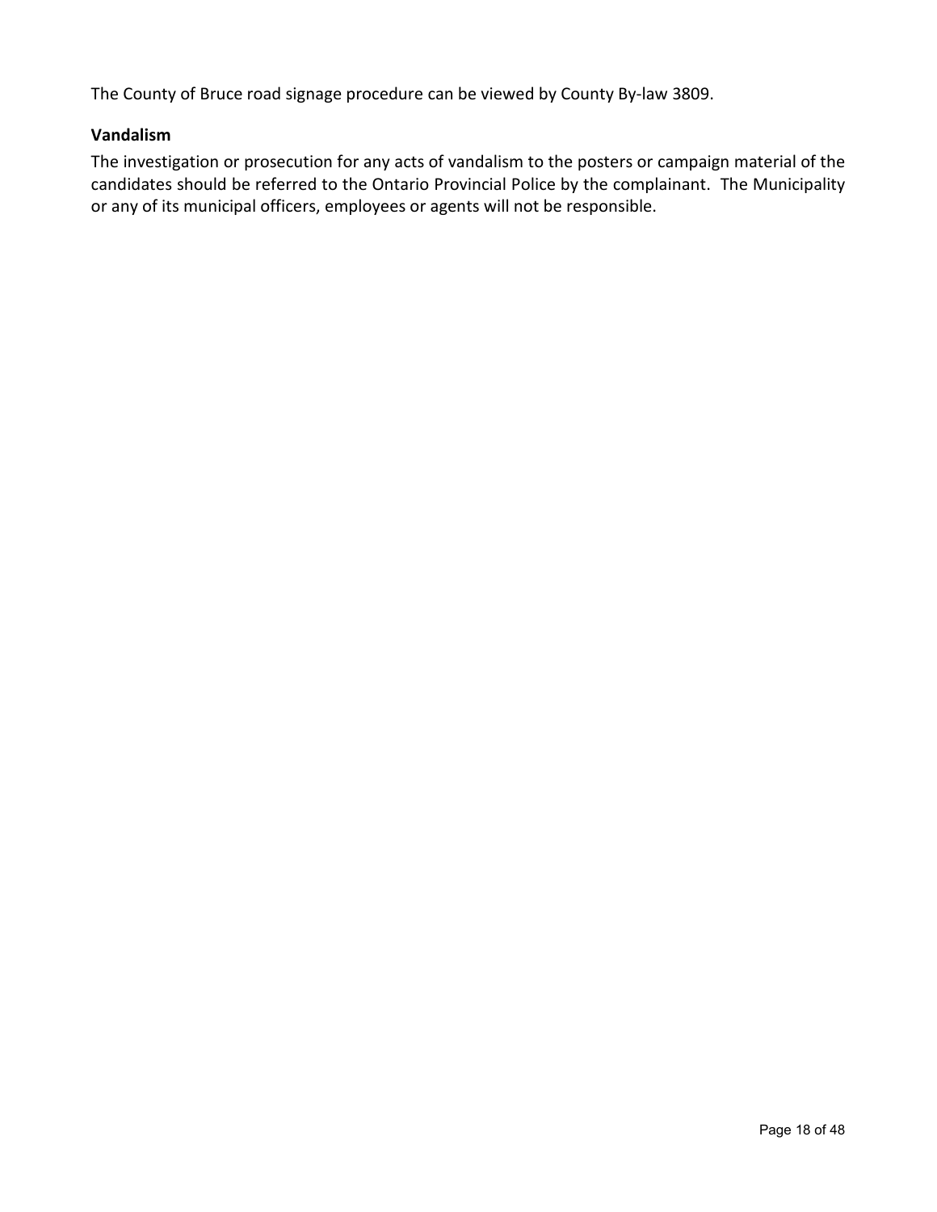The County of Bruce road signage procedure can be viewed by County By-law 3809.

### Vandalism

The investigation or prosecution for any acts of vandalism to the posters or campaign material of the candidates should be referred to the Ontario Provincial Police by the complainant. The Municipality or any of its municipal officers, employees or agents will not be responsible.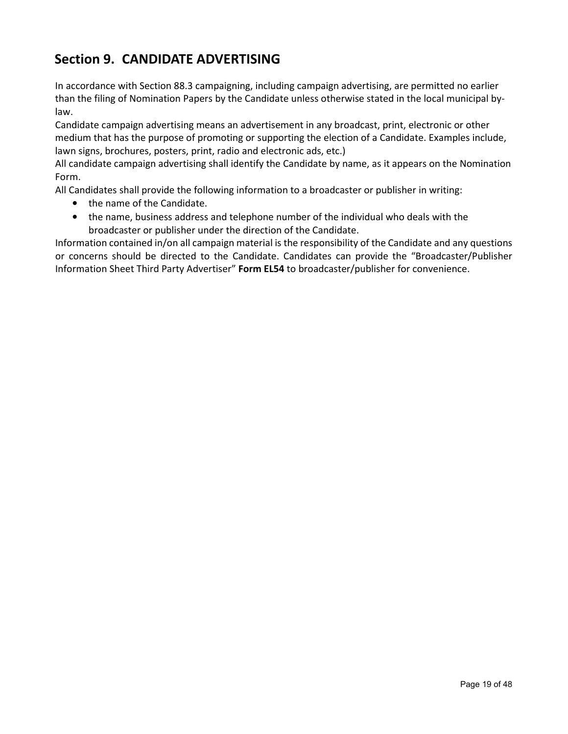## Section 9. CANDIDATE ADVERTISING

In accordance with Section 88.3 campaigning, including campaign advertising, are permitted no earlier than the filing of Nomination Papers by the Candidate unless otherwise stated in the local municipal by-law.

Candidate campaign advertising means an advertisement in any broadcast, print, electronic or other medium that has the purpose of promoting or supporting the election of a Candidate. Examples include, lawn signs, brochures, posters, print, radio and electronic ads, etc.)

All candidate campaign advertising shall identify the Candidate by name, as it appears on the Nomination Form.

All Candidates shall provide the following information to a broadcaster or publisher in writing:

- the name of the Candidate.
- the name, business address and telephone number of the individual who deals with the broadcaster or publisher under the direction of the Candidate.

Information contained in/on all campaign material is the responsibility of the Candidate and any questions or concerns should be directed to the Candidate. Candidates can provide the "Broadcaster/Publisher Information Sheet Third Party Advertiser" **Form EL54** to broadcaster/publisher for convenience.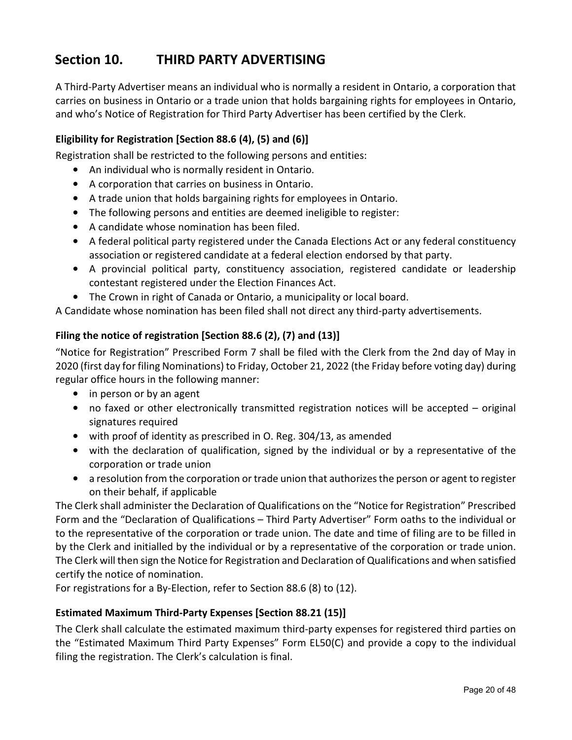# Section 10. THIRD PARTY ADVERTISING

A Third-Party Advertiser means an individual who is normally a resident in Ontario, a corporation that carries on business in Ontario or a trade union that holds bargaining rights for employees in Ontario, and who's Notice of Registration for Third Party Advertiser has been certified by the Clerk.

### Eligibility for Registration [Section 88.6 (4), (5) and (6)]

Registration shall be restricted to the following persons and entities:

- An individual who is normally resident in Ontario.
- A corporation that carries on business in Ontario.
- A trade union that holds bargaining rights for employees in Ontario.
- The following persons and entities are deemed ineligible to register:
- A candidate whose nomination has been filed.
- A federal political party registered under the Canada Elections Act or any federal constituency association or registered candidate at a federal election endorsed by that party.
- A provincial political party, constituency association, registered candidate or leadership contestant registered under the Election Finances Act.
- The Crown in right of Canada or Ontario, a municipality or local board.

A Candidate whose nomination has been filed shall not direct any third-party advertisements.

### Filing the notice of registration [Section 88.6 (2), (7) and (13)]

"Notice for Registration" Prescribed Form 7 shall be filed with the Clerk from the 2nd day of May in 2020 (first day for filing Nominations) to Friday, October 21, 2022 (the Friday before voting day) during regular office hours in the following manner:

- in person or by an agent
- no faxed or other electronically transmitted registration notices will be accepted – original signatures required
- with proof of identity as prescribed in O. Reg. 304/13, as amended
- with the declaration of qualification, signed by the individual or by a representative of the corporation or trade union
- a resolution from the corporation or trade union that authorizes the person or agent to register on their behalf, if applicable

The Clerk shall administer the Declaration of Qualifications on the "Notice for Registration" Prescribed Form and the "Declaration of Qualifications – Third Party Advertiser" Form oaths to the individual or to the representative of the corporation or trade union. The date and time of filing are to be filled in by the Clerk and initialled by the individual or by a representative of the corporation or trade union. The Clerk will then sign the Notice for Registration and Declaration of Qualifications and when satisfied certify the notice of nomination.

For registrations for a By-Election, refer to Section 88.6 (8) to (12).

### Estimated Maximum Third-Party Expenses [Section 88.21 (15)]

The Clerk shall calculate the estimated maximum third-party expenses for registered third parties on the "Estimated Maximum Third Party Expenses" Form EL50(C) and provide a copy to the individual filing the registration. The Clerk's calculation is final.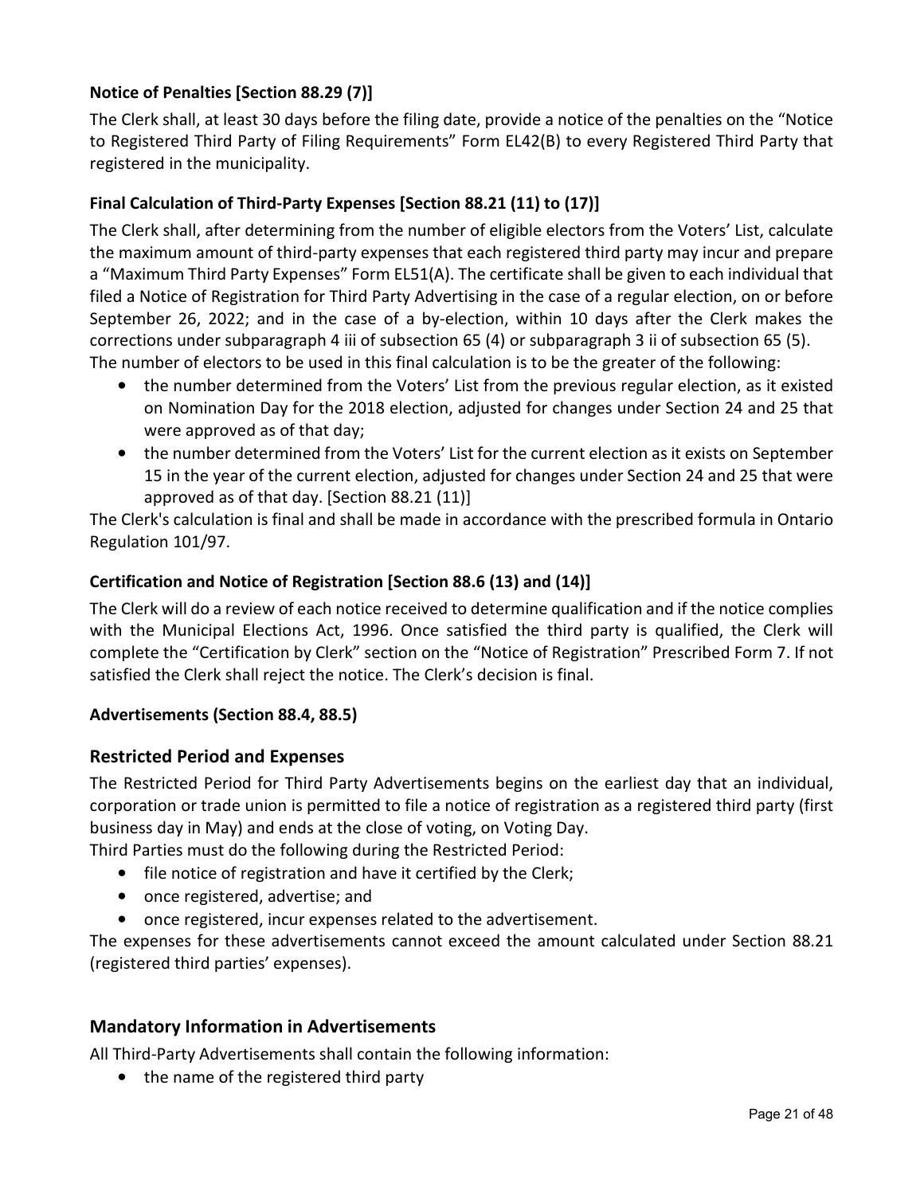### Notice of Penalties [Section 88.29 (7)]

The Clerk shall, at least 30 days before the filing date, provide a notice of the penalties on the "Notice to Registered Third Party of Filing Requirements" Form EL42(B) to every Registered Third Party that registered in the municipality.

### Final Calculation of Third-Party Expenses [Section 88.21 (11) to (17)]

The Clerk shall, after determining from the number of eligible electors from the Voters' List, calculate the maximum amount of third-party expenses that each registered third party may incur and prepare a "Maximum Third Party Expenses" Form EL51(A). The certificate shall be given to each individual that filed a Notice of Registration for Third Party Advertising in the case of a regular election, on or before September 26, 2022; and in the case of a by-election, within 10 days after the Clerk makes the corrections under subparagraph 4 iii of subsection 65 (4) or subparagraph 3 ii of subsection 65 (5).
The number of electors to be used in this final calculation is to be the greater of the following:

- the number determined from the Voters' List from the previous regular election, as it existed on Nomination Day for the 2018 election, adjusted for changes under Section 24 and 25 that were approved as of that day;
- the number determined from the Voters' List for the current election as it exists on September 15 in the year of the current election, adjusted for changes under Section 24 and 25 that were approved as of that day. [Section 88.21 (11)]

The Clerk's calculation is final and shall be made in accordance with the prescribed formula in Ontario Regulation 101/97.

### Certification and Notice of Registration [Section 88.6 (13) and (14)]

The Clerk will do a review of each notice received to determine qualification and if the notice complies with the Municipal Elections Act, 1996. Once satisfied the third party is qualified, the Clerk will complete the "Certification by Clerk" section on the "Notice of Registration" Prescribed Form 7. If not satisfied the Clerk shall reject the notice. The Clerk's decision is final.

### Advertisements (Section 88.4, 88.5)

## Restricted Period and Expenses

The Restricted Period for Third Party Advertisements begins on the earliest day that an individual, corporation or trade union is permitted to file a notice of registration as a registered third party (first business day in May) and ends at the close of voting, on Voting Day.
Third Parties must do the following during the Restricted Period:

- file notice of registration and have it certified by the Clerk;
- once registered, advertise; and
- once registered, incur expenses related to the advertisement.

The expenses for these advertisements cannot exceed the amount calculated under Section 88.21 (registered third parties' expenses).

## Mandatory Information in Advertisements

All Third-Party Advertisements shall contain the following information:

- the name of the registered third party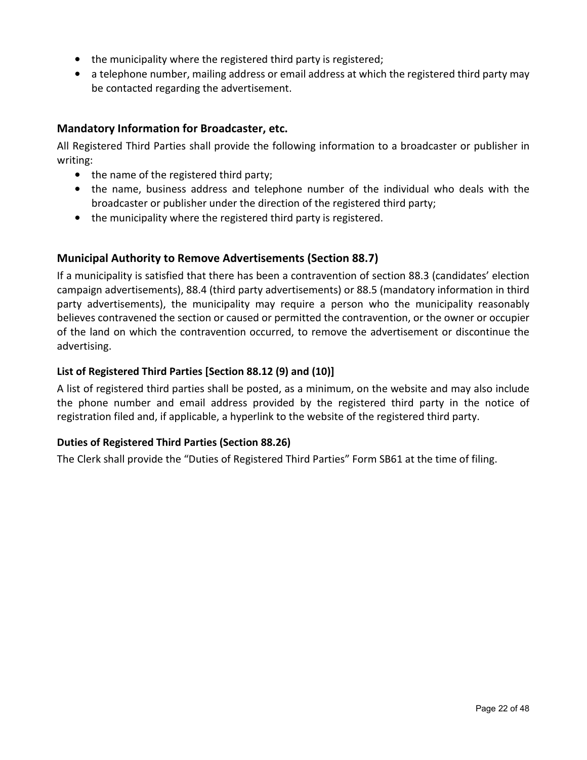- the municipality where the registered third party is registered;
- a telephone number, mailing address or email address at which the registered third party may be contacted regarding the advertisement.

## Mandatory Information for Broadcaster, etc.

All Registered Third Parties shall provide the following information to a broadcaster or publisher in writing:

- the name of the registered third party;
- the name, business address and telephone number of the individual who deals with the broadcaster or publisher under the direction of the registered third party;
- the municipality where the registered third party is registered.

## Municipal Authority to Remove Advertisements (Section 88.7)

If a municipality is satisfied that there has been a contravention of section 88.3 (candidates' election campaign advertisements), 88.4 (third party advertisements) or 88.5 (mandatory information in third party advertisements), the municipality may require a person who the municipality reasonably believes contravened the section or caused or permitted the contravention, or the owner or occupier of the land on which the contravention occurred, to remove the advertisement or discontinue the advertising.

### List of Registered Third Parties [Section 88.12 (9) and (10)]

A list of registered third parties shall be posted, as a minimum, on the website and may also include the phone number and email address provided by the registered third party in the notice of registration filed and, if applicable, a hyperlink to the website of the registered third party.

### Duties of Registered Third Parties (Section 88.26)

The Clerk shall provide the "Duties of Registered Third Parties" Form SB61 at the time of filing.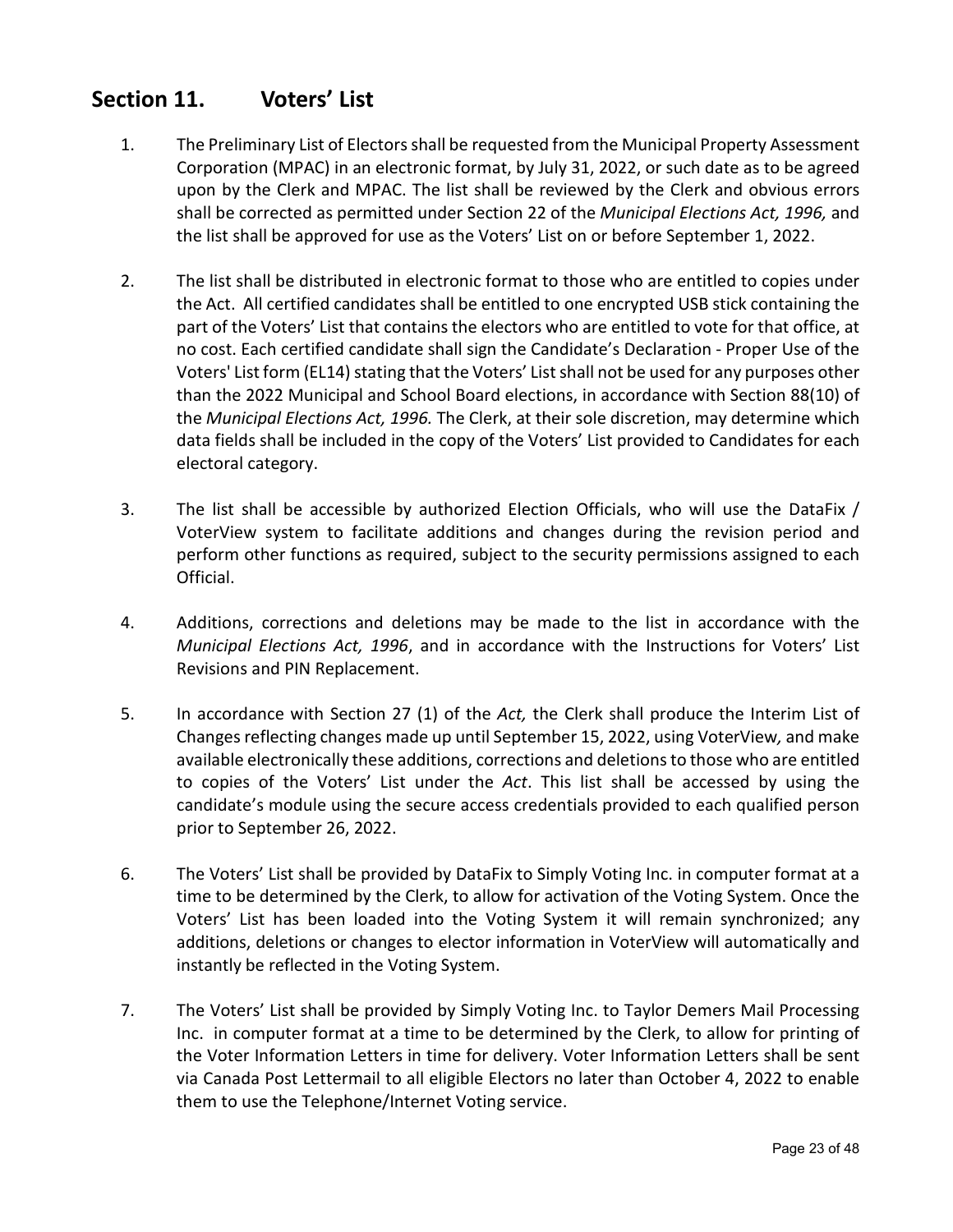## Section 11. Voters' List

1. The Preliminary List of Electors shall be requested from the Municipal Property Assessment Corporation (MPAC) in an electronic format, by July 31, 2022, or such date as to be agreed upon by the Clerk and MPAC. The list shall be reviewed by the Clerk and obvious errors shall be corrected as permitted under Section 22 of the *Municipal Elections Act, 1996,* and the list shall be approved for use as the Voters' List on or before September 1, 2022.

2. The list shall be distributed in electronic format to those who are entitled to copies under the Act. All certified candidates shall be entitled to one encrypted USB stick containing the part of the Voters' List that contains the electors who are entitled to vote for that office, at no cost. Each certified candidate shall sign the Candidate's Declaration - Proper Use of the Voters' List form (EL14) stating that the Voters' List shall not be used for any purposes other than the 2022 Municipal and School Board elections, in accordance with Section 88(10) of the *Municipal Elections Act, 1996.* The Clerk, at their sole discretion, may determine which data fields shall be included in the copy of the Voters' List provided to Candidates for each electoral category.

3. The list shall be accessible by authorized Election Officials, who will use the DataFix / VoterView system to facilitate additions and changes during the revision period and perform other functions as required, subject to the security permissions assigned to each Official.

4. Additions, corrections and deletions may be made to the list in accordance with the *Municipal Elections Act, 1996*, and in accordance with the Instructions for Voters' List Revisions and PIN Replacement.

5. In accordance with Section 27 (1) of the *Act,* the Clerk shall produce the Interim List of Changes reflecting changes made up until September 15, 2022, using VoterView*,* and make available electronically these additions, corrections and deletions to those who are entitled to copies of the Voters' List under the *Act*. This list shall be accessed by using the candidate's module using the secure access credentials provided to each qualified person prior to September 26, 2022.

6. The Voters' List shall be provided by DataFix to Simply Voting Inc. in computer format at a time to be determined by the Clerk, to allow for activation of the Voting System. Once the Voters' List has been loaded into the Voting System it will remain synchronized; any additions, deletions or changes to elector information in VoterView will automatically and instantly be reflected in the Voting System.

7. The Voters' List shall be provided by Simply Voting Inc. to Taylor Demers Mail Processing Inc. in computer format at a time to be determined by the Clerk, to allow for printing of the Voter Information Letters in time for delivery. Voter Information Letters shall be sent via Canada Post Lettermail to all eligible Electors no later than October 4, 2022 to enable them to use the Telephone/Internet Voting service.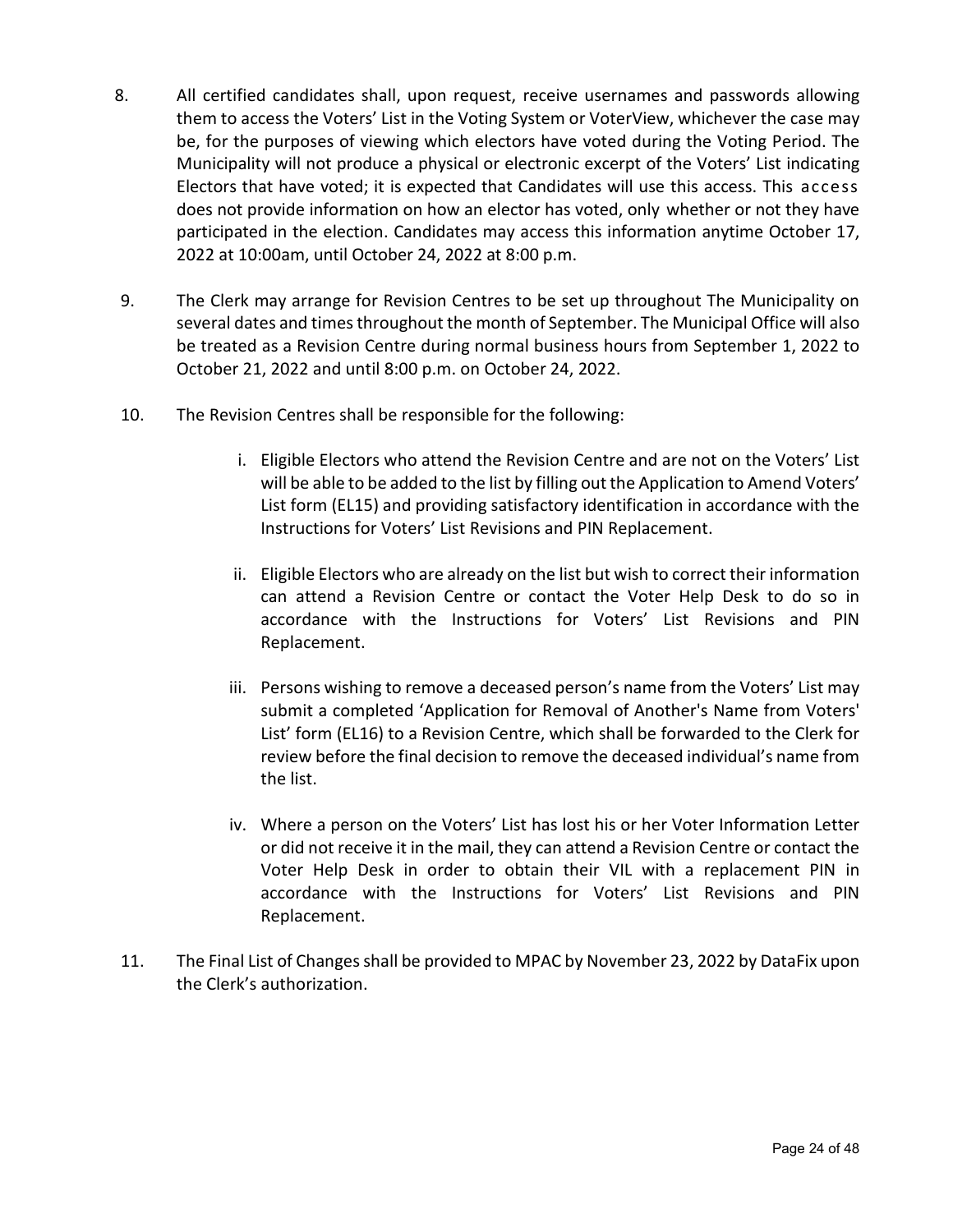8. All certified candidates shall, upon request, receive usernames and passwords allowing them to access the Voters' List in the Voting System or VoterView, whichever the case may be, for the purposes of viewing which electors have voted during the Voting Period. The Municipality will not produce a physical or electronic excerpt of the Voters' List indicating Electors that have voted; it is expected that Candidates will use this access. This access does not provide information on how an elector has voted, only whether or not they have participated in the election. Candidates may access this information anytime October 17, 2022 at 10:00am, until October 24, 2022 at 8:00 p.m.

9. The Clerk may arrange for Revision Centres to be set up throughout The Municipality on several dates and times throughout the month of September. The Municipal Office will also be treated as a Revision Centre during normal business hours from September 1, 2022 to October 21, 2022 and until 8:00 p.m. on October 24, 2022.

10. The Revision Centres shall be responsible for the following:

    i. Eligible Electors who attend the Revision Centre and are not on the Voters' List will be able to be added to the list by filling out the Application to Amend Voters' List form (EL15) and providing satisfactory identification in accordance with the Instructions for Voters' List Revisions and PIN Replacement.

    ii. Eligible Electors who are already on the list but wish to correct their information can attend a Revision Centre or contact the Voter Help Desk to do so in accordance with the Instructions for Voters' List Revisions and PIN Replacement.

    iii. Persons wishing to remove a deceased person's name from the Voters' List may submit a completed 'Application for Removal of Another's Name from Voters' List' form (EL16) to a Revision Centre, which shall be forwarded to the Clerk for review before the final decision to remove the deceased individual's name from the list.

    iv. Where a person on the Voters' List has lost his or her Voter Information Letter or did not receive it in the mail, they can attend a Revision Centre or contact the Voter Help Desk in order to obtain their VIL with a replacement PIN in accordance with the Instructions for Voters' List Revisions and PIN Replacement.

11. The Final List of Changes shall be provided to MPAC by November 23, 2022 by DataFix upon the Clerk's authorization.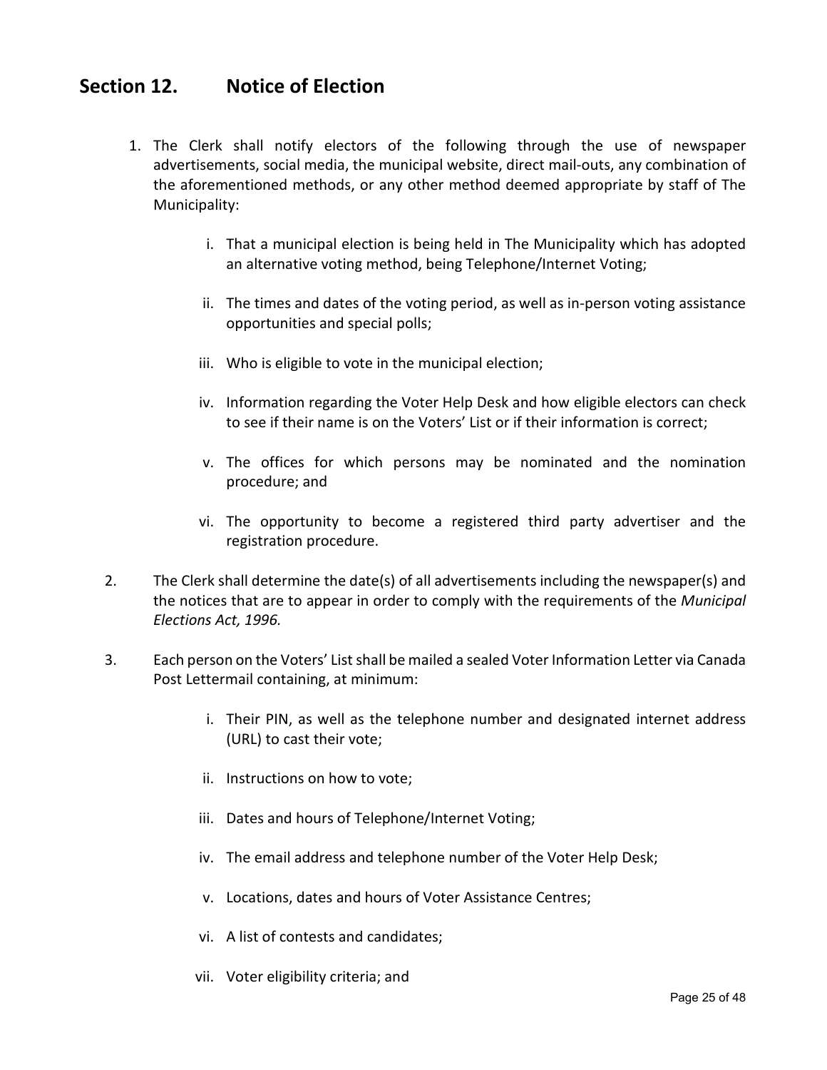## Section 12. Notice of Election

1. The Clerk shall notify electors of the following through the use of newspaper advertisements, social media, the municipal website, direct mail-outs, any combination of the aforementioned methods, or any other method deemed appropriate by staff of The Municipality:

   i. That a municipal election is being held in The Municipality which has adopted an alternative voting method, being Telephone/Internet Voting;

   ii. The times and dates of the voting period, as well as in-person voting assistance opportunities and special polls;

   iii. Who is eligible to vote in the municipal election;

   iv. Information regarding the Voter Help Desk and how eligible electors can check to see if their name is on the Voters' List or if their information is correct;

   v. The offices for which persons may be nominated and the nomination procedure; and

   vi. The opportunity to become a registered third party advertiser and the registration procedure.

2. The Clerk shall determine the date(s) of all advertisements including the newspaper(s) and the notices that are to appear in order to comply with the requirements of the *Municipal Elections Act, 1996.*

3. Each person on the Voters' List shall be mailed a sealed Voter Information Letter via Canada Post Lettermail containing, at minimum:

   i. Their PIN, as well as the telephone number and designated internet address (URL) to cast their vote;

   ii. Instructions on how to vote;

   iii. Dates and hours of Telephone/Internet Voting;

   iv. The email address and telephone number of the Voter Help Desk;

   v. Locations, dates and hours of Voter Assistance Centres;

   vi. A list of contests and candidates;

   vii. Voter eligibility criteria; and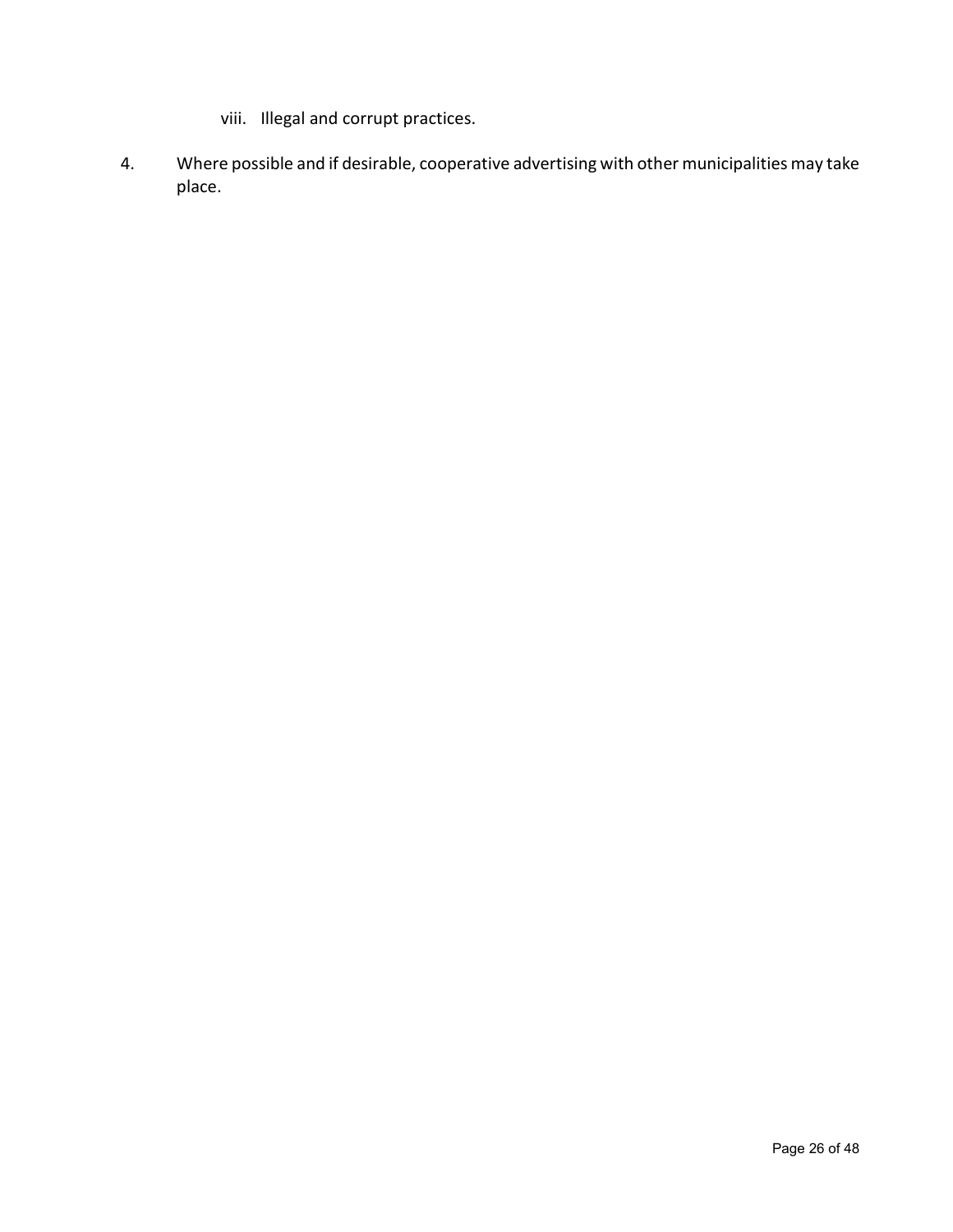viii. Illegal and corrupt practices.

4. Where possible and if desirable, cooperative advertising with other municipalities may take place.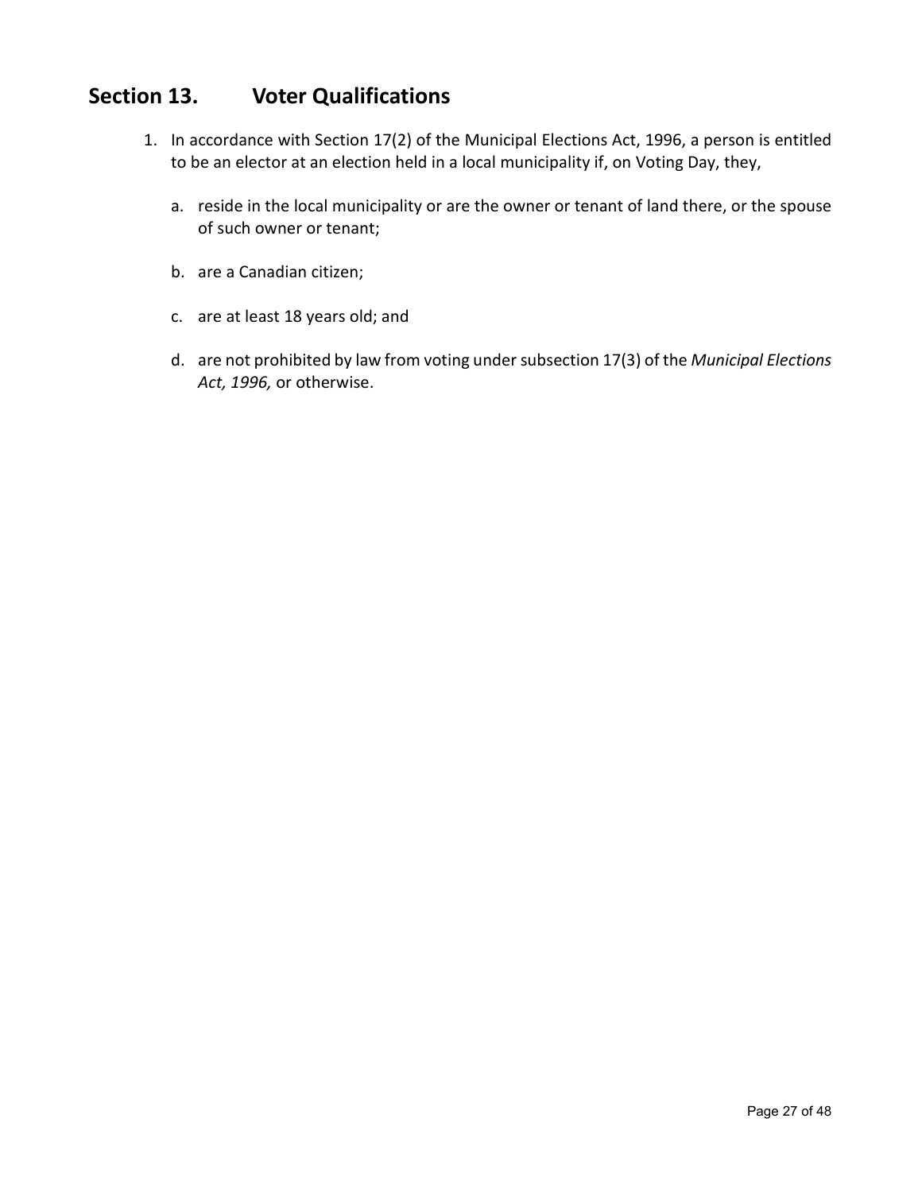## Section 13. Voter Qualifications

1. In accordance with Section 17(2) of the Municipal Elections Act, 1996, a person is entitled to be an elector at an election held in a local municipality if, on Voting Day, they,

   a. reside in the local municipality or are the owner or tenant of land there, or the spouse of such owner or tenant;

   b. are a Canadian citizen;

   c. are at least 18 years old; and

   d. are not prohibited by law from voting under subsection 17(3) of the *Municipal Elections Act, 1996,* or otherwise.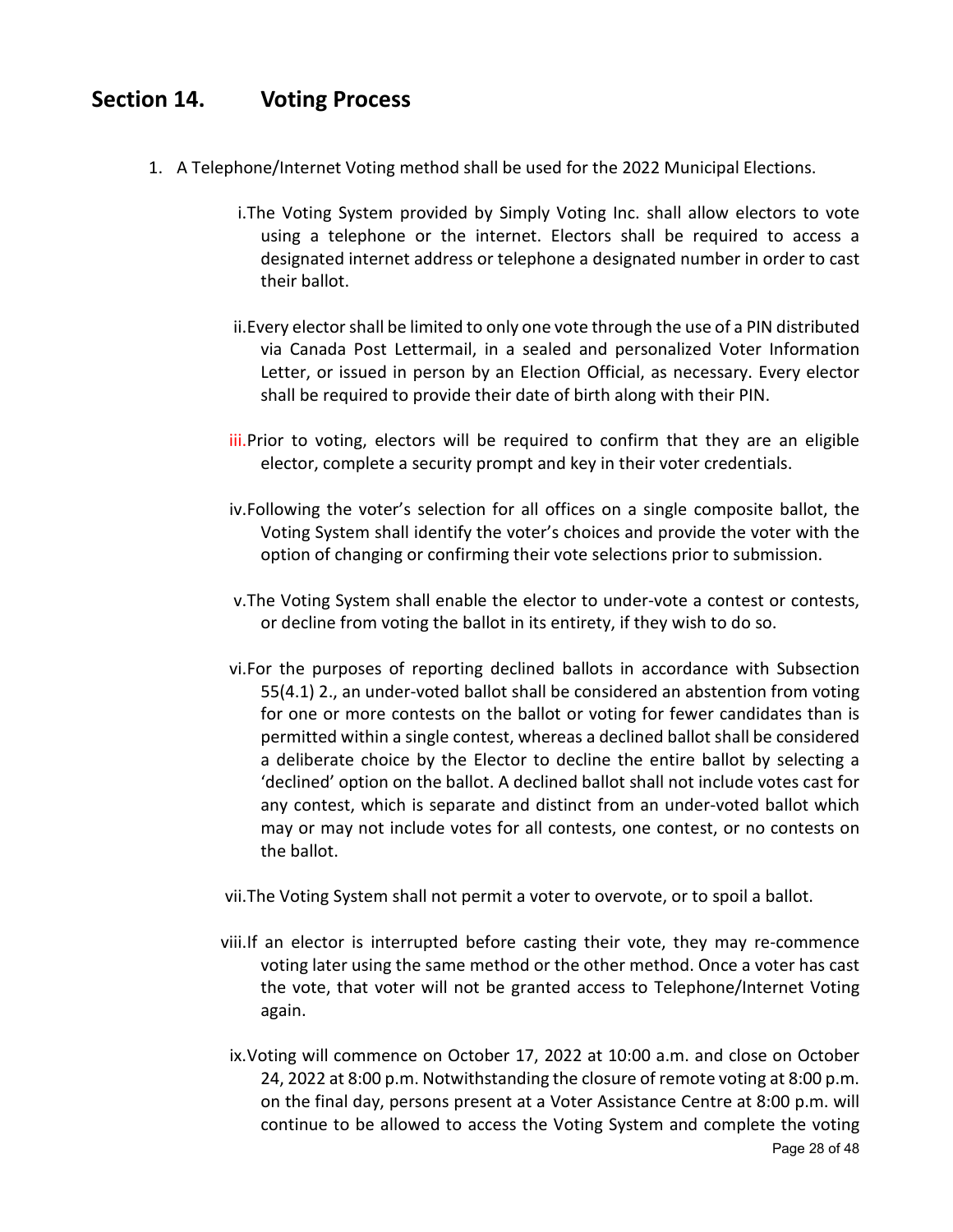## Section 14. Voting Process

1. A Telephone/Internet Voting method shall be used for the 2022 Municipal Elections.

    i. The Voting System provided by Simply Voting Inc. shall allow electors to vote using a telephone or the internet. Electors shall be required to access a designated internet address or telephone a designated number in order to cast their ballot.

    ii. Every elector shall be limited to only one vote through the use of a PIN distributed via Canada Post Lettermail, in a sealed and personalized Voter Information Letter, or issued in person by an Election Official, as necessary. Every elector shall be required to provide their date of birth along with their PIN.

    iii. Prior to voting, electors will be required to confirm that they are an eligible elector, complete a security prompt and key in their voter credentials.

    iv. Following the voter's selection for all offices on a single composite ballot, the Voting System shall identify the voter's choices and provide the voter with the option of changing or confirming their vote selections prior to submission.

    v. The Voting System shall enable the elector to under-vote a contest or contests, or decline from voting the ballot in its entirety, if they wish to do so.

    vi. For the purposes of reporting declined ballots in accordance with Subsection 55(4.1) 2., an under-voted ballot shall be considered an abstention from voting for one or more contests on the ballot or voting for fewer candidates than is permitted within a single contest, whereas a declined ballot shall be considered a deliberate choice by the Elector to decline the entire ballot by selecting a 'declined' option on the ballot. A declined ballot shall not include votes cast for any contest, which is separate and distinct from an under-voted ballot which may or may not include votes for all contests, one contest, or no contests on the ballot.

    vii. The Voting System shall not permit a voter to overvote, or to spoil a ballot.

    viii. If an elector is interrupted before casting their vote, they may re-commence voting later using the same method or the other method. Once a voter has cast the vote, that voter will not be granted access to Telephone/Internet Voting again.

    ix. Voting will commence on October 17, 2022 at 10:00 a.m. and close on October 24, 2022 at 8:00 p.m. Notwithstanding the closure of remote voting at 8:00 p.m. on the final day, persons present at a Voter Assistance Centre at 8:00 p.m. will continue to be allowed to access the Voting System and complete the voting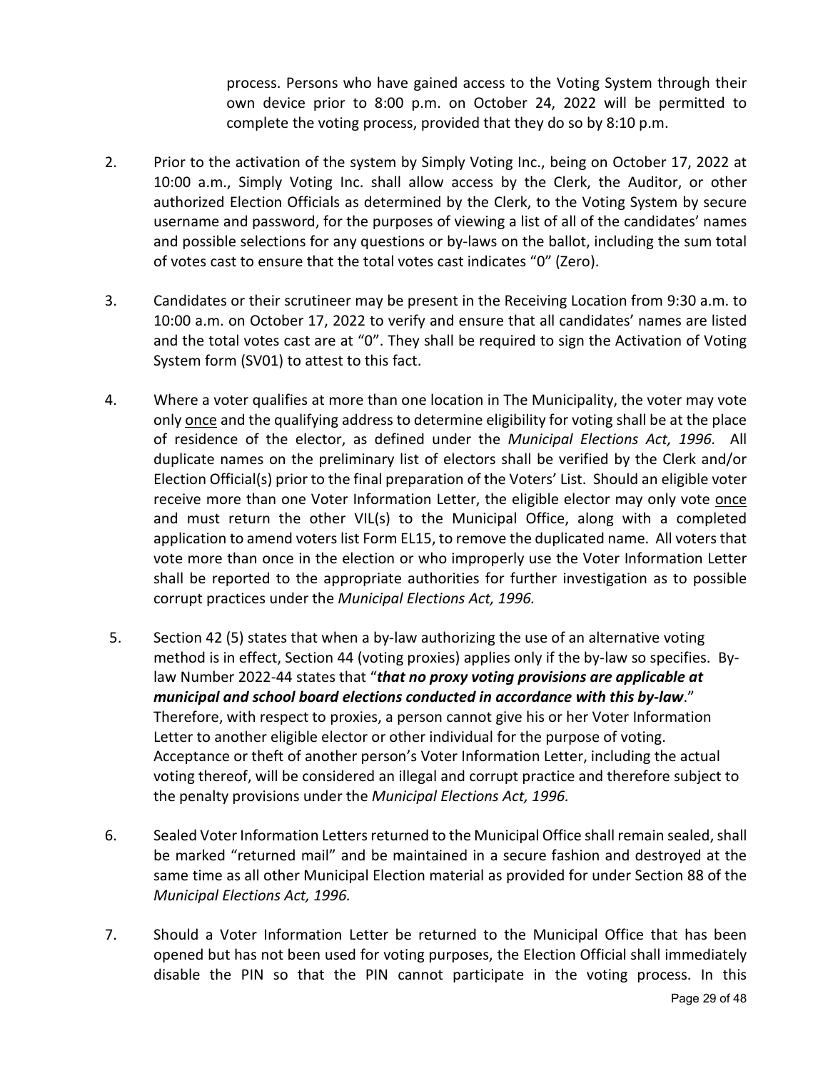process. Persons who have gained access to the Voting System through their own device prior to 8:00 p.m. on October 24, 2022 will be permitted to complete the voting process, provided that they do so by 8:10 p.m.

2. Prior to the activation of the system by Simply Voting Inc., being on October 17, 2022 at 10:00 a.m., Simply Voting Inc. shall allow access by the Clerk, the Auditor, or other authorized Election Officials as determined by the Clerk, to the Voting System by secure username and password, for the purposes of viewing a list of all of the candidates' names and possible selections for any questions or by-laws on the ballot, including the sum total of votes cast to ensure that the total votes cast indicates "0" (Zero).

3. Candidates or their scrutineer may be present in the Receiving Location from 9:30 a.m. to 10:00 a.m. on October 17, 2022 to verify and ensure that all candidates' names are listed and the total votes cast are at "0". They shall be required to sign the Activation of Voting System form (SV01) to attest to this fact.

4. Where a voter qualifies at more than one location in The Municipality, the voter may vote only <u>once</u> and the qualifying address to determine eligibility for voting shall be at the place of residence of the elector, as defined under the *Municipal Elections Act, 1996.* All duplicate names on the preliminary list of electors shall be verified by the Clerk and/or Election Official(s) prior to the final preparation of the Voters' List. Should an eligible voter receive more than one Voter Information Letter, the eligible elector may only vote <u>once</u> and must return the other VIL(s) to the Municipal Office, along with a completed application to amend voters list Form EL15, to remove the duplicated name. All voters that vote more than once in the election or who improperly use the Voter Information Letter shall be reported to the appropriate authorities for further investigation as to possible corrupt practices under the *Municipal Elections Act, 1996.*

5. Section 42 (5) states that when a by-law authorizing the use of an alternative voting method is in effect, Section 44 (voting proxies) applies only if the by-law so specifies. By-law Number 2022-44 states that "***that no proxy voting provisions are applicable at municipal and school board elections conducted in accordance with this by-law***." Therefore, with respect to proxies, a person cannot give his or her Voter Information Letter to another eligible elector or other individual for the purpose of voting. Acceptance or theft of another person's Voter Information Letter, including the actual voting thereof, will be considered an illegal and corrupt practice and therefore subject to the penalty provisions under the *Municipal Elections Act, 1996.*

6. Sealed Voter Information Letters returned to the Municipal Office shall remain sealed, shall be marked "returned mail" and be maintained in a secure fashion and destroyed at the same time as all other Municipal Election material as provided for under Section 88 of the *Municipal Elections Act, 1996.*

7. Should a Voter Information Letter be returned to the Municipal Office that has been opened but has not been used for voting purposes, the Election Official shall immediately disable the PIN so that the PIN cannot participate in the voting process. In this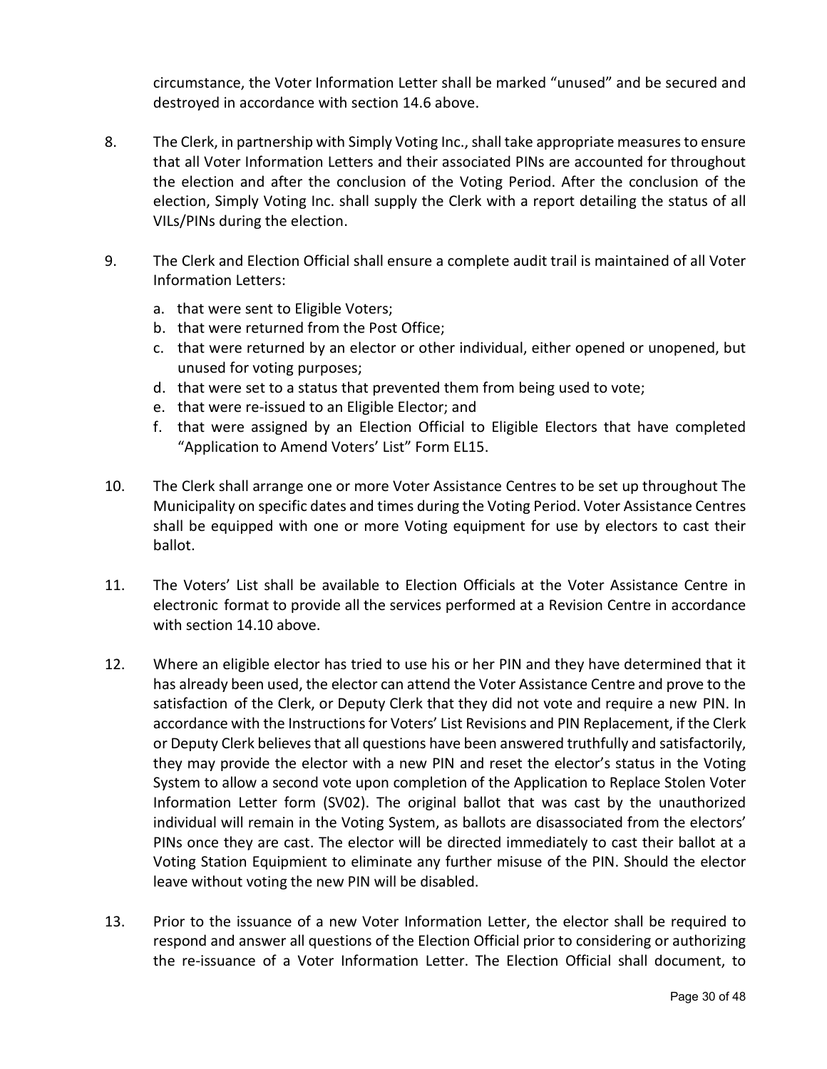circumstance, the Voter Information Letter shall be marked "unused" and be secured and destroyed in accordance with section 14.6 above.

8. The Clerk, in partnership with Simply Voting Inc., shall take appropriate measures to ensure that all Voter Information Letters and their associated PINs are accounted for throughout the election and after the conclusion of the Voting Period. After the conclusion of the election, Simply Voting Inc. shall supply the Clerk with a report detailing the status of all VILs/PINs during the election.

9. The Clerk and Election Official shall ensure a complete audit trail is maintained of all Voter Information Letters:
   a. that were sent to Eligible Voters;
   b. that were returned from the Post Office;
   c. that were returned by an elector or other individual, either opened or unopened, but unused for voting purposes;
   d. that were set to a status that prevented them from being used to vote;
   e. that were re-issued to an Eligible Elector; and
   f. that were assigned by an Election Official to Eligible Electors that have completed "Application to Amend Voters' List" Form EL15.

10. The Clerk shall arrange one or more Voter Assistance Centres to be set up throughout The Municipality on specific dates and times during the Voting Period. Voter Assistance Centres shall be equipped with one or more Voting equipment for use by electors to cast their ballot.

11. The Voters' List shall be available to Election Officials at the Voter Assistance Centre in electronic format to provide all the services performed at a Revision Centre in accordance with section 14.10 above.

12. Where an eligible elector has tried to use his or her PIN and they have determined that it has already been used, the elector can attend the Voter Assistance Centre and prove to the satisfaction of the Clerk, or Deputy Clerk that they did not vote and require a new PIN. In accordance with the Instructions for Voters' List Revisions and PIN Replacement, if the Clerk or Deputy Clerk believes that all questions have been answered truthfully and satisfactorily, they may provide the elector with a new PIN and reset the elector's status in the Voting System to allow a second vote upon completion of the Application to Replace Stolen Voter Information Letter form (SV02). The original ballot that was cast by the unauthorized individual will remain in the Voting System, as ballots are disassociated from the electors' PINs once they are cast. The elector will be directed immediately to cast their ballot at a Voting Station Equipmient to eliminate any further misuse of the PIN. Should the elector leave without voting the new PIN will be disabled.

13. Prior to the issuance of a new Voter Information Letter, the elector shall be required to respond and answer all questions of the Election Official prior to considering or authorizing the re-issuance of a Voter Information Letter. The Election Official shall document, to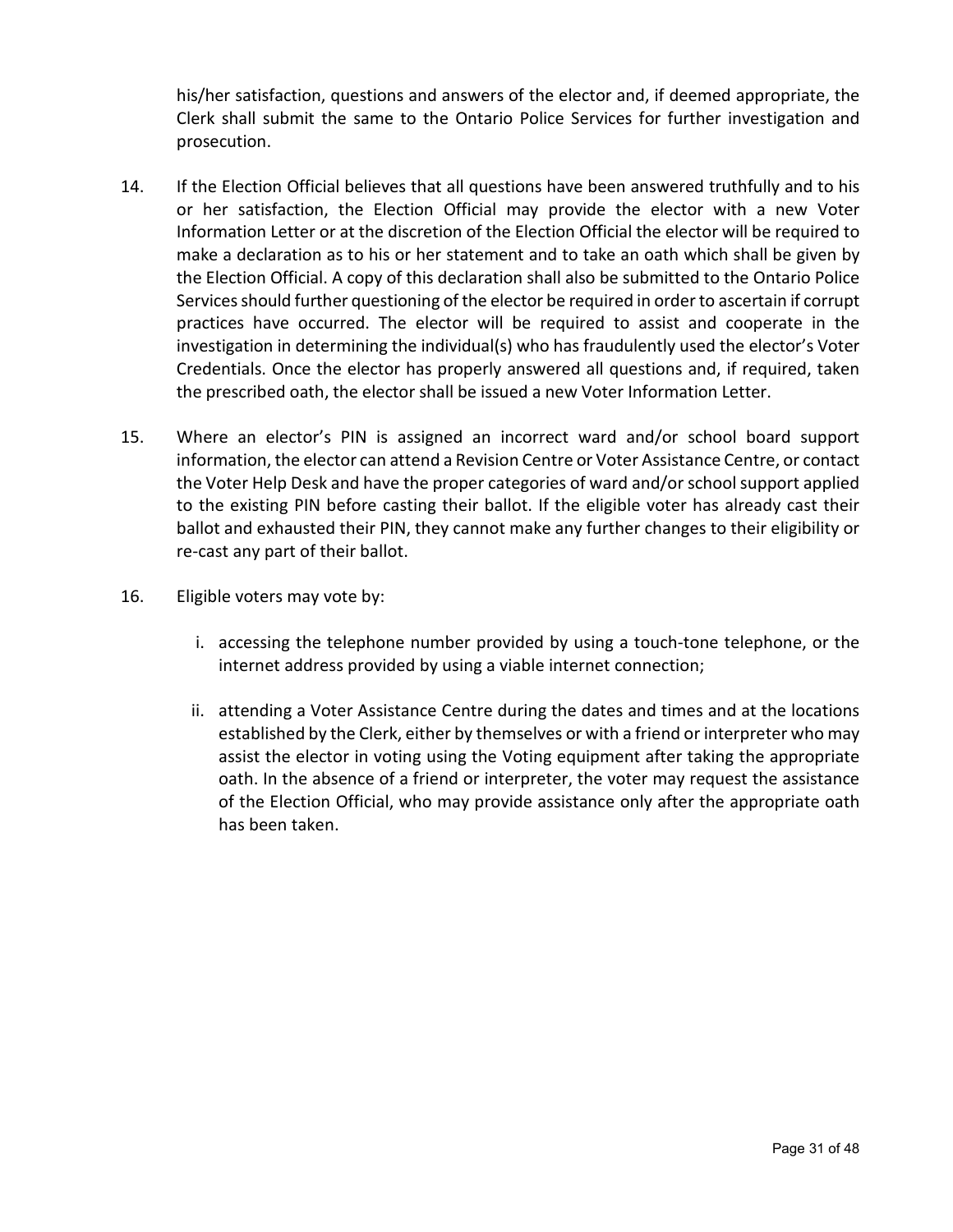his/her satisfaction, questions and answers of the elector and, if deemed appropriate, the Clerk shall submit the same to the Ontario Police Services for further investigation and prosecution.

14. If the Election Official believes that all questions have been answered truthfully and to his or her satisfaction, the Election Official may provide the elector with a new Voter Information Letter or at the discretion of the Election Official the elector will be required to make a declaration as to his or her statement and to take an oath which shall be given by the Election Official. A copy of this declaration shall also be submitted to the Ontario Police Services should further questioning of the elector be required in order to ascertain if corrupt practices have occurred. The elector will be required to assist and cooperate in the investigation in determining the individual(s) who has fraudulently used the elector's Voter Credentials. Once the elector has properly answered all questions and, if required, taken the prescribed oath, the elector shall be issued a new Voter Information Letter.

15. Where an elector's PIN is assigned an incorrect ward and/or school board support information, the elector can attend a Revision Centre or Voter Assistance Centre, or contact the Voter Help Desk and have the proper categories of ward and/or school support applied to the existing PIN before casting their ballot. If the eligible voter has already cast their ballot and exhausted their PIN, they cannot make any further changes to their eligibility or re-cast any part of their ballot.

16. Eligible voters may vote by:

    i. accessing the telephone number provided by using a touch-tone telephone, or the internet address provided by using a viable internet connection;

    ii. attending a Voter Assistance Centre during the dates and times and at the locations established by the Clerk, either by themselves or with a friend or interpreter who may assist the elector in voting using the Voting equipment after taking the appropriate oath. In the absence of a friend or interpreter, the voter may request the assistance of the Election Official, who may provide assistance only after the appropriate oath has been taken.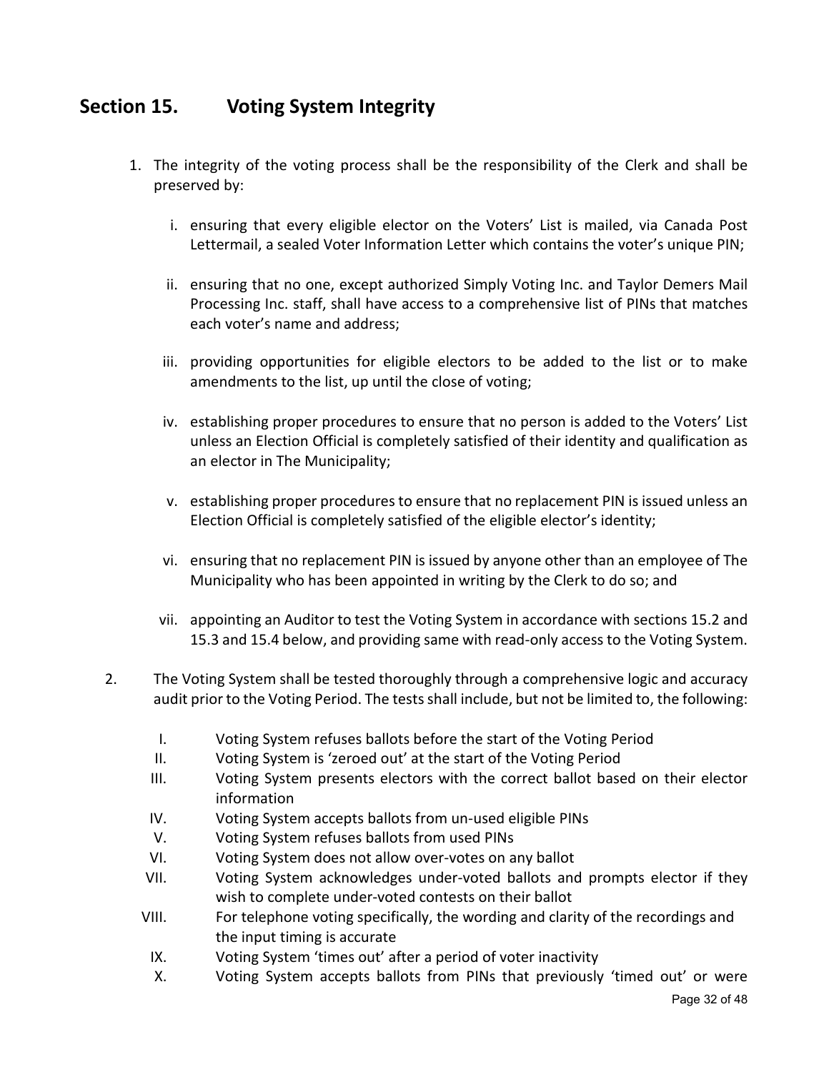## Section 15. Voting System Integrity

1. The integrity of the voting process shall be the responsibility of the Clerk and shall be preserved by:

   i. ensuring that every eligible elector on the Voters' List is mailed, via Canada Post Lettermail, a sealed Voter Information Letter which contains the voter's unique PIN;

   ii. ensuring that no one, except authorized Simply Voting Inc. and Taylor Demers Mail Processing Inc. staff, shall have access to a comprehensive list of PINs that matches each voter's name and address;

   iii. providing opportunities for eligible electors to be added to the list or to make amendments to the list, up until the close of voting;

   iv. establishing proper procedures to ensure that no person is added to the Voters' List unless an Election Official is completely satisfied of their identity and qualification as an elector in The Municipality;

   v. establishing proper procedures to ensure that no replacement PIN is issued unless an Election Official is completely satisfied of the eligible elector's identity;

   vi. ensuring that no replacement PIN is issued by anyone other than an employee of The Municipality who has been appointed in writing by the Clerk to do so; and

   vii. appointing an Auditor to test the Voting System in accordance with sections 15.2 and 15.3 and 15.4 below, and providing same with read-only access to the Voting System.

2. The Voting System shall be tested thoroughly through a comprehensive logic and accuracy audit prior to the Voting Period. The tests shall include, but not be limited to, the following:

   I. Voting System refuses ballots before the start of the Voting Period
   II. Voting System is 'zeroed out' at the start of the Voting Period
   III. Voting System presents electors with the correct ballot based on their elector information
   IV. Voting System accepts ballots from un-used eligible PINs
   V. Voting System refuses ballots from used PINs
   VI. Voting System does not allow over-votes on any ballot
   VII. Voting System acknowledges under-voted ballots and prompts elector if they wish to complete under-voted contests on their ballot
   VIII. For telephone voting specifically, the wording and clarity of the recordings and the input timing is accurate
   IX. Voting System 'times out' after a period of voter inactivity
   X. Voting System accepts ballots from PINs that previously 'timed out' or were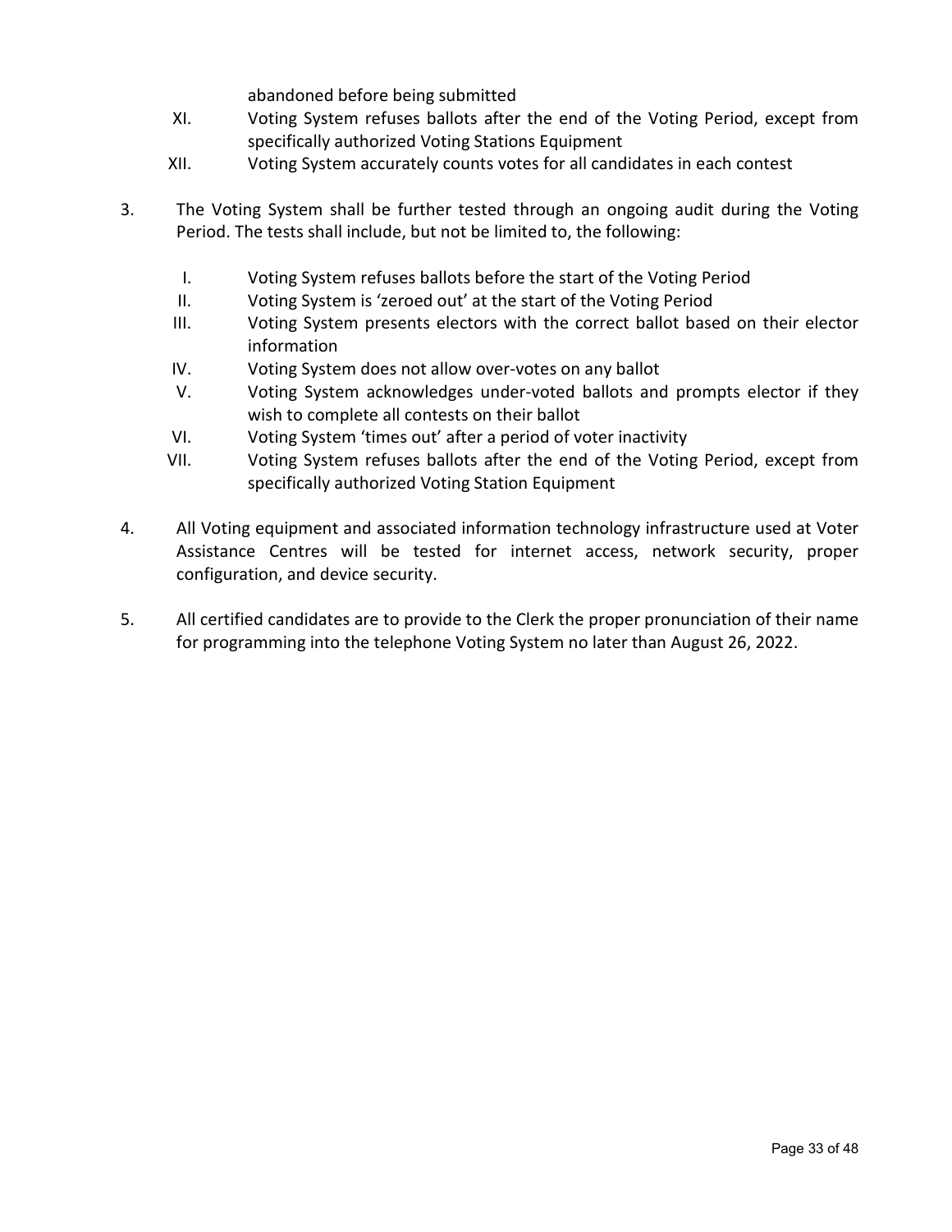abandoned before being submitted

XI. Voting System refuses ballots after the end of the Voting Period, except from specifically authorized Voting Stations Equipment

XII. Voting System accurately counts votes for all candidates in each contest

3. The Voting System shall be further tested through an ongoing audit during the Voting Period. The tests shall include, but not be limited to, the following:

   I. Voting System refuses ballots before the start of the Voting Period
   
   II. Voting System is 'zeroed out' at the start of the Voting Period
   
   III. Voting System presents electors with the correct ballot based on their elector information
   
   IV. Voting System does not allow over-votes on any ballot
   
   V. Voting System acknowledges under-voted ballots and prompts elector if they wish to complete all contests on their ballot
   
   VI. Voting System 'times out' after a period of voter inactivity
   
   VII. Voting System refuses ballots after the end of the Voting Period, except from specifically authorized Voting Station Equipment

4. All Voting equipment and associated information technology infrastructure used at Voter Assistance Centres will be tested for internet access, network security, proper configuration, and device security.

5. All certified candidates are to provide to the Clerk the proper pronunciation of their name for programming into the telephone Voting System no later than August 26, 2022.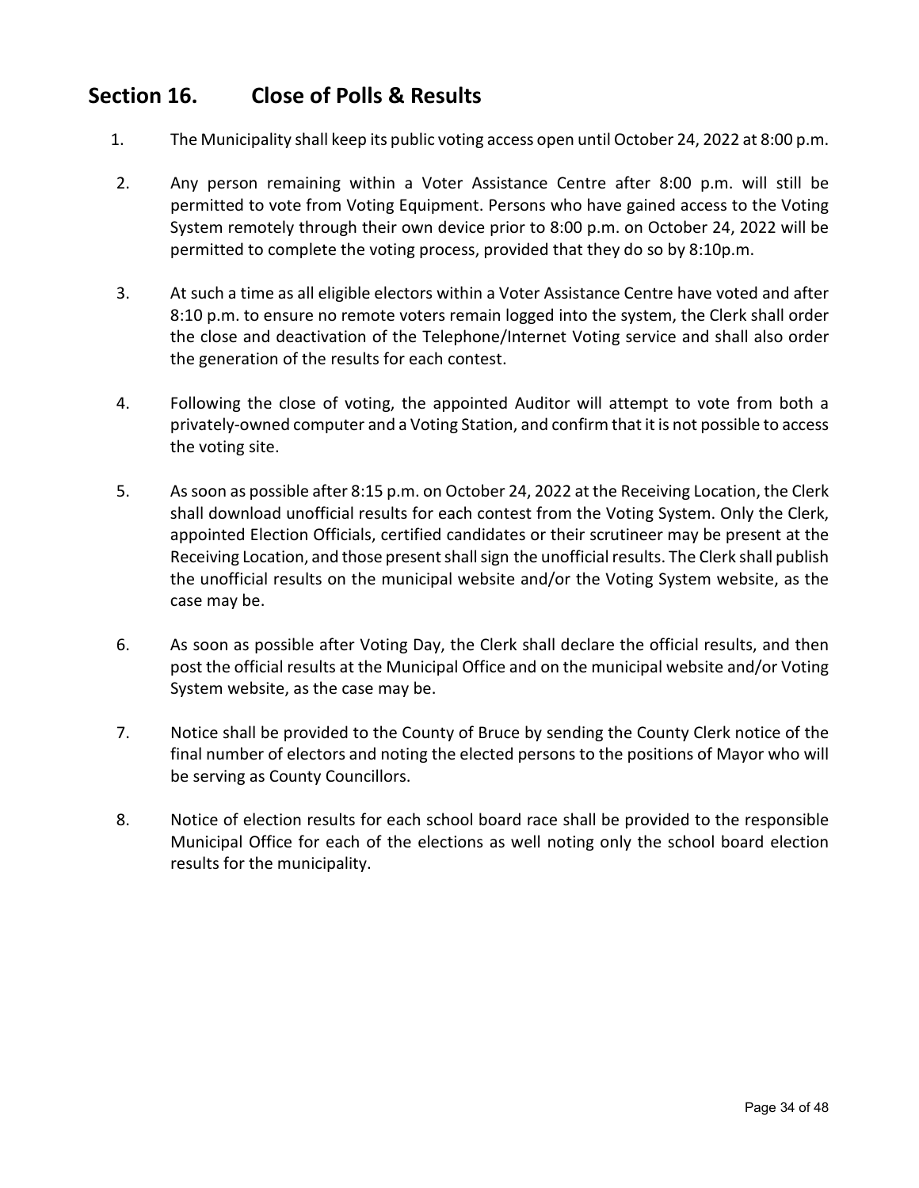## Section 16. Close of Polls & Results

1. The Municipality shall keep its public voting access open until October 24, 2022 at 8:00 p.m.

2. Any person remaining within a Voter Assistance Centre after 8:00 p.m. will still be permitted to vote from Voting Equipment. Persons who have gained access to the Voting System remotely through their own device prior to 8:00 p.m. on October 24, 2022 will be permitted to complete the voting process, provided that they do so by 8:10p.m.

3. At such a time as all eligible electors within a Voter Assistance Centre have voted and after 8:10 p.m. to ensure no remote voters remain logged into the system, the Clerk shall order the close and deactivation of the Telephone/Internet Voting service and shall also order the generation of the results for each contest.

4. Following the close of voting, the appointed Auditor will attempt to vote from both a privately-owned computer and a Voting Station, and confirm that it is not possible to access the voting site.

5. As soon as possible after 8:15 p.m. on October 24, 2022 at the Receiving Location, the Clerk shall download unofficial results for each contest from the Voting System. Only the Clerk, appointed Election Officials, certified candidates or their scrutineer may be present at the Receiving Location, and those present shall sign the unofficial results. The Clerk shall publish the unofficial results on the municipal website and/or the Voting System website, as the case may be.

6. As soon as possible after Voting Day, the Clerk shall declare the official results, and then post the official results at the Municipal Office and on the municipal website and/or Voting System website, as the case may be.

7. Notice shall be provided to the County of Bruce by sending the County Clerk notice of the final number of electors and noting the elected persons to the positions of Mayor who will be serving as County Councillors.

8. Notice of election results for each school board race shall be provided to the responsible Municipal Office for each of the elections as well noting only the school board election results for the municipality.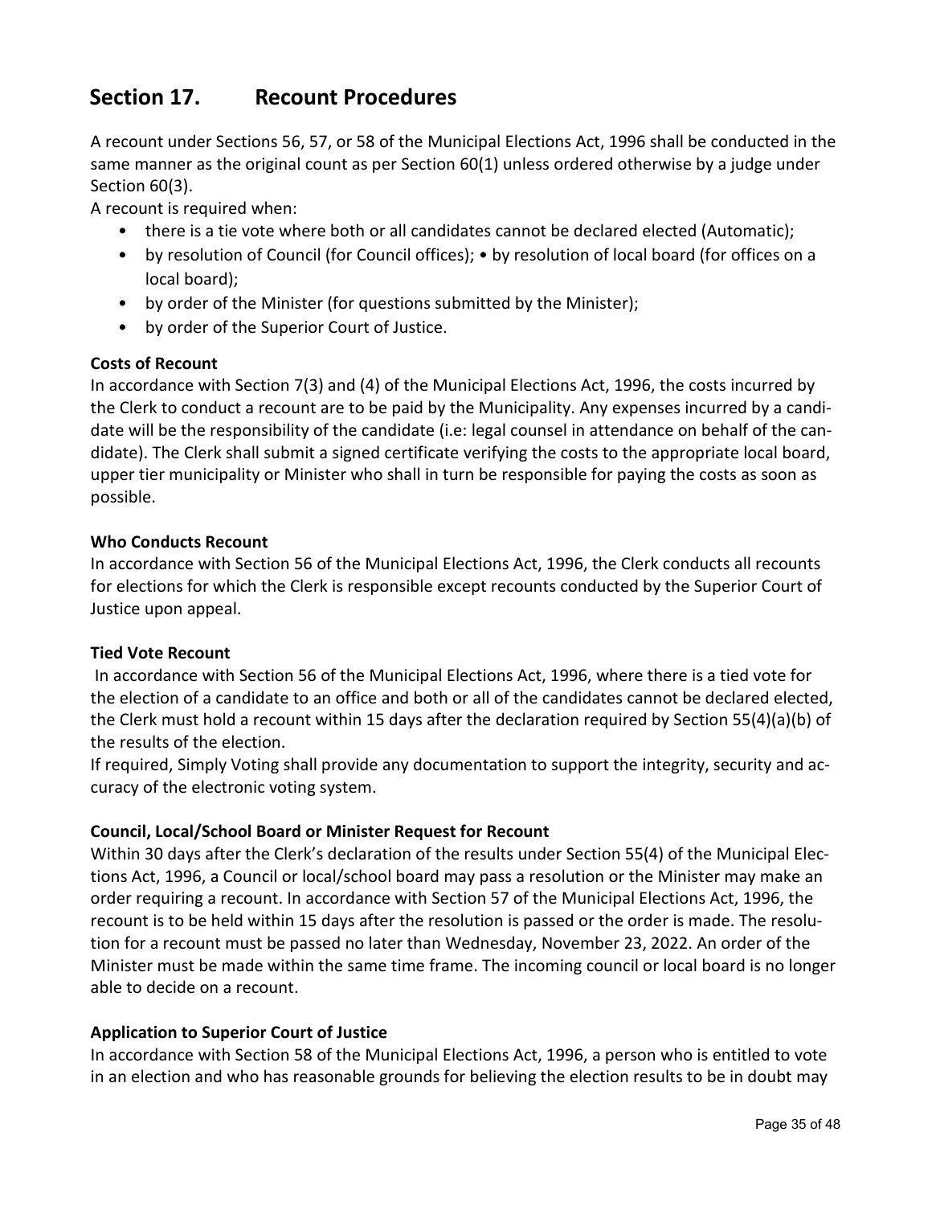## Section 17. Recount Procedures

A recount under Sections 56, 57, or 58 of the Municipal Elections Act, 1996 shall be conducted in the same manner as the original count as per Section 60(1) unless ordered otherwise by a judge under Section 60(3).

A recount is required when:

- there is a tie vote where both or all candidates cannot be declared elected (Automatic);
- by resolution of Council (for Council offices); • by resolution of local board (for offices on a local board);
- by order of the Minister (for questions submitted by the Minister);
- by order of the Superior Court of Justice.

**Costs of Recount**

In accordance with Section 7(3) and (4) of the Municipal Elections Act, 1996, the costs incurred by the Clerk to conduct a recount are to be paid by the Municipality. Any expenses incurred by a candidate will be the responsibility of the candidate (i.e: legal counsel in attendance on behalf of the candidate). The Clerk shall submit a signed certificate verifying the costs to the appropriate local board, upper tier municipality or Minister who shall in turn be responsible for paying the costs as soon as possible.

**Who Conducts Recount**

In accordance with Section 56 of the Municipal Elections Act, 1996, the Clerk conducts all recounts for elections for which the Clerk is responsible except recounts conducted by the Superior Court of Justice upon appeal.

**Tied Vote Recount**

In accordance with Section 56 of the Municipal Elections Act, 1996, where there is a tied vote for the election of a candidate to an office and both or all of the candidates cannot be declared elected, the Clerk must hold a recount within 15 days after the declaration required by Section 55(4)(a)(b) of the results of the election.

If required, Simply Voting shall provide any documentation to support the integrity, security and accuracy of the electronic voting system.

**Council, Local/School Board or Minister Request for Recount**

Within 30 days after the Clerk's declaration of the results under Section 55(4) of the Municipal Elections Act, 1996, a Council or local/school board may pass a resolution or the Minister may make an order requiring a recount. In accordance with Section 57 of the Municipal Elections Act, 1996, the recount is to be held within 15 days after the resolution is passed or the order is made. The resolution for a recount must be passed no later than Wednesday, November 23, 2022. An order of the Minister must be made within the same time frame. The incoming council or local board is no longer able to decide on a recount.

**Application to Superior Court of Justice**

In accordance with Section 58 of the Municipal Elections Act, 1996, a person who is entitled to vote in an election and who has reasonable grounds for believing the election results to be in doubt may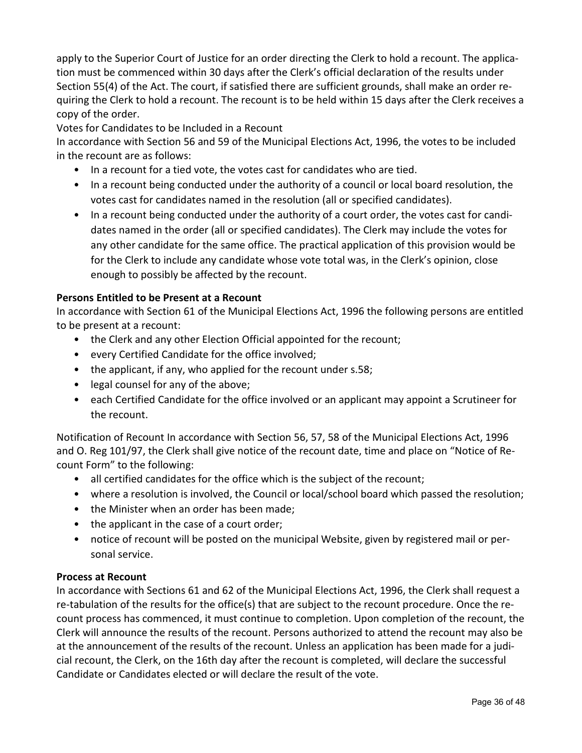apply to the Superior Court of Justice for an order directing the Clerk to hold a recount. The application must be commenced within 30 days after the Clerk's official declaration of the results under Section 55(4) of the Act. The court, if satisfied there are sufficient grounds, shall make an order requiring the Clerk to hold a recount. The recount is to be held within 15 days after the Clerk receives a copy of the order.

Votes for Candidates to be Included in a Recount

In accordance with Section 56 and 59 of the Municipal Elections Act, 1996, the votes to be included in the recount are as follows:

- In a recount for a tied vote, the votes cast for candidates who are tied.
- In a recount being conducted under the authority of a council or local board resolution, the votes cast for candidates named in the resolution (all or specified candidates).
- In a recount being conducted under the authority of a court order, the votes cast for candidates named in the order (all or specified candidates). The Clerk may include the votes for any other candidate for the same office. The practical application of this provision would be for the Clerk to include any candidate whose vote total was, in the Clerk's opinion, close enough to possibly be affected by the recount.

**Persons Entitled to be Present at a Recount**

In accordance with Section 61 of the Municipal Elections Act, 1996 the following persons are entitled to be present at a recount:

- the Clerk and any other Election Official appointed for the recount;
- every Certified Candidate for the office involved;
- the applicant, if any, who applied for the recount under s.58;
- legal counsel for any of the above;
- each Certified Candidate for the office involved or an applicant may appoint a Scrutineer for the recount.

Notification of Recount In accordance with Section 56, 57, 58 of the Municipal Elections Act, 1996 and O. Reg 101/97, the Clerk shall give notice of the recount date, time and place on "Notice of Recount Form" to the following:

- all certified candidates for the office which is the subject of the recount;
- where a resolution is involved, the Council or local/school board which passed the resolution;
- the Minister when an order has been made;
- the applicant in the case of a court order;
- notice of recount will be posted on the municipal Website, given by registered mail or personal service.

**Process at Recount**

In accordance with Sections 61 and 62 of the Municipal Elections Act, 1996, the Clerk shall request a re-tabulation of the results for the office(s) that are subject to the recount procedure. Once the recount process has commenced, it must continue to completion. Upon completion of the recount, the Clerk will announce the results of the recount. Persons authorized to attend the recount may also be at the announcement of the results of the recount. Unless an application has been made for a judicial recount, the Clerk, on the 16th day after the recount is completed, will declare the successful Candidate or Candidates elected or will declare the result of the vote.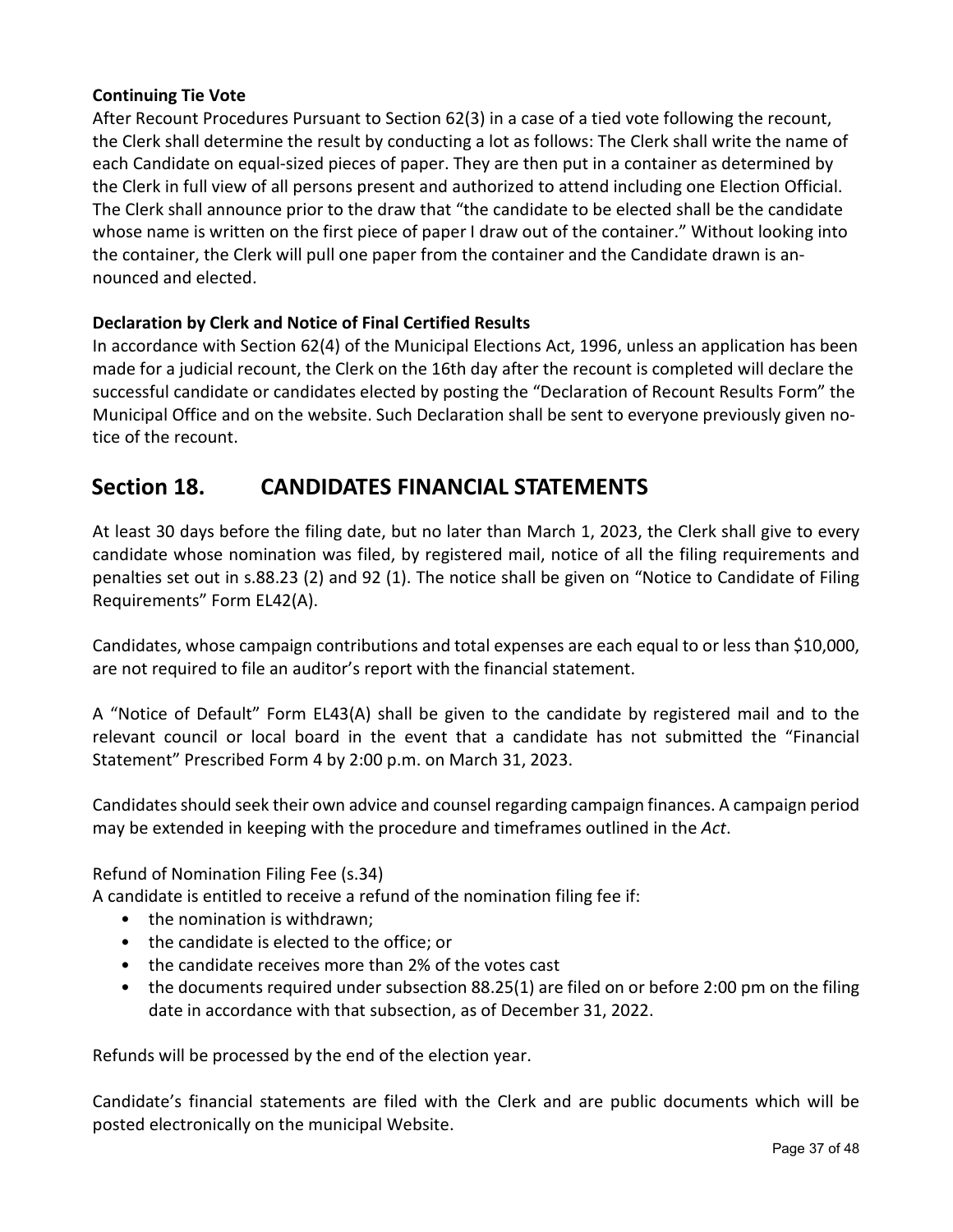**Continuing Tie Vote**

After Recount Procedures Pursuant to Section 62(3) in a case of a tied vote following the recount, the Clerk shall determine the result by conducting a lot as follows: The Clerk shall write the name of each Candidate on equal-sized pieces of paper. They are then put in a container as determined by the Clerk in full view of all persons present and authorized to attend including one Election Official. The Clerk shall announce prior to the draw that "the candidate to be elected shall be the candidate whose name is written on the first piece of paper I draw out of the container." Without looking into the container, the Clerk will pull one paper from the container and the Candidate drawn is announced and elected.

**Declaration by Clerk and Notice of Final Certified Results**

In accordance with Section 62(4) of the Municipal Elections Act, 1996, unless an application has been made for a judicial recount, the Clerk on the 16th day after the recount is completed will declare the successful candidate or candidates elected by posting the "Declaration of Recount Results Form" the Municipal Office and on the website. Such Declaration shall be sent to everyone previously given notice of the recount.

## Section 18. CANDIDATES FINANCIAL STATEMENTS

At least 30 days before the filing date, but no later than March 1, 2023, the Clerk shall give to every candidate whose nomination was filed, by registered mail, notice of all the filing requirements and penalties set out in s.88.23 (2) and 92 (1). The notice shall be given on "Notice to Candidate of Filing Requirements" Form EL42(A).

Candidates, whose campaign contributions and total expenses are each equal to or less than $10,000, are not required to file an auditor's report with the financial statement.

A "Notice of Default" Form EL43(A) shall be given to the candidate by registered mail and to the relevant council or local board in the event that a candidate has not submitted the "Financial Statement" Prescribed Form 4 by 2:00 p.m. on March 31, 2023.

Candidates should seek their own advice and counsel regarding campaign finances. A campaign period may be extended in keeping with the procedure and timeframes outlined in the *Act*.

Refund of Nomination Filing Fee (s.34)

A candidate is entitled to receive a refund of the nomination filing fee if:

- the nomination is withdrawn;
- the candidate is elected to the office; or
- the candidate receives more than 2% of the votes cast
- the documents required under subsection 88.25(1) are filed on or before 2:00 pm on the filing date in accordance with that subsection, as of December 31, 2022.

Refunds will be processed by the end of the election year.

Candidate's financial statements are filed with the Clerk and are public documents which will be posted electronically on the municipal Website.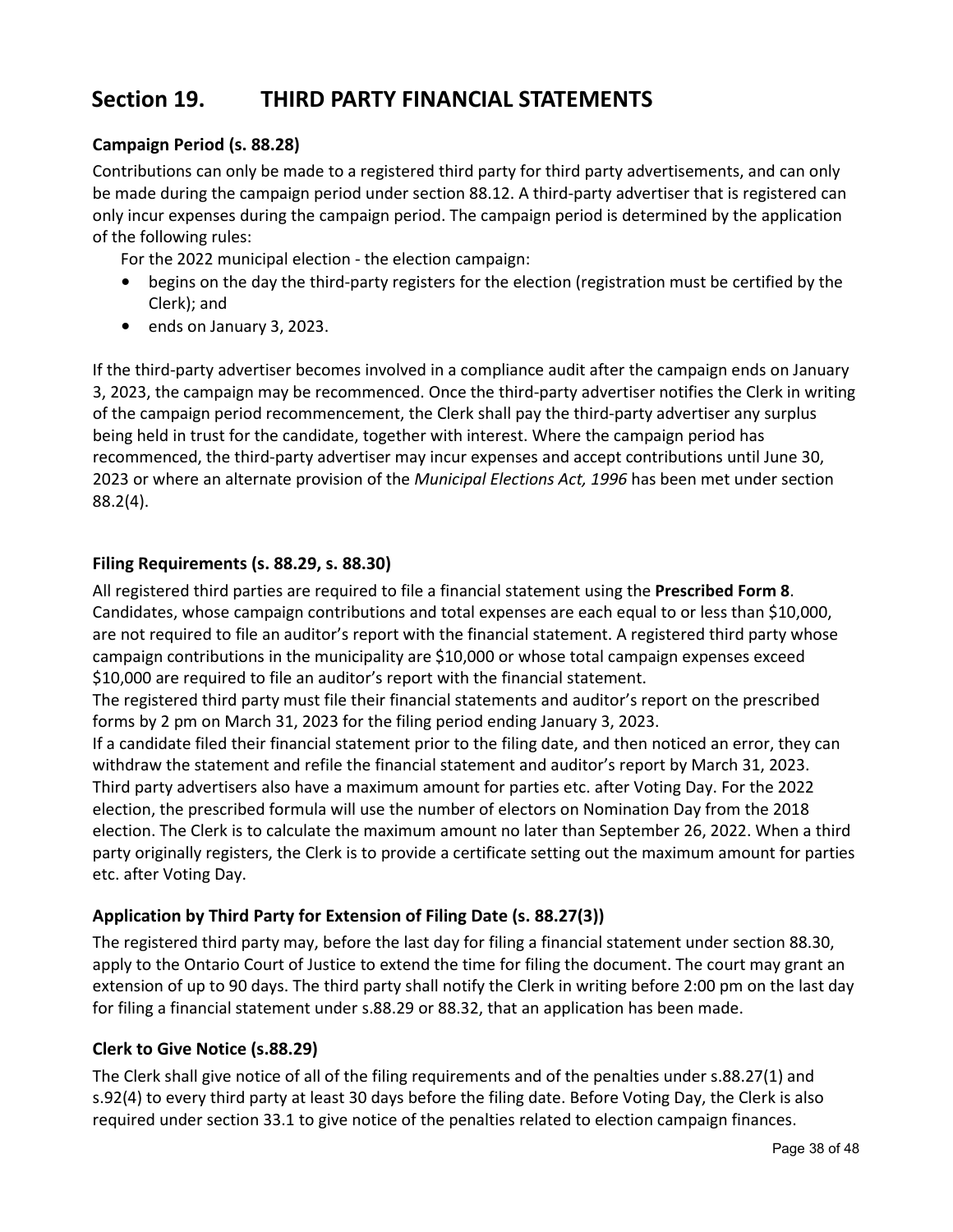# Section 19. THIRD PARTY FINANCIAL STATEMENTS

### Campaign Period (s. 88.28)

Contributions can only be made to a registered third party for third party advertisements, and can only be made during the campaign period under section 88.12. A third-party advertiser that is registered can only incur expenses during the campaign period. The campaign period is determined by the application of the following rules:

For the 2022 municipal election - the election campaign:

- begins on the day the third-party registers for the election (registration must be certified by the Clerk); and
- ends on January 3, 2023.

If the third-party advertiser becomes involved in a compliance audit after the campaign ends on January 3, 2023, the campaign may be recommenced. Once the third-party advertiser notifies the Clerk in writing of the campaign period recommencement, the Clerk shall pay the third-party advertiser any surplus being held in trust for the candidate, together with interest. Where the campaign period has recommenced, the third-party advertiser may incur expenses and accept contributions until June 30, 2023 or where an alternate provision of the *Municipal Elections Act, 1996* has been met under section 88.2(4).

### Filing Requirements (s. 88.29, s. 88.30)

All registered third parties are required to file a financial statement using the **Prescribed Form 8**. Candidates, whose campaign contributions and total expenses are each equal to or less than $10,000, are not required to file an auditor's report with the financial statement. A registered third party whose campaign contributions in the municipality are $10,000 or whose total campaign expenses exceed $10,000 are required to file an auditor's report with the financial statement.

The registered third party must file their financial statements and auditor's report on the prescribed forms by 2 pm on March 31, 2023 for the filing period ending January 3, 2023.

If a candidate filed their financial statement prior to the filing date, and then noticed an error, they can withdraw the statement and refile the financial statement and auditor's report by March 31, 2023.

Third party advertisers also have a maximum amount for parties etc. after Voting Day. For the 2022 election, the prescribed formula will use the number of electors on Nomination Day from the 2018 election. The Clerk is to calculate the maximum amount no later than September 26, 2022. When a third party originally registers, the Clerk is to provide a certificate setting out the maximum amount for parties etc. after Voting Day.

### Application by Third Party for Extension of Filing Date (s. 88.27(3))

The registered third party may, before the last day for filing a financial statement under section 88.30, apply to the Ontario Court of Justice to extend the time for filing the document. The court may grant an extension of up to 90 days. The third party shall notify the Clerk in writing before 2:00 pm on the last day for filing a financial statement under s.88.29 or 88.32, that an application has been made.

### Clerk to Give Notice (s.88.29)

The Clerk shall give notice of all of the filing requirements and of the penalties under s.88.27(1) and s.92(4) to every third party at least 30 days before the filing date. Before Voting Day, the Clerk is also required under section 33.1 to give notice of the penalties related to election campaign finances.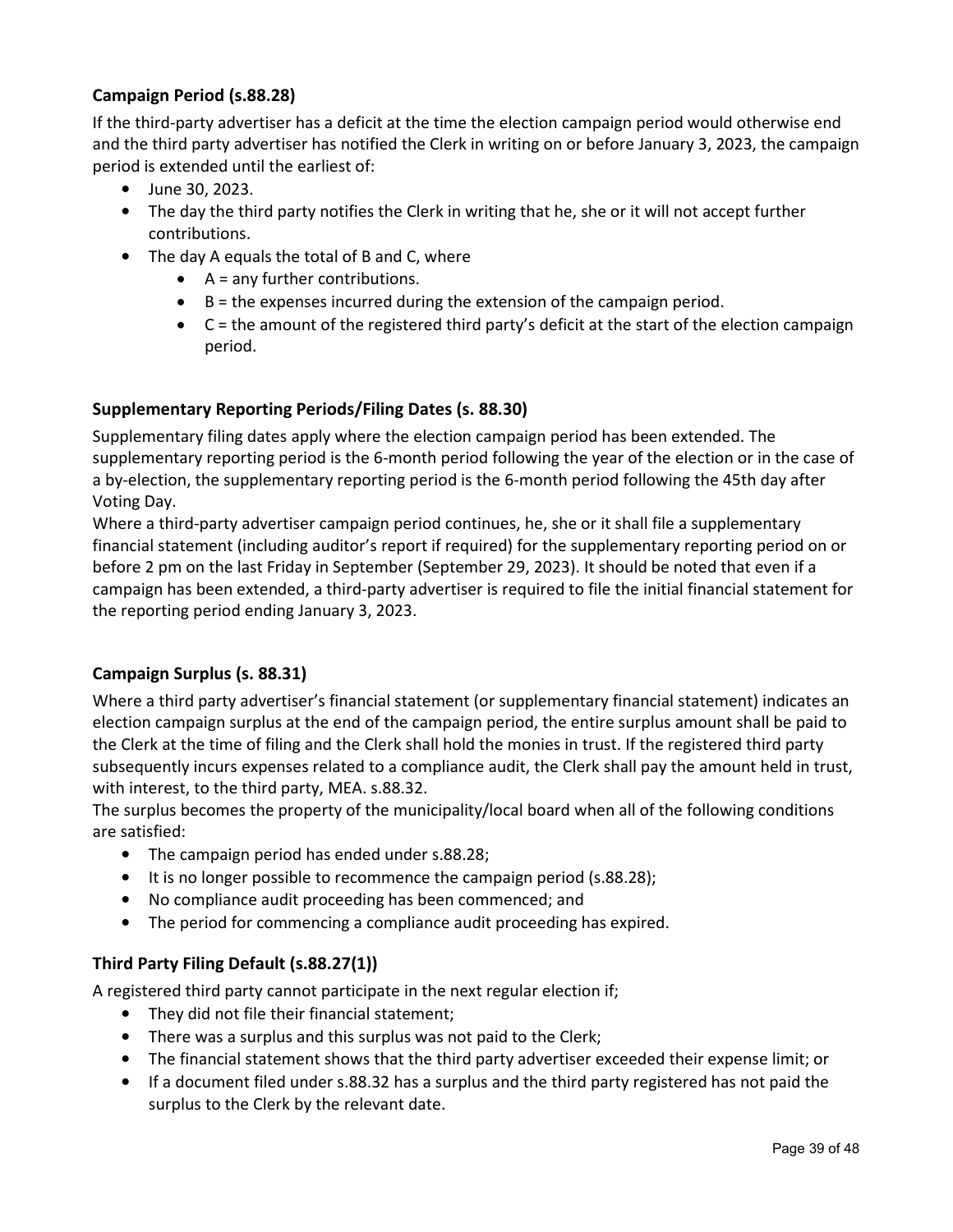### Campaign Period (s.88.28)

If the third-party advertiser has a deficit at the time the election campaign period would otherwise end and the third party advertiser has notified the Clerk in writing on or before January 3, 2023, the campaign period is extended until the earliest of:

- June 30, 2023.
- The day the third party notifies the Clerk in writing that he, she or it will not accept further contributions.
- The day A equals the total of B and C, where
  - A = any further contributions.
  - B = the expenses incurred during the extension of the campaign period.
  - C = the amount of the registered third party's deficit at the start of the election campaign period.

### Supplementary Reporting Periods/Filing Dates (s. 88.30)

Supplementary filing dates apply where the election campaign period has been extended. The supplementary reporting period is the 6-month period following the year of the election or in the case of a by-election, the supplementary reporting period is the 6-month period following the 45th day after Voting Day.

Where a third-party advertiser campaign period continues, he, she or it shall file a supplementary financial statement (including auditor's report if required) for the supplementary reporting period on or before 2 pm on the last Friday in September (September 29, 2023). It should be noted that even if a campaign has been extended, a third-party advertiser is required to file the initial financial statement for the reporting period ending January 3, 2023.

### Campaign Surplus (s. 88.31)

Where a third party advertiser's financial statement (or supplementary financial statement) indicates an election campaign surplus at the end of the campaign period, the entire surplus amount shall be paid to the Clerk at the time of filing and the Clerk shall hold the monies in trust. If the registered third party subsequently incurs expenses related to a compliance audit, the Clerk shall pay the amount held in trust, with interest, to the third party, MEA. s.88.32.

The surplus becomes the property of the municipality/local board when all of the following conditions are satisfied:

- The campaign period has ended under s.88.28;
- It is no longer possible to recommence the campaign period (s.88.28);
- No compliance audit proceeding has been commenced; and
- The period for commencing a compliance audit proceeding has expired.

### Third Party Filing Default (s.88.27(1))

A registered third party cannot participate in the next regular election if;

- They did not file their financial statement;
- There was a surplus and this surplus was not paid to the Clerk;
- The financial statement shows that the third party advertiser exceeded their expense limit; or
- If a document filed under s.88.32 has a surplus and the third party registered has not paid the surplus to the Clerk by the relevant date.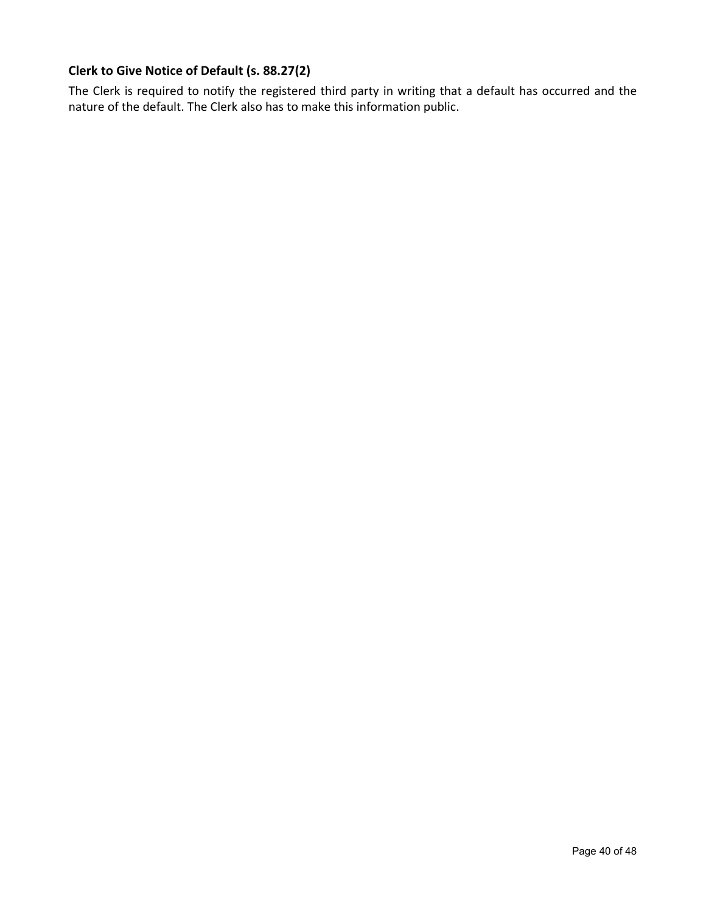### Clerk to Give Notice of Default (s. 88.27(2)

The Clerk is required to notify the registered third party in writing that a default has occurred and the nature of the default. The Clerk also has to make this information public.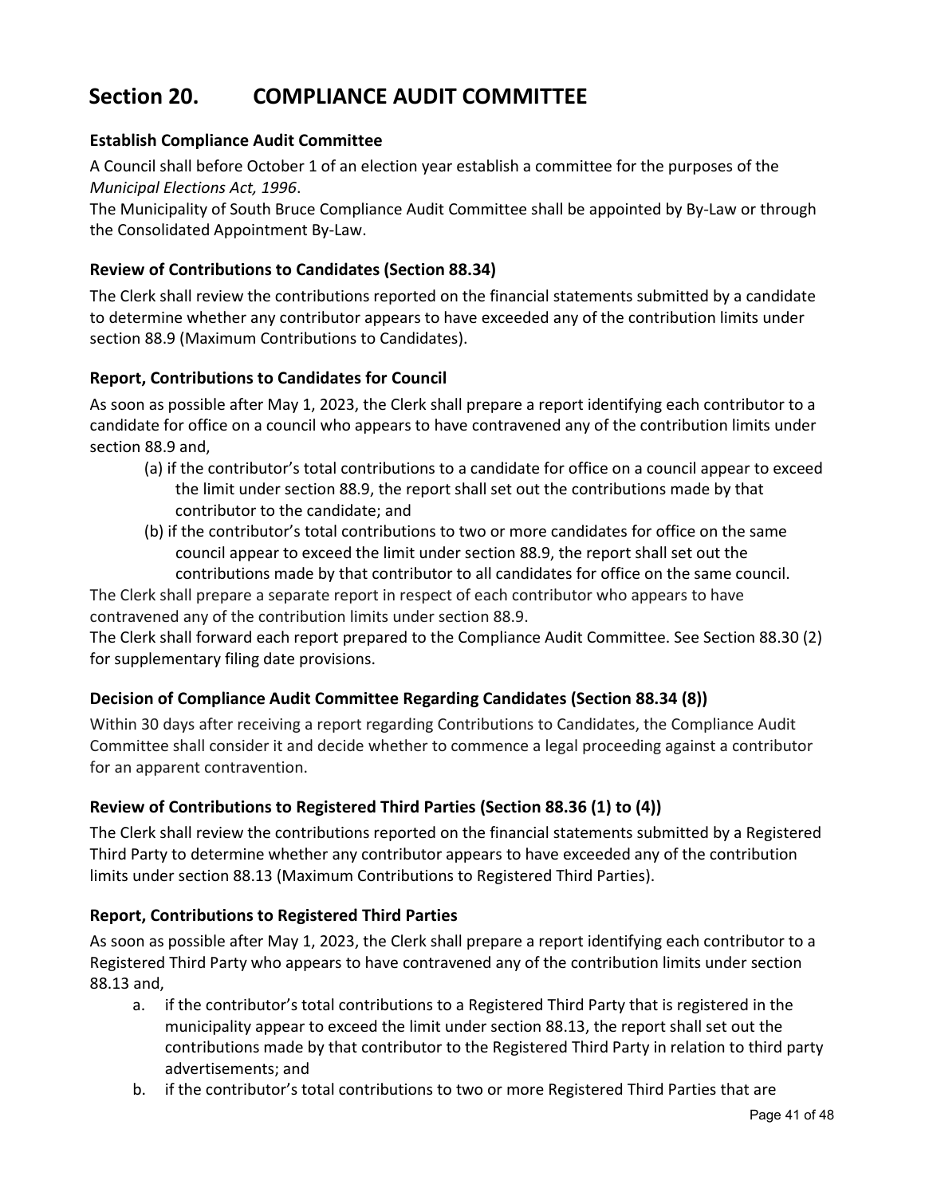# Section 20. COMPLIANCE AUDIT COMMITTEE

### Establish Compliance Audit Committee

A Council shall before October 1 of an election year establish a committee for the purposes of the *Municipal Elections Act, 1996*.

The Municipality of South Bruce Compliance Audit Committee shall be appointed by By-Law or through the Consolidated Appointment By-Law.

### Review of Contributions to Candidates (Section 88.34)

The Clerk shall review the contributions reported on the financial statements submitted by a candidate to determine whether any contributor appears to have exceeded any of the contribution limits under section 88.9 (Maximum Contributions to Candidates).

### Report, Contributions to Candidates for Council

As soon as possible after May 1, 2023, the Clerk shall prepare a report identifying each contributor to a candidate for office on a council who appears to have contravened any of the contribution limits under section 88.9 and,

(a) if the contributor's total contributions to a candidate for office on a council appear to exceed the limit under section 88.9, the report shall set out the contributions made by that contributor to the candidate; and

(b) if the contributor's total contributions to two or more candidates for office on the same council appear to exceed the limit under section 88.9, the report shall set out the contributions made by that contributor to all candidates for office on the same council.

The Clerk shall prepare a separate report in respect of each contributor who appears to have contravened any of the contribution limits under section 88.9.

The Clerk shall forward each report prepared to the Compliance Audit Committee. See Section 88.30 (2) for supplementary filing date provisions.

### Decision of Compliance Audit Committee Regarding Candidates (Section 88.34 (8))

Within 30 days after receiving a report regarding Contributions to Candidates, the Compliance Audit Committee shall consider it and decide whether to commence a legal proceeding against a contributor for an apparent contravention.

### Review of Contributions to Registered Third Parties (Section 88.36 (1) to (4))

The Clerk shall review the contributions reported on the financial statements submitted by a Registered Third Party to determine whether any contributor appears to have exceeded any of the contribution limits under section 88.13 (Maximum Contributions to Registered Third Parties).

### Report, Contributions to Registered Third Parties

As soon as possible after May 1, 2023, the Clerk shall prepare a report identifying each contributor to a Registered Third Party who appears to have contravened any of the contribution limits under section 88.13 and,

a. if the contributor's total contributions to a Registered Third Party that is registered in the municipality appear to exceed the limit under section 88.13, the report shall set out the contributions made by that contributor to the Registered Third Party in relation to third party advertisements; and
b. if the contributor's total contributions to two or more Registered Third Parties that are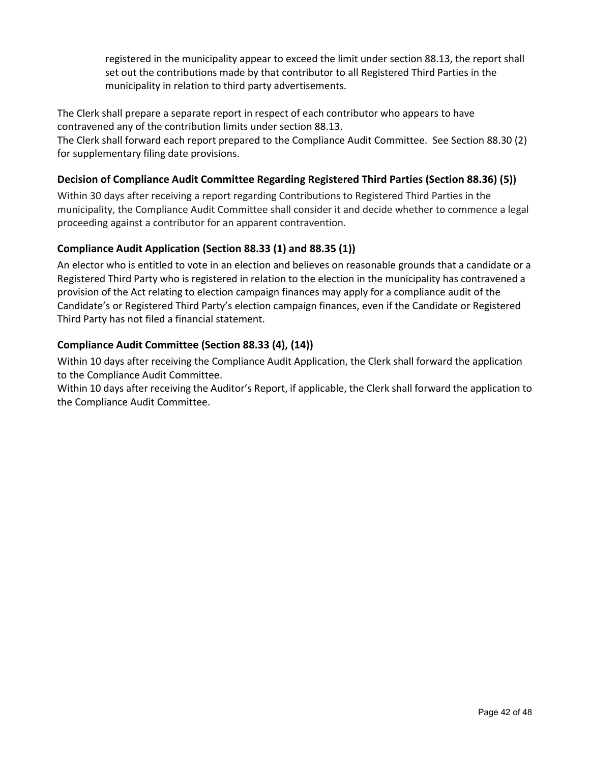registered in the municipality appear to exceed the limit under section 88.13, the report shall set out the contributions made by that contributor to all Registered Third Parties in the municipality in relation to third party advertisements.

The Clerk shall prepare a separate report in respect of each contributor who appears to have contravened any of the contribution limits under section 88.13.
The Clerk shall forward each report prepared to the Compliance Audit Committee. See Section 88.30 (2) for supplementary filing date provisions.

### Decision of Compliance Audit Committee Regarding Registered Third Parties (Section 88.36) (5))

Within 30 days after receiving a report regarding Contributions to Registered Third Parties in the municipality, the Compliance Audit Committee shall consider it and decide whether to commence a legal proceeding against a contributor for an apparent contravention.

### Compliance Audit Application (Section 88.33 (1) and 88.35 (1))

An elector who is entitled to vote in an election and believes on reasonable grounds that a candidate or a Registered Third Party who is registered in relation to the election in the municipality has contravened a provision of the Act relating to election campaign finances may apply for a compliance audit of the Candidate's or Registered Third Party's election campaign finances, even if the Candidate or Registered Third Party has not filed a financial statement.

### Compliance Audit Committee (Section 88.33 (4), (14))

Within 10 days after receiving the Compliance Audit Application, the Clerk shall forward the application to the Compliance Audit Committee.
Within 10 days after receiving the Auditor's Report, if applicable, the Clerk shall forward the application to the Compliance Audit Committee.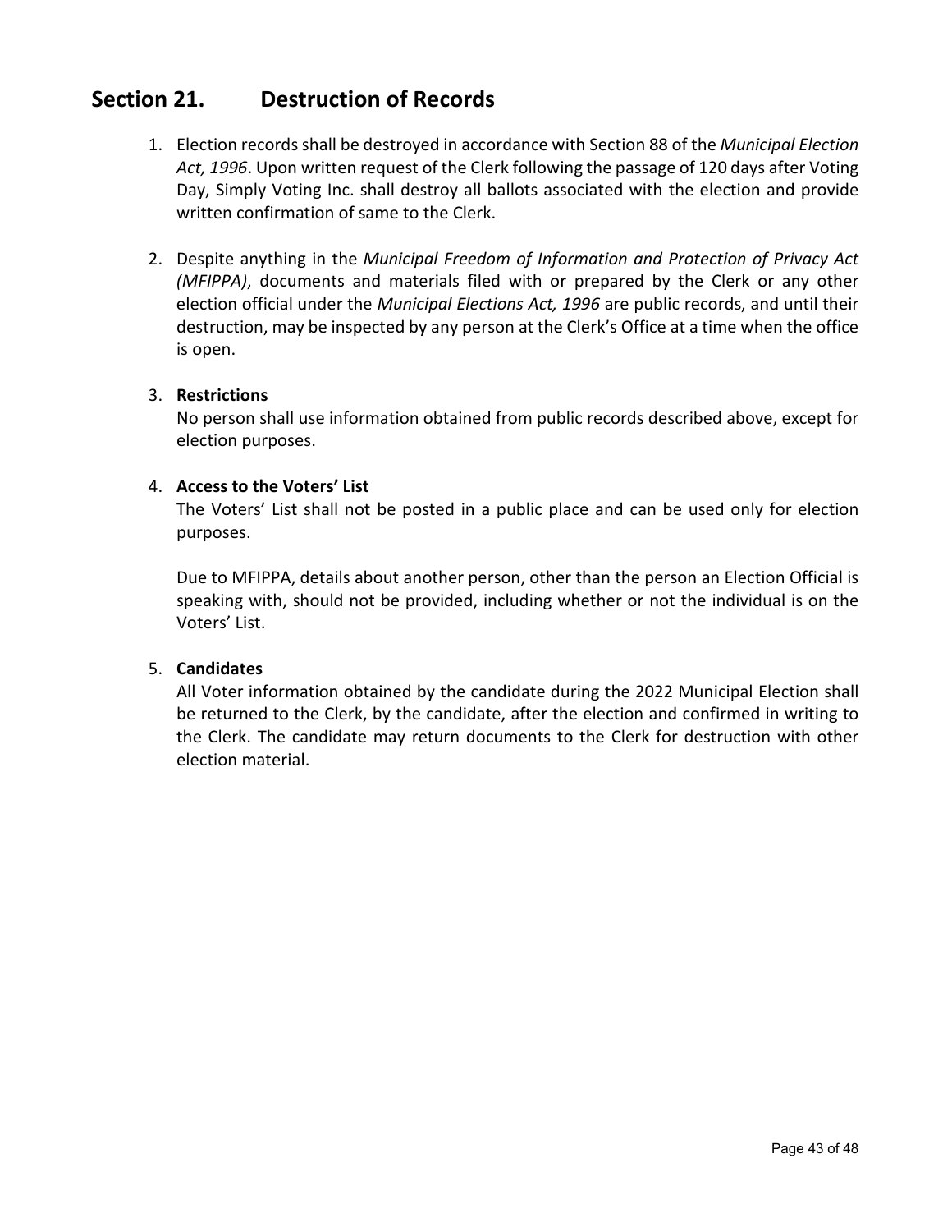## Section 21. Destruction of Records

1. Election records shall be destroyed in accordance with Section 88 of the *Municipal Election Act, 1996*. Upon written request of the Clerk following the passage of 120 days after Voting Day, Simply Voting Inc. shall destroy all ballots associated with the election and provide written confirmation of same to the Clerk.

2. Despite anything in the *Municipal Freedom of Information and Protection of Privacy Act (MFIPPA)*, documents and materials filed with or prepared by the Clerk or any other election official under the *Municipal Elections Act, 1996* are public records, and until their destruction, may be inspected by any person at the Clerk's Office at a time when the office is open.

3. **Restrictions**
   No person shall use information obtained from public records described above, except for election purposes.

4. **Access to the Voters' List**
   The Voters' List shall not be posted in a public place and can be used only for election purposes.

   Due to MFIPPA, details about another person, other than the person an Election Official is speaking with, should not be provided, including whether or not the individual is on the Voters' List.

5. **Candidates**
   All Voter information obtained by the candidate during the 2022 Municipal Election shall be returned to the Clerk, by the candidate, after the election and confirmed in writing to the Clerk. The candidate may return documents to the Clerk for destruction with other election material.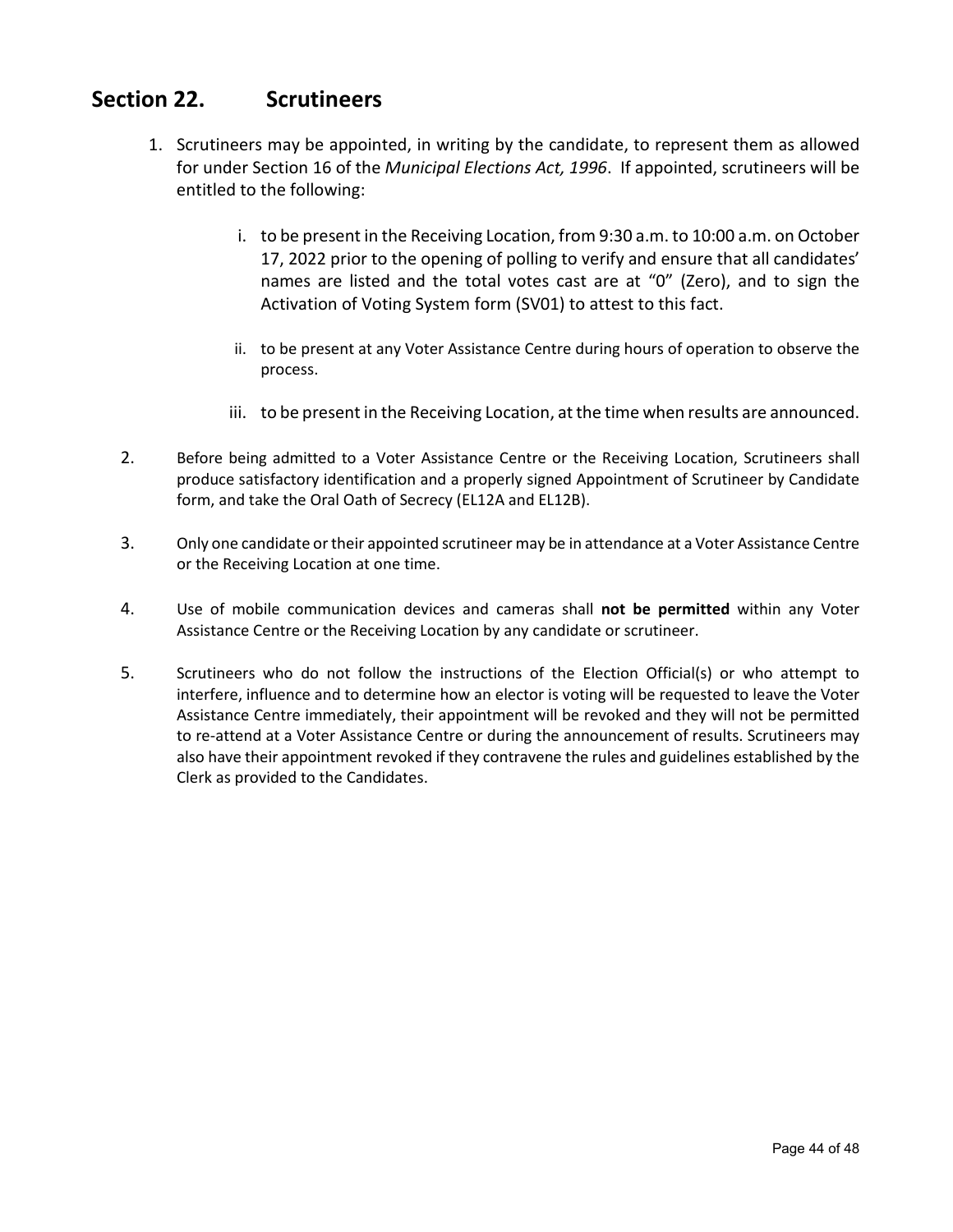## Section 22. Scrutineers

1. Scrutineers may be appointed, in writing by the candidate, to represent them as allowed for under Section 16 of the *Municipal Elections Act, 1996*. If appointed, scrutineers will be entitled to the following:

    i. to be present in the Receiving Location, from 9:30 a.m. to 10:00 a.m. on October 17, 2022 prior to the opening of polling to verify and ensure that all candidates' names are listed and the total votes cast are at "0" (Zero), and to sign the Activation of Voting System form (SV01) to attest to this fact.

    ii. to be present at any Voter Assistance Centre during hours of operation to observe the process.

    iii. to be present in the Receiving Location, at the time when results are announced.

2. Before being admitted to a Voter Assistance Centre or the Receiving Location, Scrutineers shall produce satisfactory identification and a properly signed Appointment of Scrutineer by Candidate form, and take the Oral Oath of Secrecy (EL12A and EL12B).

3. Only one candidate or their appointed scrutineer may be in attendance at a Voter Assistance Centre or the Receiving Location at one time.

4. Use of mobile communication devices and cameras shall **not be permitted** within any Voter Assistance Centre or the Receiving Location by any candidate or scrutineer.

5. Scrutineers who do not follow the instructions of the Election Official(s) or who attempt to interfere, influence and to determine how an elector is voting will be requested to leave the Voter Assistance Centre immediately, their appointment will be revoked and they will not be permitted to re-attend at a Voter Assistance Centre or during the announcement of results. Scrutineers may also have their appointment revoked if they contravene the rules and guidelines established by the Clerk as provided to the Candidates.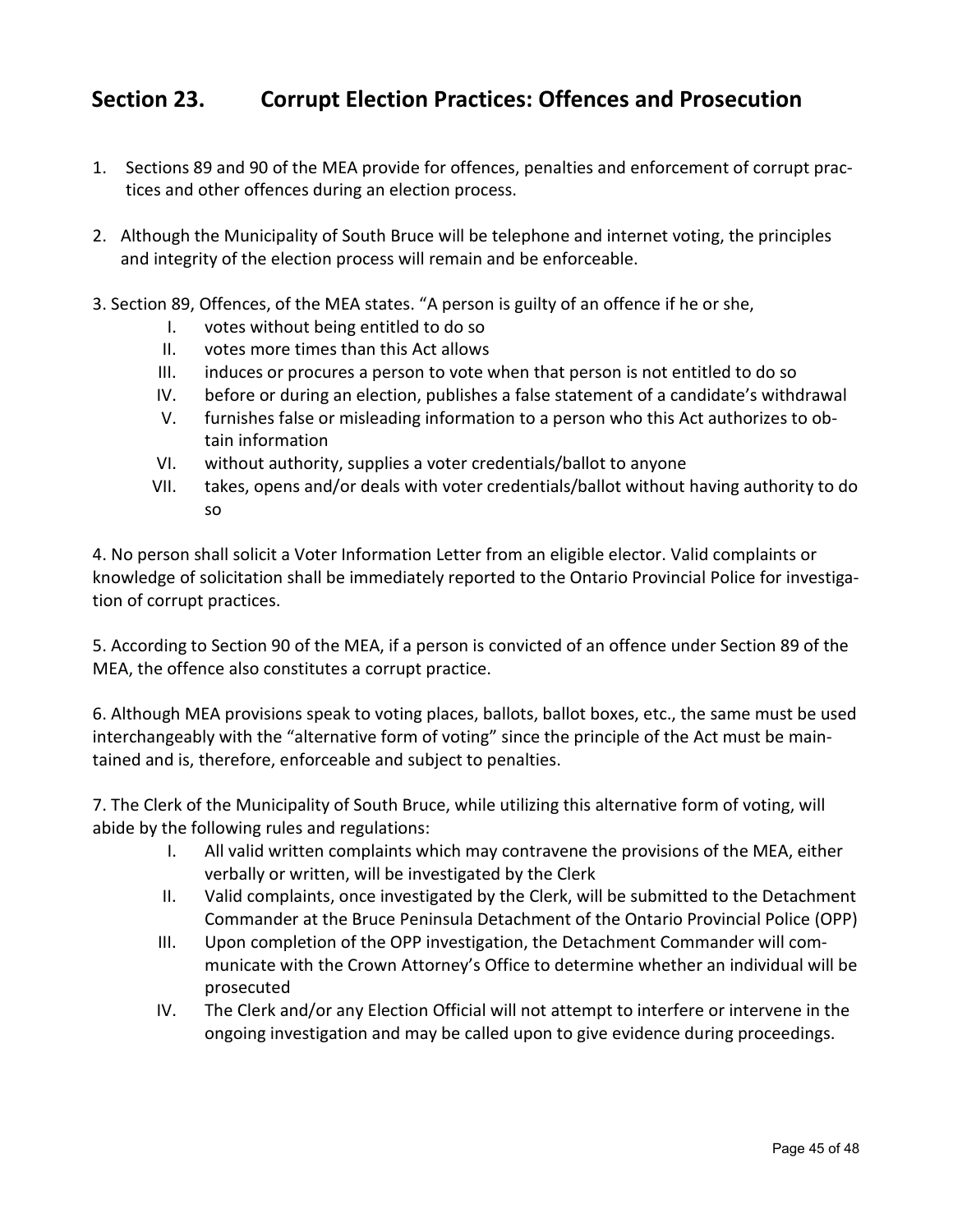## Section 23. Corrupt Election Practices: Offences and Prosecution

1. Sections 89 and 90 of the MEA provide for offences, penalties and enforcement of corrupt practices and other offences during an election process.

2. Although the Municipality of South Bruce will be telephone and internet voting, the principles and integrity of the election process will remain and be enforceable.

3. Section 89, Offences, of the MEA states. "A person is guilty of an offence if he or she,
   I. votes without being entitled to do so
   II. votes more times than this Act allows
   III. induces or procures a person to vote when that person is not entitled to do so
   IV. before or during an election, publishes a false statement of a candidate's withdrawal
   V. furnishes false or misleading information to a person who this Act authorizes to obtain information
   VI. without authority, supplies a voter credentials/ballot to anyone
   VII. takes, opens and/or deals with voter credentials/ballot without having authority to do so

4. No person shall solicit a Voter Information Letter from an eligible elector. Valid complaints or knowledge of solicitation shall be immediately reported to the Ontario Provincial Police for investigation of corrupt practices.

5. According to Section 90 of the MEA, if a person is convicted of an offence under Section 89 of the MEA, the offence also constitutes a corrupt practice.

6. Although MEA provisions speak to voting places, ballots, ballot boxes, etc., the same must be used interchangeably with the "alternative form of voting" since the principle of the Act must be maintained and is, therefore, enforceable and subject to penalties.

7. The Clerk of the Municipality of South Bruce, while utilizing this alternative form of voting, will abide by the following rules and regulations:
   I. All valid written complaints which may contravene the provisions of the MEA, either verbally or written, will be investigated by the Clerk
   II. Valid complaints, once investigated by the Clerk, will be submitted to the Detachment Commander at the Bruce Peninsula Detachment of the Ontario Provincial Police (OPP)
   III. Upon completion of the OPP investigation, the Detachment Commander will communicate with the Crown Attorney's Office to determine whether an individual will be prosecuted
   IV. The Clerk and/or any Election Official will not attempt to interfere or intervene in the ongoing investigation and may be called upon to give evidence during proceedings.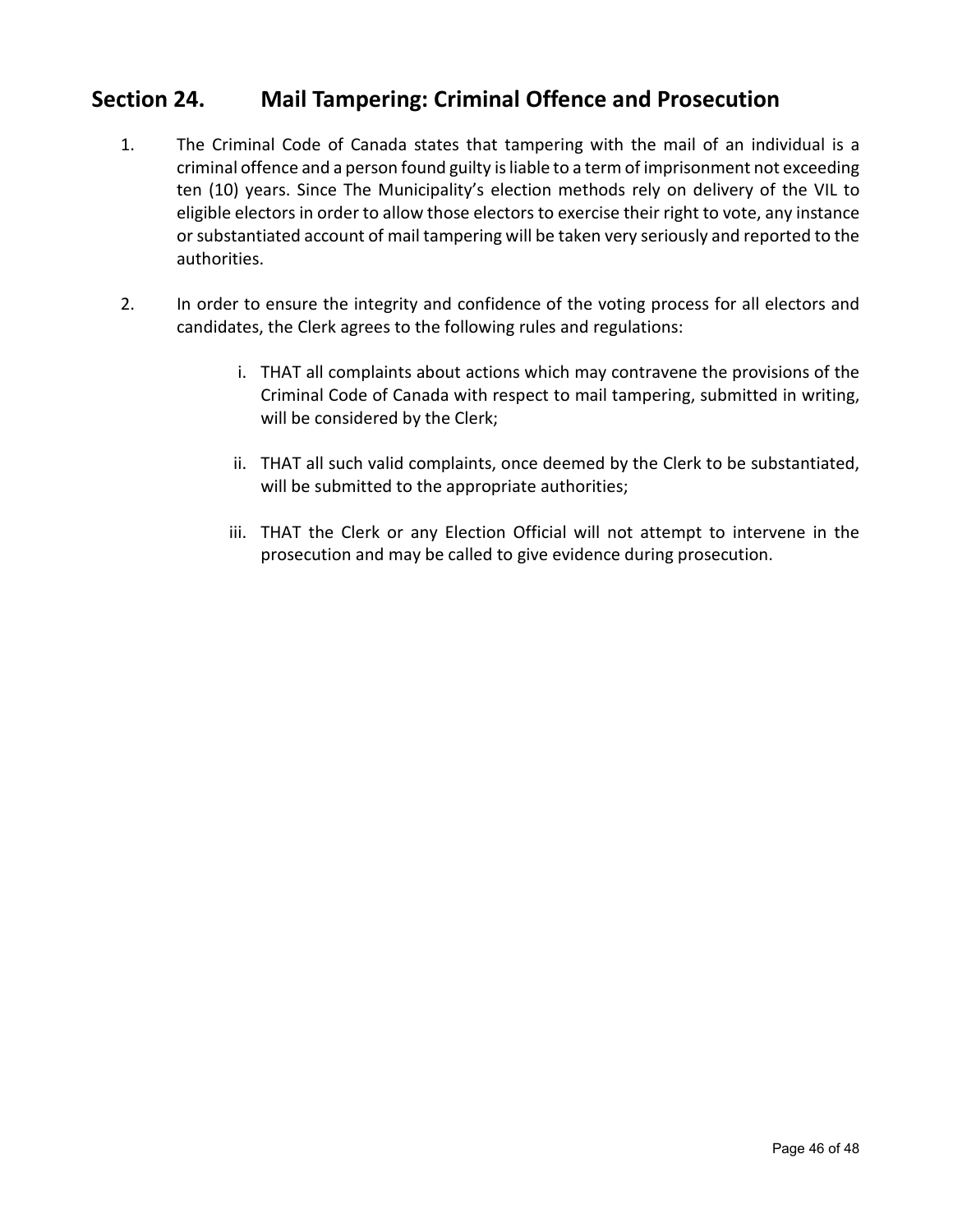## Section 24. Mail Tampering: Criminal Offence and Prosecution

1. The Criminal Code of Canada states that tampering with the mail of an individual is a criminal offence and a person found guilty is liable to a term of imprisonment not exceeding ten (10) years. Since The Municipality's election methods rely on delivery of the VIL to eligible electors in order to allow those electors to exercise their right to vote, any instance or substantiated account of mail tampering will be taken very seriously and reported to the authorities.

2. In order to ensure the integrity and confidence of the voting process for all electors and candidates, the Clerk agrees to the following rules and regulations:

   i. THAT all complaints about actions which may contravene the provisions of the Criminal Code of Canada with respect to mail tampering, submitted in writing, will be considered by the Clerk;

   ii. THAT all such valid complaints, once deemed by the Clerk to be substantiated, will be submitted to the appropriate authorities;

   iii. THAT the Clerk or any Election Official will not attempt to intervene in the prosecution and may be called to give evidence during prosecution.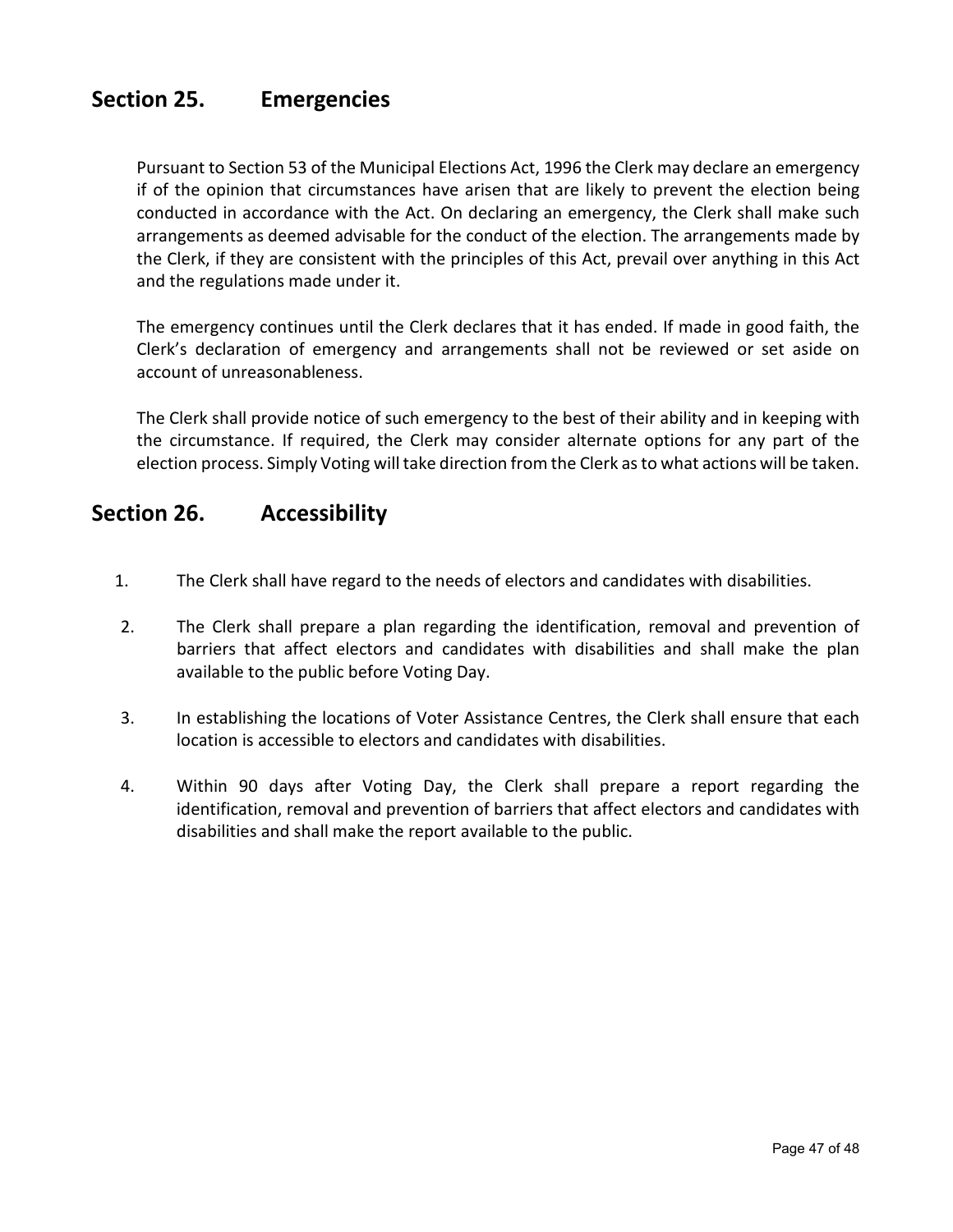## Section 25. Emergencies

Pursuant to Section 53 of the Municipal Elections Act, 1996 the Clerk may declare an emergency if of the opinion that circumstances have arisen that are likely to prevent the election being conducted in accordance with the Act. On declaring an emergency, the Clerk shall make such arrangements as deemed advisable for the conduct of the election. The arrangements made by the Clerk, if they are consistent with the principles of this Act, prevail over anything in this Act and the regulations made under it.

The emergency continues until the Clerk declares that it has ended. If made in good faith, the Clerk's declaration of emergency and arrangements shall not be reviewed or set aside on account of unreasonableness.

The Clerk shall provide notice of such emergency to the best of their ability and in keeping with the circumstance. If required, the Clerk may consider alternate options for any part of the election process. Simply Voting will take direction from the Clerk as to what actions will be taken.

## Section 26. Accessibility

1. The Clerk shall have regard to the needs of electors and candidates with disabilities.
2. The Clerk shall prepare a plan regarding the identification, removal and prevention of barriers that affect electors and candidates with disabilities and shall make the plan available to the public before Voting Day.
3. In establishing the locations of Voter Assistance Centres, the Clerk shall ensure that each location is accessible to electors and candidates with disabilities.
4. Within 90 days after Voting Day, the Clerk shall prepare a report regarding the identification, removal and prevention of barriers that affect electors and candidates with disabilities and shall make the report available to the public.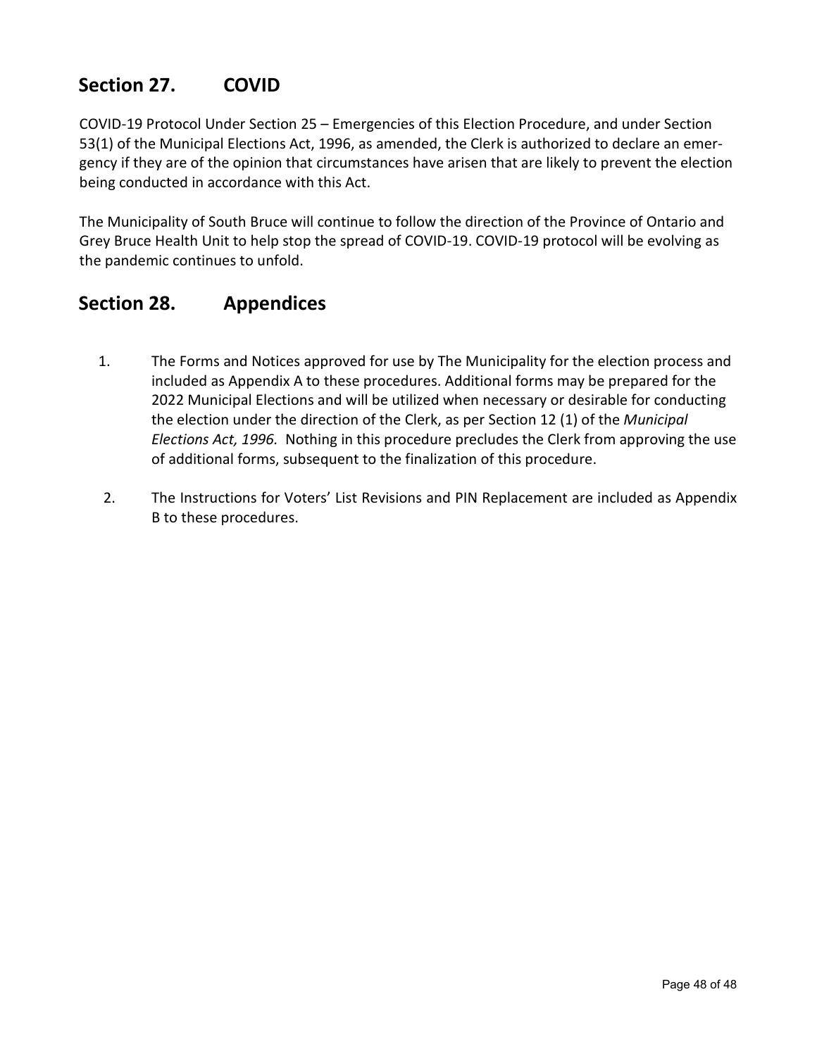## Section 27. COVID

COVID-19 Protocol Under Section 25 – Emergencies of this Election Procedure, and under Section 53(1) of the Municipal Elections Act, 1996, as amended, the Clerk is authorized to declare an emergency if they are of the opinion that circumstances have arisen that are likely to prevent the election being conducted in accordance with this Act.

The Municipality of South Bruce will continue to follow the direction of the Province of Ontario and Grey Bruce Health Unit to help stop the spread of COVID-19. COVID-19 protocol will be evolving as the pandemic continues to unfold.

## Section 28. Appendices

1. The Forms and Notices approved for use by The Municipality for the election process and included as Appendix A to these procedures. Additional forms may be prepared for the 2022 Municipal Elections and will be utilized when necessary or desirable for conducting the election under the direction of the Clerk, as per Section 12 (1) of the *Municipal Elections Act, 1996.* Nothing in this procedure precludes the Clerk from approving the use of additional forms, subsequent to the finalization of this procedure.

2. The Instructions for Voters' List Revisions and PIN Replacement are included as Appendix B to these procedures.